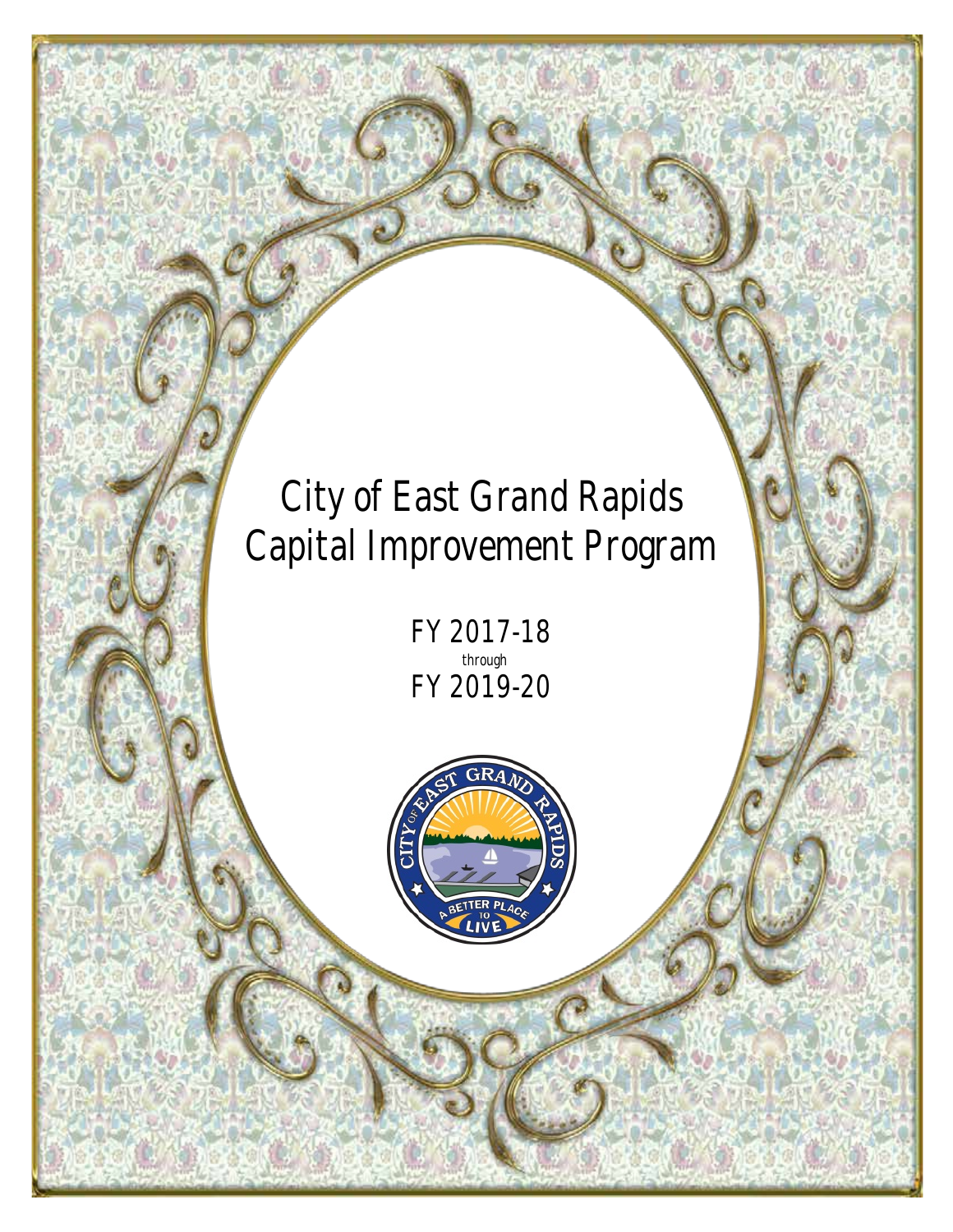# City of East Grand Rapids Capital Improvement Program

FY 2017-18

through

FY 2019-20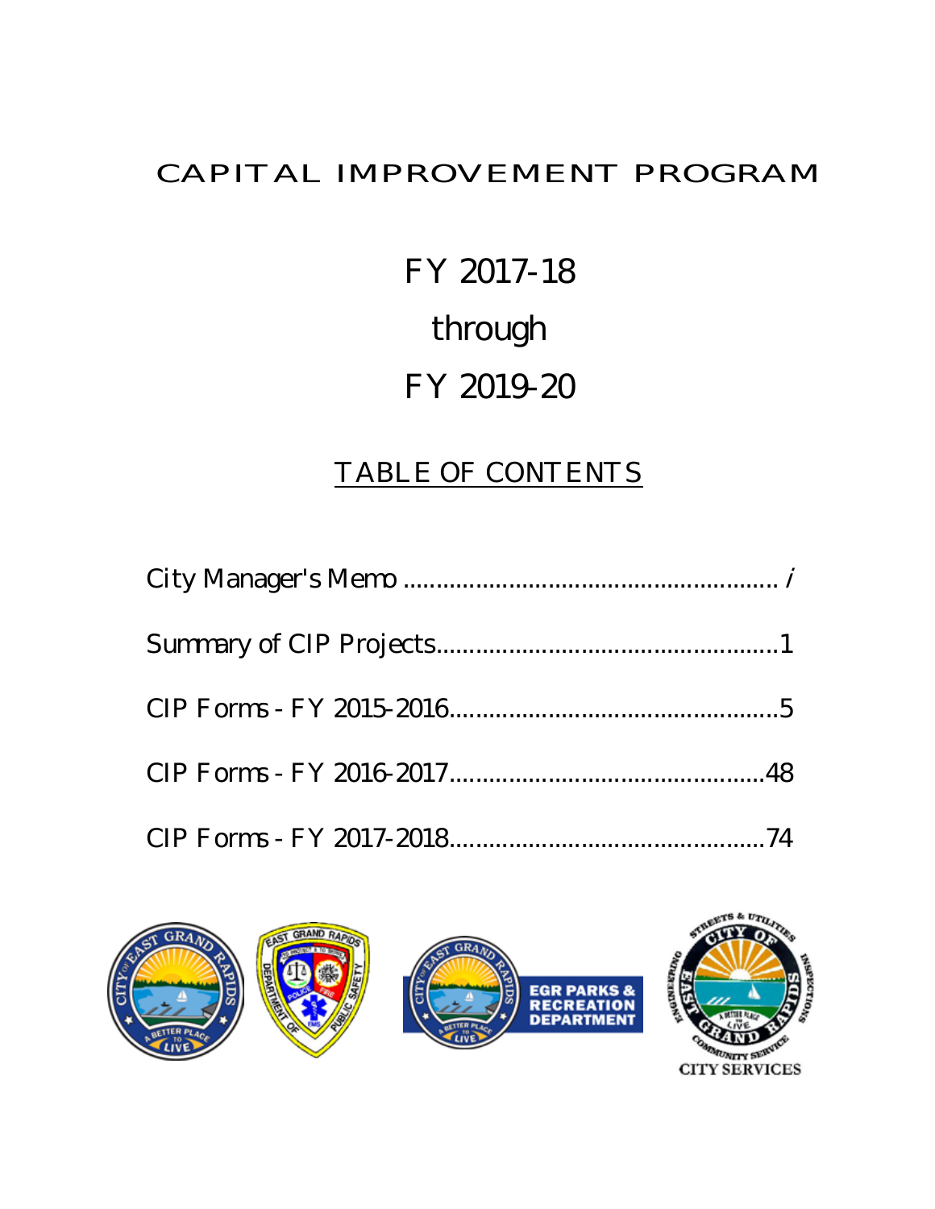# CAPITAL IMPROVEMENT PROGRAM

## FY 2017-18

## through

## FY 2019-20

## TABLE OF CONTENTS

City Manager's Memo ........................................................ *i*

Summary of CIP Projects...................................................1

CIP Forms - FY 2015-2016.................................................5

CIP Forms - FY 2016-2017................................................48

CIP Forms - FY 2017-2018................................................74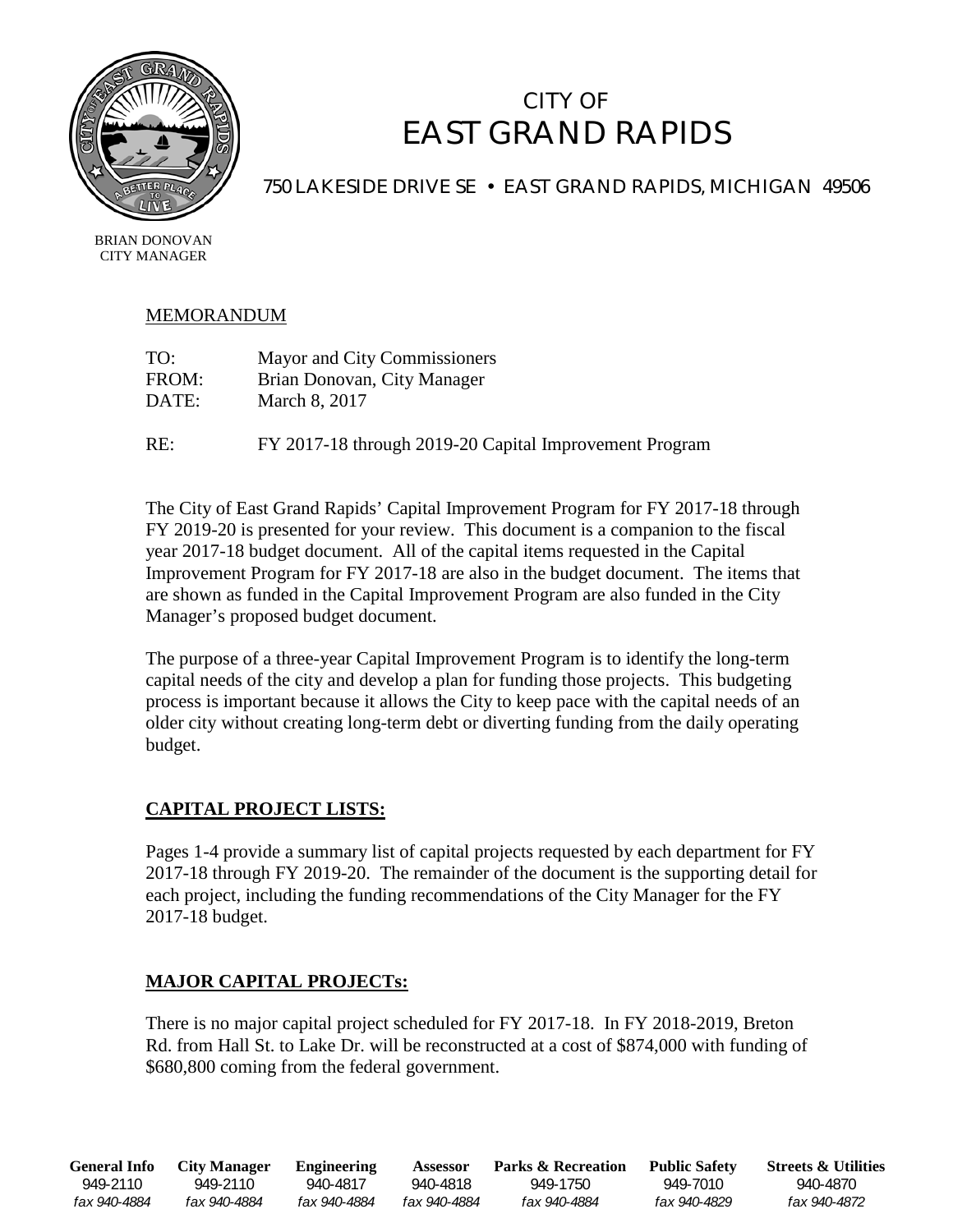# CITY OF EAST GRAND RAPIDS

750 LAKESIDE DRIVE SE • EAST GRAND RAPIDS, MICHIGAN 49506

BRIAN DONOVAN
CITY MANAGER

MEMORANDUM

TO: Mayor and City Commissioners
FROM: Brian Donovan, City Manager
DATE: March 8, 2017

RE: FY 2017-18 through 2019-20 Capital Improvement Program

The City of East Grand Rapids' Capital Improvement Program for FY 2017-18 through FY 2019-20 is presented for your review. This document is a companion to the fiscal year 2017-18 budget document. All of the capital items requested in the Capital Improvement Program for FY 2017-18 are also in the budget document. The items that are shown as funded in the Capital Improvement Program are also funded in the City Manager's proposed budget document.

The purpose of a three-year Capital Improvement Program is to identify the long-term capital needs of the city and develop a plan for funding those projects. This budgeting process is important because it allows the City to keep pace with the capital needs of an older city without creating long-term debt or diverting funding from the daily operating budget.

## CAPITAL PROJECT LISTS:

Pages 1-4 provide a summary list of capital projects requested by each department for FY 2017-18 through FY 2019-20. The remainder of the document is the supporting detail for each project, including the funding recommendations of the City Manager for the FY 2017-18 budget.

## MAJOR CAPITAL PROJECTs:

There is no major capital project scheduled for FY 2017-18. In FY 2018-2019, Breton Rd. from Hall St. to Lake Dr. will be reconstructed at a cost of $874,000 with funding of $680,800 coming from the federal government.

| General Info | City Manager | Engineering | Assessor | Parks & Recreation | Public Safety | Streets & Utilities |
|---|---|---|---|---|---|---|
| 949-2110 | 949-2110 | 940-4817 | 940-4818 | 949-1750 | 949-7010 | 940-4870 |
| *fax 940-4884* | *fax 940-4884* | *fax 940-4884* | *fax 940-4884* | *fax 940-4884* | *fax 940-4829* | *fax 940-4872* |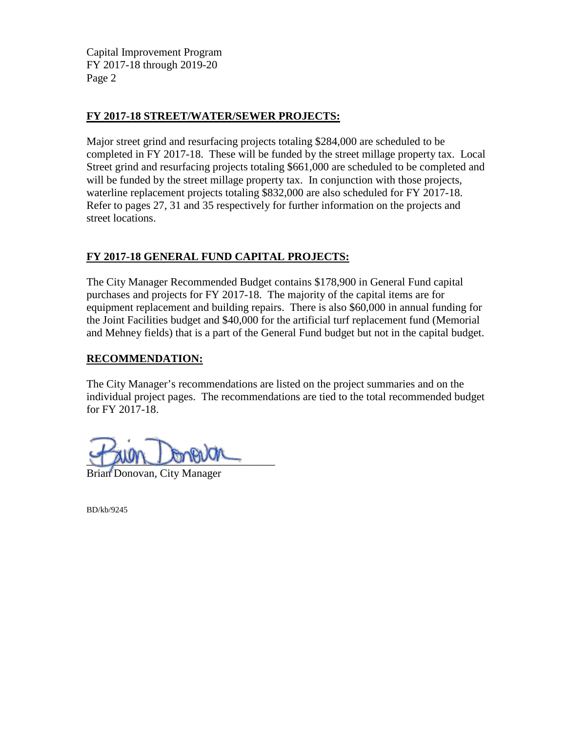## FY 2017-18 STREET/WATER/SEWER PROJECTS:

Major street grind and resurfacing projects totaling $284,000 are scheduled to be completed in FY 2017-18. These will be funded by the street millage property tax. Local Street grind and resurfacing projects totaling $661,000 are scheduled to be completed and will be funded by the street millage property tax. In conjunction with those projects, waterline replacement projects totaling $832,000 are also scheduled for FY 2017-18. Refer to pages 27, 31 and 35 respectively for further information on the projects and street locations.

## FY 2017-18 GENERAL FUND CAPITAL PROJECTS:

The City Manager Recommended Budget contains $178,900 in General Fund capital purchases and projects for FY 2017-18. The majority of the capital items are for equipment replacement and building repairs. There is also $60,000 in annual funding for the Joint Facilities budget and $40,000 for the artificial turf replacement fund (Memorial and Mehney fields) that is a part of the General Fund budget but not in the capital budget.

## RECOMMENDATION:

The City Manager's recommendations are listed on the project summaries and on the individual project pages. The recommendations are tied to the total recommended budget for FY 2017-18.

Brian Donovan, City Manager

BD/kb/9245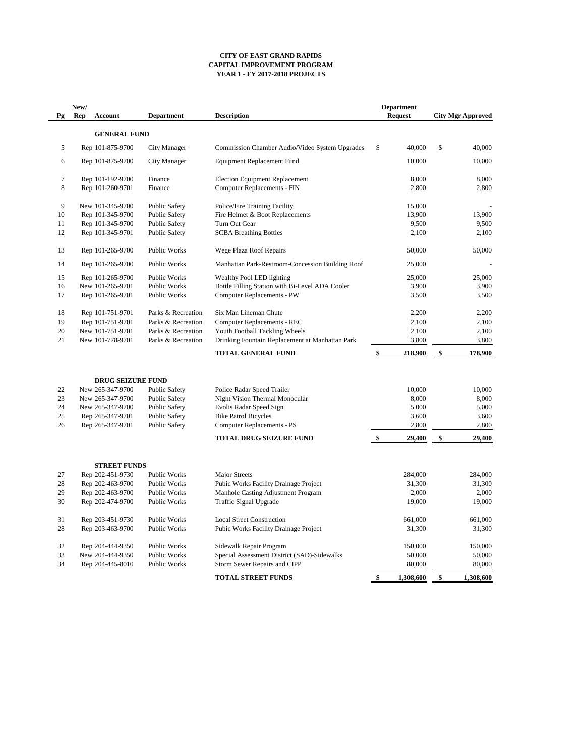**CITY OF EAST GRAND RAPIDS**
**CAPITAL IMPROVEMENT PROGRAM**
**YEAR 1 - FY 2017-2018 PROJECTS**

| Pg | New/ Rep | Account | Department | Description | Department Request | City Mgr Approved |
|---|---|---|---|---|---|---|
| | | **GENERAL FUND** | | | | |
| 5 | Rep | 101-875-9700 | City Manager | Commission Chamber Audio/Video System Upgrades | $ 40,000 | $ 40,000 |
| 6 | Rep | 101-875-9700 | City Manager | Equipment Replacement Fund | 10,000 | 10,000 |
| 7 | Rep | 101-192-9700 | Finance | Election Equipment Replacement | 8,000 | 8,000 |
| 8 | Rep | 101-260-9701 | Finance | Computer Replacements - FIN | 2,800 | 2,800 |
| 9 | New | 101-345-9700 | Public Safety | Police/Fire Training Facility | 15,000 | - |
| 10 | Rep | 101-345-9700 | Public Safety | Fire Helmet & Boot Replacements | 13,900 | 13,900 |
| 11 | Rep | 101-345-9700 | Public Safety | Turn Out Gear | 9,500 | 9,500 |
| 12 | Rep | 101-345-9701 | Public Safety | SCBA Breathing Bottles | 2,100 | 2,100 |
| 13 | Rep | 101-265-9700 | Public Works | Wege Plaza Roof Repairs | 50,000 | 50,000 |
| 14 | Rep | 101-265-9700 | Public Works | Manhattan Park-Restroom-Concession Building Roof | 25,000 | - |
| 15 | Rep | 101-265-9700 | Public Works | Wealthy Pool LED lighting | 25,000 | 25,000 |
| 16 | New | 101-265-9701 | Public Works | Bottle Filling Station with Bi-Level ADA Cooler | 3,900 | 3,900 |
| 17 | Rep | 101-265-9701 | Public Works | Computer Replacements - PW | 3,500 | 3,500 |
| 18 | Rep | 101-751-9701 | Parks & Recreation | Six Man Lineman Chute | 2,200 | 2,200 |
| 19 | Rep | 101-751-9701 | Parks & Recreation | Computer Replacements - REC | 2,100 | 2,100 |
| 20 | New | 101-751-9701 | Parks & Recreation | Youth Football Tackling Wheels | 2,100 | 2,100 |
| 21 | New | 101-778-9701 | Parks & Recreation | Drinking Fountain Replacement at Manhattan Park | 3,800 | 3,800 |
| | | | | **TOTAL GENERAL FUND** | **$ 218,900** | **$ 178,900** |
| | | **DRUG SEIZURE FUND** | | | | |
| 22 | New | 265-347-9700 | Public Safety | Police Radar Speed Trailer | 10,000 | 10,000 |
| 23 | New | 265-347-9700 | Public Safety | Night Vision Thermal Monocular | 8,000 | 8,000 |
| 24 | New | 265-347-9700 | Public Safety | Evolis Radar Speed Sign | 5,000 | 5,000 |
| 25 | Rep | 265-347-9701 | Public Safety | Bike Patrol Bicycles | 3,600 | 3,600 |
| 26 | Rep | 265-347-9701 | Public Safety | Computer Replacements - PS | 2,800 | 2,800 |
| | | | | **TOTAL DRUG SEIZURE FUND** | **$ 29,400** | **$ 29,400** |
| | | **STREET FUNDS** | | | | |
| 27 | Rep | 202-451-9730 | Public Works | Major Streets | 284,000 | 284,000 |
| 28 | Rep | 202-463-9700 | Public Works | Pubic Works Facility Drainage Project | 31,300 | 31,300 |
| 29 | Rep | 202-463-9700 | Public Works | Manhole Casting Adjustment Program | 2,000 | 2,000 |
| 30 | Rep | 202-474-9700 | Public Works | Traffic Signal Upgrade | 19,000 | 19,000 |
| 31 | Rep | 203-451-9730 | Public Works | Local Street Construction | 661,000 | 661,000 |
| 28 | Rep | 203-463-9700 | Public Works | Pubic Works Facility Drainage Project | 31,300 | 31,300 |
| 32 | Rep | 204-444-9350 | Public Works | Sidewalk Repair Program | 150,000 | 150,000 |
| 33 | New | 204-444-9350 | Public Works | Special Assessment District (SAD)-Sidewalks | 50,000 | 50,000 |
| 34 | Rep | 204-445-8010 | Public Works | Storm Sewer Repairs and CIPP | 80,000 | 80,000 |
| | | | | **TOTAL STREET FUNDS** | **$ 1,308,600** | **$ 1,308,600** |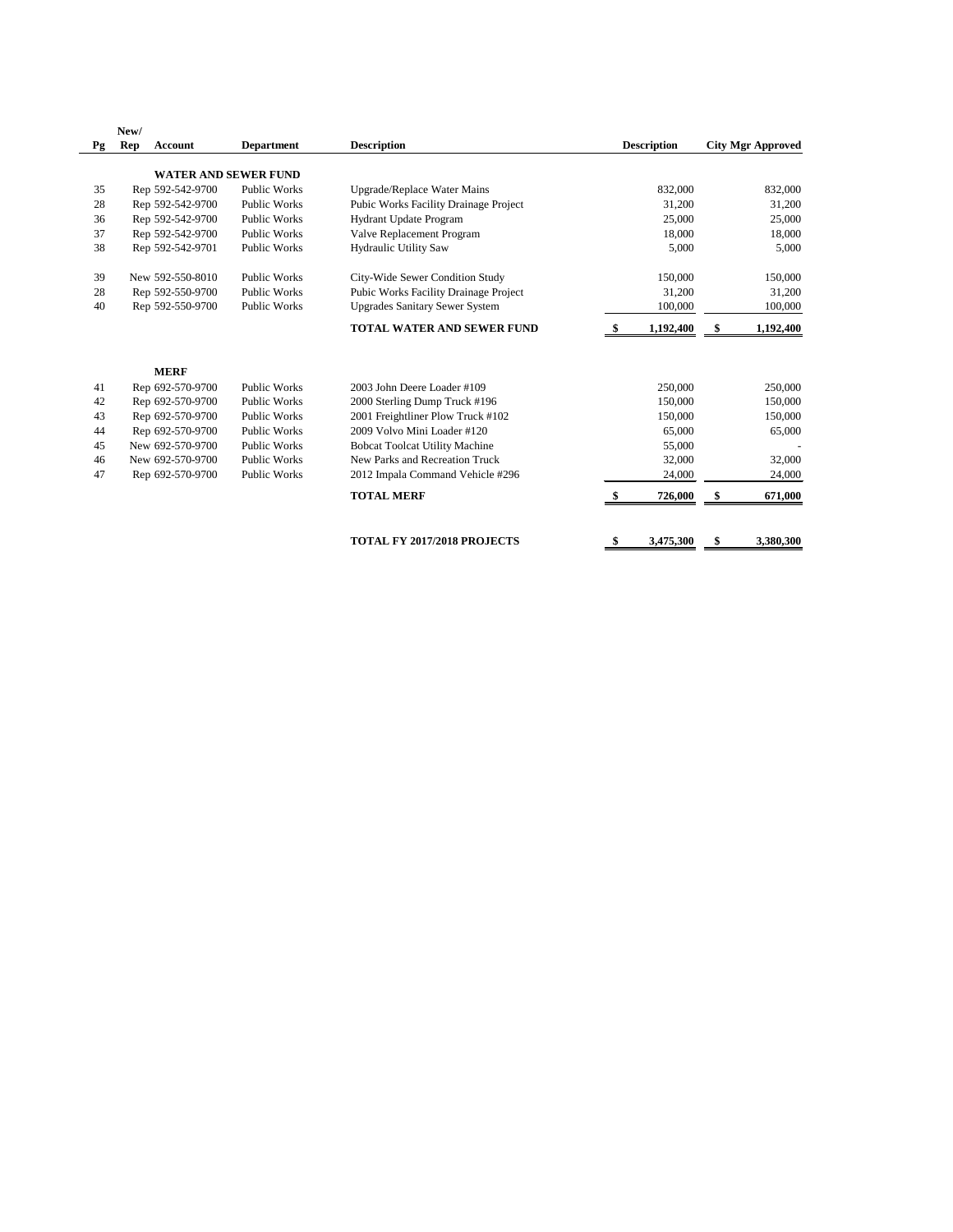| Pg | New/ Rep | Account | Department | Description | Description | City Mgr Approved |
|---|---|---|---|---|---|---|
| | | **WATER AND SEWER FUND** | | | | |
| 35 | Rep | 592-542-9700 | Public Works | Upgrade/Replace Water Mains | 832,000 | 832,000 |
| 28 | Rep | 592-542-9700 | Public Works | Pubic Works Facility Drainage Project | 31,200 | 31,200 |
| 36 | Rep | 592-542-9700 | Public Works | Hydrant Update Program | 25,000 | 25,000 |
| 37 | Rep | 592-542-9700 | Public Works | Valve Replacement Program | 18,000 | 18,000 |
| 38 | Rep | 592-542-9701 | Public Works | Hydraulic Utility Saw | 5,000 | 5,000 |
| 39 | New | 592-550-8010 | Public Works | City-Wide Sewer Condition Study | 150,000 | 150,000 |
| 28 | Rep | 592-550-9700 | Public Works | Pubic Works Facility Drainage Project | 31,200 | 31,200 |
| 40 | Rep | 592-550-9700 | Public Works | Upgrades Sanitary Sewer System | 100,000 | 100,000 |
| | | | | **TOTAL WATER AND SEWER FUND** | **$ 1,192,400** | **$ 1,192,400** |
| | | **MERF** | | | | |
| 41 | Rep | 692-570-9700 | Public Works | 2003 John Deere Loader #109 | 250,000 | 250,000 |
| 42 | Rep | 692-570-9700 | Public Works | 2000 Sterling Dump Truck #196 | 150,000 | 150,000 |
| 43 | Rep | 692-570-9700 | Public Works | 2001 Freightliner Plow Truck #102 | 150,000 | 150,000 |
| 44 | Rep | 692-570-9700 | Public Works | 2009 Volvo Mini Loader #120 | 65,000 | 65,000 |
| 45 | New | 692-570-9700 | Public Works | Bobcat Toolcat Utility Machine | 55,000 | - |
| 46 | New | 692-570-9700 | Public Works | New Parks and Recreation Truck | 32,000 | 32,000 |
| 47 | Rep | 692-570-9700 | Public Works | 2012 Impala Command Vehicle #296 | 24,000 | 24,000 |
| | | | | **TOTAL MERF** | **$ 726,000** | **$ 671,000** |
| | | | | **TOTAL FY 2017/2018 PROJECTS** | **$ 3,475,300** | **$ 3,380,300** |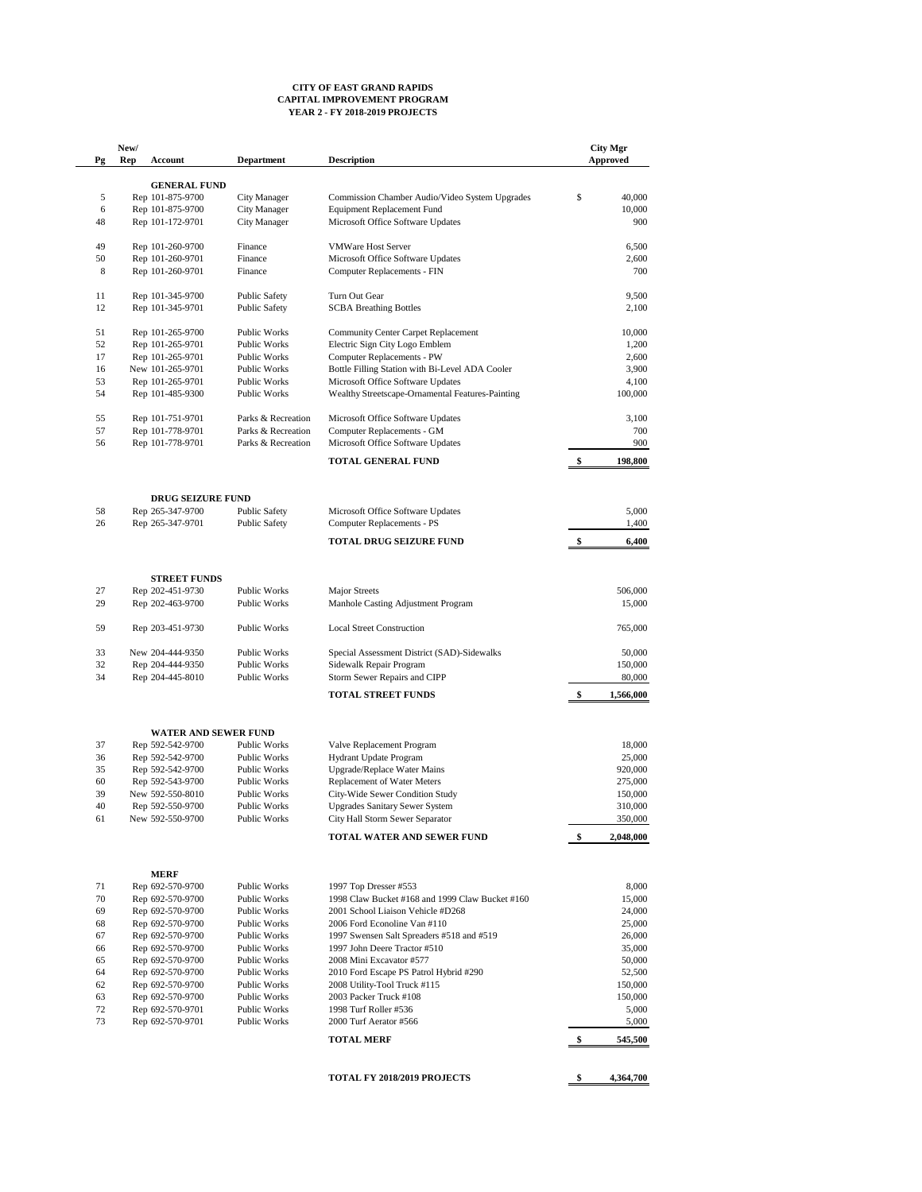**CITY OF EAST GRAND RAPIDS**
**CAPITAL IMPROVEMENT PROGRAM**
**YEAR 2 - FY 2018-2019 PROJECTS**

| Pg | New/ Rep | Account | Department | Description | City Mgr Approved |
|---|---|---|---|---|---|
| | | **GENERAL FUND** | | | |
| 5 | Rep | 101-875-9700 | City Manager | Commission Chamber Audio/Video System Upgrades | $ 40,000 |
| 6 | Rep | 101-875-9700 | City Manager | Equipment Replacement Fund | 10,000 |
| 48 | Rep | 101-172-9701 | City Manager | Microsoft Office Software Updates | 900 |
| 49 | Rep | 101-260-9700 | Finance | VMWare Host Server | 6,500 |
| 50 | Rep | 101-260-9701 | Finance | Microsoft Office Software Updates | 2,600 |
| 8 | Rep | 101-260-9701 | Finance | Computer Replacements - FIN | 700 |
| 11 | Rep | 101-345-9700 | Public Safety | Turn Out Gear | 9,500 |
| 12 | Rep | 101-345-9701 | Public Safety | SCBA Breathing Bottles | 2,100 |
| 51 | Rep | 101-265-9700 | Public Works | Community Center Carpet Replacement | 10,000 |
| 52 | Rep | 101-265-9701 | Public Works | Electric Sign City Logo Emblem | 1,200 |
| 17 | Rep | 101-265-9701 | Public Works | Computer Replacements - PW | 2,600 |
| 16 | New | 101-265-9701 | Public Works | Bottle Filling Station with Bi-Level ADA Cooler | 3,900 |
| 53 | Rep | 101-265-9701 | Public Works | Microsoft Office Software Updates | 4,100 |
| 54 | Rep | 101-485-9300 | Public Works | Wealthy Streetscape-Ornamental Features-Painting | 100,000 |
| 55 | Rep | 101-751-9701 | Parks & Recreation | Microsoft Office Software Updates | 3,100 |
| 57 | Rep | 101-778-9701 | Parks & Recreation | Computer Replacements - GM | 700 |
| 56 | Rep | 101-778-9701 | Parks & Recreation | Microsoft Office Software Updates | 900 |
| | | | | **TOTAL GENERAL FUND** | **$ 198,800** |
| | | **DRUG SEIZURE FUND** | | | |
| 58 | Rep | 265-347-9700 | Public Safety | Microsoft Office Software Updates | 5,000 |
| 26 | Rep | 265-347-9701 | Public Safety | Computer Replacements - PS | 1,400 |
| | | | | **TOTAL DRUG SEIZURE FUND** | **$ 6,400** |
| | | **STREET FUNDS** | | | |
| 27 | Rep | 202-451-9730 | Public Works | Major Streets | 506,000 |
| 29 | Rep | 202-463-9700 | Public Works | Manhole Casting Adjustment Program | 15,000 |
| 59 | Rep | 203-451-9730 | Public Works | Local Street Construction | 765,000 |
| 33 | New | 204-444-9350 | Public Works | Special Assessment District (SAD)-Sidewalks | 50,000 |
| 32 | Rep | 204-444-9350 | Public Works | Sidewalk Repair Program | 150,000 |
| 34 | Rep | 204-445-8010 | Public Works | Storm Sewer Repairs and CIPP | 80,000 |
| | | | | **TOTAL STREET FUNDS** | **$ 1,566,000** |
| | | **WATER AND SEWER FUND** | | | |
| 37 | Rep | 592-542-9700 | Public Works | Valve Replacement Program | 18,000 |
| 36 | Rep | 592-542-9700 | Public Works | Hydrant Update Program | 25,000 |
| 35 | Rep | 592-542-9700 | Public Works | Upgrade/Replace Water Mains | 920,000 |
| 60 | Rep | 592-543-9700 | Public Works | Replacement of Water Meters | 275,000 |
| 39 | New | 592-550-8010 | Public Works | City-Wide Sewer Condition Study | 150,000 |
| 40 | Rep | 592-550-9700 | Public Works | Upgrades Sanitary Sewer System | 310,000 |
| 61 | New | 592-550-9700 | Public Works | City Hall Storm Sewer Separator | 350,000 |
| | | | | **TOTAL WATER AND SEWER FUND** | **$ 2,048,000** |
| | | **MERF** | | | |
| 71 | Rep | 692-570-9700 | Public Works | 1997 Top Dresser #553 | 8,000 |
| 70 | Rep | 692-570-9700 | Public Works | 1998 Claw Bucket #168 and 1999 Claw Bucket #160 | 15,000 |
| 69 | Rep | 692-570-9700 | Public Works | 2001 School Liaison Vehicle #D268 | 24,000 |
| 68 | Rep | 692-570-9700 | Public Works | 2006 Ford Econoline Van #110 | 25,000 |
| 67 | Rep | 692-570-9700 | Public Works | 1997 Swensen Salt Spreaders #518 and #519 | 26,000 |
| 66 | Rep | 692-570-9700 | Public Works | 1997 John Deere Tractor #510 | 35,000 |
| 65 | Rep | 692-570-9700 | Public Works | 2008 Mini Excavator #577 | 50,000 |
| 64 | Rep | 692-570-9700 | Public Works | 2010 Ford Escape PS Patrol Hybrid #290 | 52,500 |
| 62 | Rep | 692-570-9700 | Public Works | 2008 Utility-Tool Truck #115 | 150,000 |
| 63 | Rep | 692-570-9700 | Public Works | 2003 Packer Truck #108 | 150,000 |
| 72 | Rep | 692-570-9701 | Public Works | 1998 Turf Roller #536 | 5,000 |
| 73 | Rep | 692-570-9701 | Public Works | 2000 Turf Aerator #566 | 5,000 |
| | | | | **TOTAL MERF** | **$ 545,500** |
| | | | | **TOTAL FY 2018/2019 PROJECTS** | **$ 4,364,700** |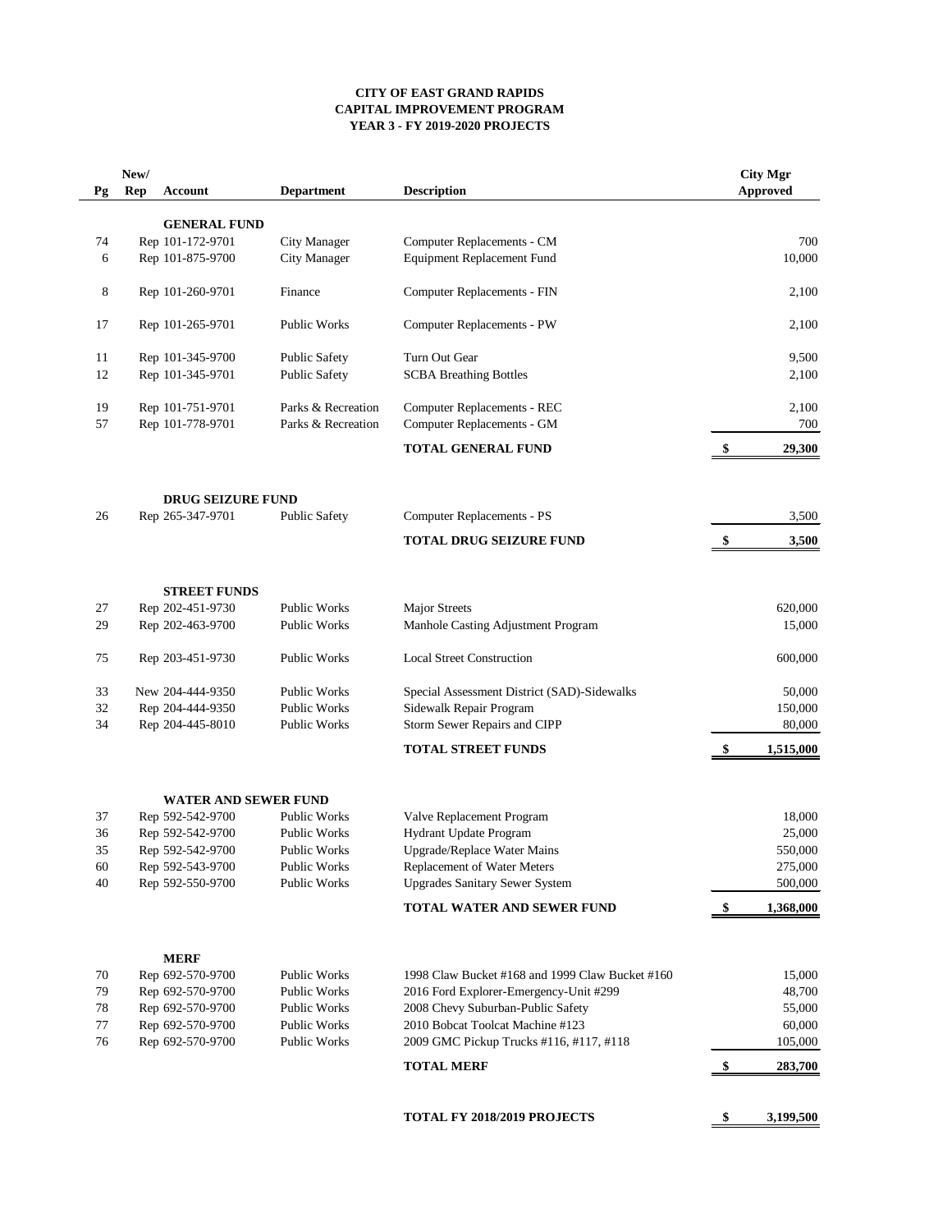**CITY OF EAST GRAND RAPIDS**
**CAPITAL IMPROVEMENT PROGRAM**
**YEAR 3 - FY 2019-2020 PROJECTS**

| Pg | New/ Rep | Account | Department | Description | City Mgr Approved |
|---|---|---|---|---|---|
| | | **GENERAL FUND** | | | |
| 74 | Rep | 101-172-9701 | City Manager | Computer Replacements - CM | 700 |
| 6 | Rep | 101-875-9700 | City Manager | Equipment Replacement Fund | 10,000 |
| 8 | Rep | 101-260-9701 | Finance | Computer Replacements - FIN | 2,100 |
| 17 | Rep | 101-265-9701 | Public Works | Computer Replacements - PW | 2,100 |
| 11 | Rep | 101-345-9700 | Public Safety | Turn Out Gear | 9,500 |
| 12 | Rep | 101-345-9701 | Public Safety | SCBA Breathing Bottles | 2,100 |
| 19 | Rep | 101-751-9701 | Parks & Recreation | Computer Replacements - REC | 2,100 |
| 57 | Rep | 101-778-9701 | Parks & Recreation | Computer Replacements - GM | 700 |
| | | | | **TOTAL GENERAL FUND** | **$ 29,300** |
| | | **DRUG SEIZURE FUND** | | | |
| 26 | Rep | 265-347-9701 | Public Safety | Computer Replacements - PS | 3,500 |
| | | | | **TOTAL DRUG SEIZURE FUND** | **$ 3,500** |
| | | **STREET FUNDS** | | | |
| 27 | Rep | 202-451-9730 | Public Works | Major Streets | 620,000 |
| 29 | Rep | 202-463-9700 | Public Works | Manhole Casting Adjustment Program | 15,000 |
| 75 | Rep | 203-451-9730 | Public Works | Local Street Construction | 600,000 |
| 33 | New | 204-444-9350 | Public Works | Special Assessment District (SAD)-Sidewalks | 50,000 |
| 32 | Rep | 204-444-9350 | Public Works | Sidewalk Repair Program | 150,000 |
| 34 | Rep | 204-445-8010 | Public Works | Storm Sewer Repairs and CIPP | 80,000 |
| | | | | **TOTAL STREET FUNDS** | **$ 1,515,000** |
| | | **WATER AND SEWER FUND** | | | |
| 37 | Rep | 592-542-9700 | Public Works | Valve Replacement Program | 18,000 |
| 36 | Rep | 592-542-9700 | Public Works | Hydrant Update Program | 25,000 |
| 35 | Rep | 592-542-9700 | Public Works | Upgrade/Replace Water Mains | 550,000 |
| 60 | Rep | 592-543-9700 | Public Works | Replacement of Water Meters | 275,000 |
| 40 | Rep | 592-550-9700 | Public Works | Upgrades Sanitary Sewer System | 500,000 |
| | | | | **TOTAL WATER AND SEWER FUND** | **$ 1,368,000** |
| | | **MERF** | | | |
| 70 | Rep | 692-570-9700 | Public Works | 1998 Claw Bucket #168 and 1999 Claw Bucket #160 | 15,000 |
| 79 | Rep | 692-570-9700 | Public Works | 2016 Ford Explorer-Emergency-Unit #299 | 48,700 |
| 78 | Rep | 692-570-9700 | Public Works | 2008 Chevy Suburban-Public Safety | 55,000 |
| 77 | Rep | 692-570-9700 | Public Works | 2010 Bobcat Toolcat Machine #123 | 60,000 |
| 76 | Rep | 692-570-9700 | Public Works | 2009 GMC Pickup Trucks #116, #117, #118 | 105,000 |
| | | | | **TOTAL MERF** | **$ 283,700** |
| | | | | **TOTAL FY 2018/2019 PROJECTS** | **$ 3,199,500** |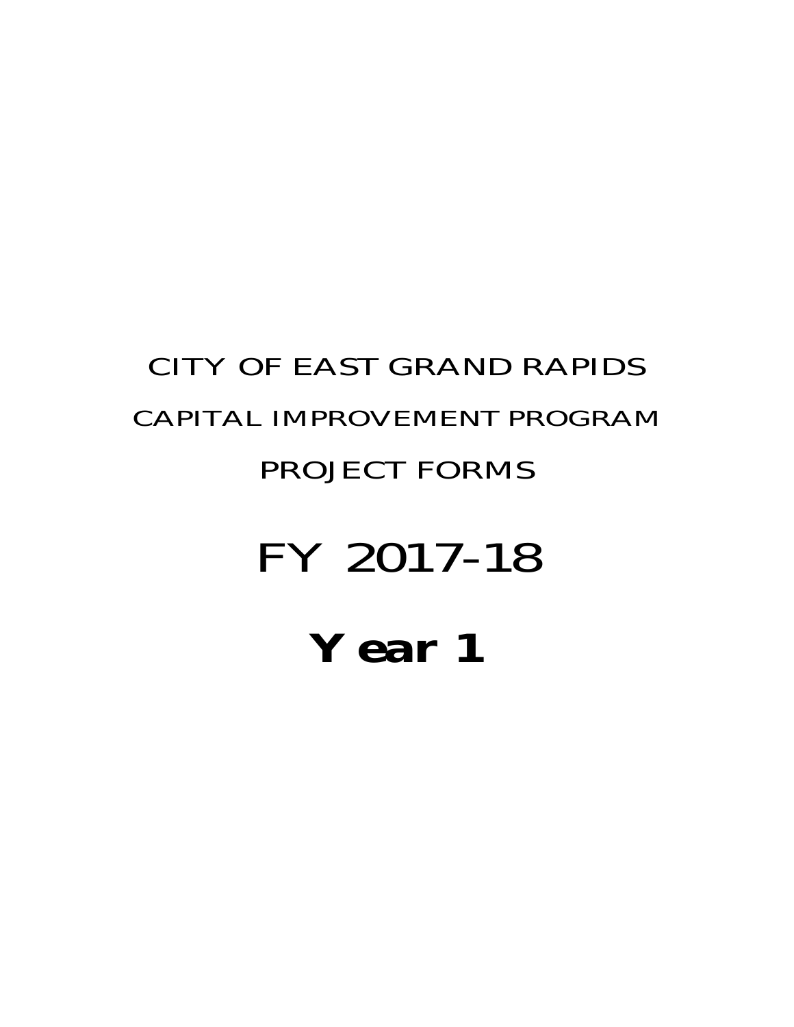# CITY OF EAST GRAND RAPIDS

## CAPITAL IMPROVEMENT PROGRAM

## PROJECT FORMS

# FY 2017-18

# **Year 1**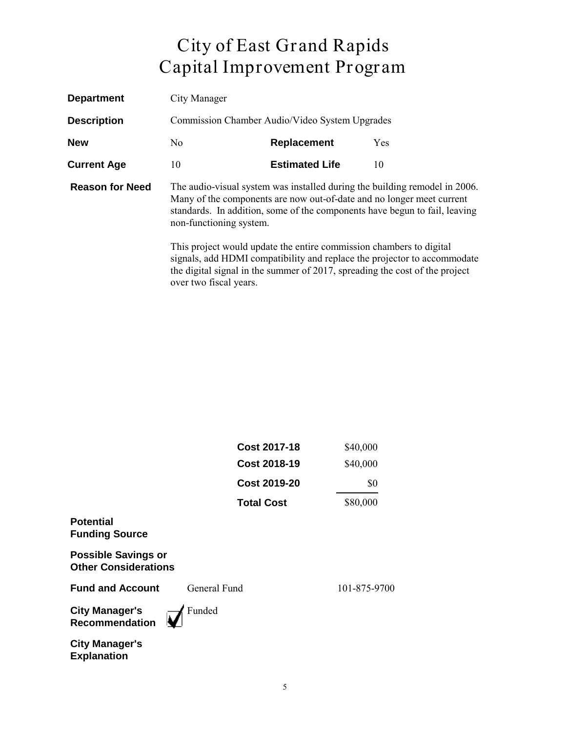# City of East Grand Rapids
# Capital Improvement Program

**Department** City Manager

**Description** Commission Chamber Audio/Video System Upgrades

| | | | |
|---|---|---|---|
| **New** | No | **Replacement** | Yes |
| **Current Age** | 10 | **Estimated Life** | 10 |

**Reason for Need**

The audio-visual system was installed during the building remodel in 2006. Many of the components are now out-of-date and no longer meet current standards. In addition, some of the components have begun to fail, leaving non-functioning system.

This project would update the entire commission chambers to digital signals, add HDMI compatibility and replace the projector to accommodate the digital signal in the summer of 2017, spreading the cost of the project over two fiscal years.

| | |
|---|---|
| **Cost 2017-18** | $40,000 |
| **Cost 2018-19** | $40,000 |
| **Cost 2019-20** | $0 |
| **Total Cost** | $80,000 |

**Potential Funding Source**

**Possible Savings or Other Considerations**

**Fund and Account** General Fund 101-875-9700

**City Manager's Recommendation** ☑ Funded

**City Manager's Explanation**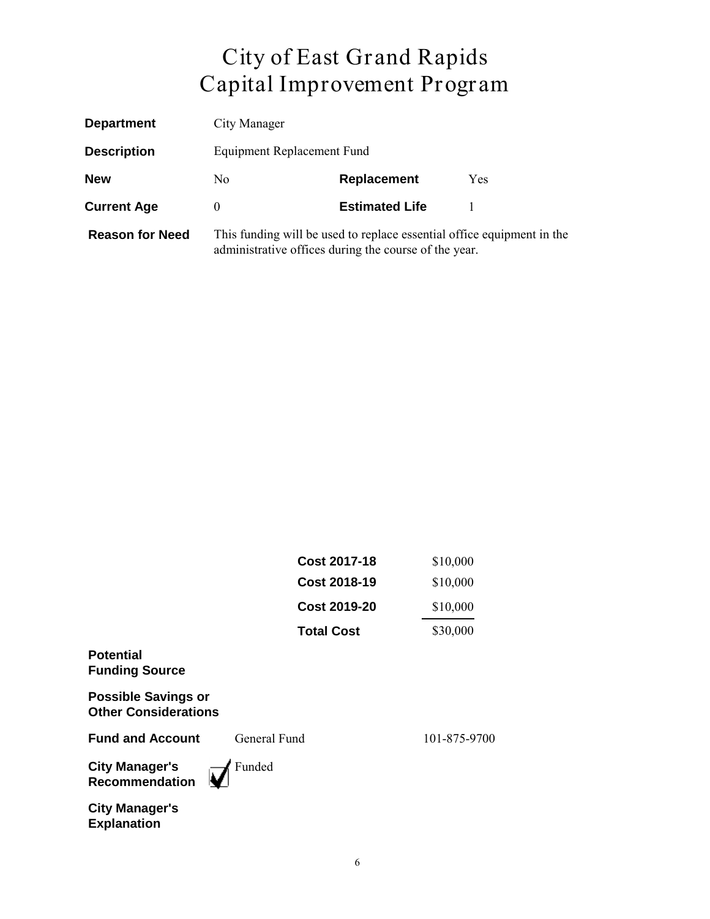# City of East Grand Rapids
# Capital Improvement Program

| | | | |
|---|---|---|---|
| **Department** | City Manager | | |
| **Description** | Equipment Replacement Fund | | |
| **New** | No | **Replacement** | Yes |
| **Current Age** | 0 | **Estimated Life** | 1 |

**Reason for Need** This funding will be used to replace essential office equipment in the administrative offices during the course of the year.

| | |
|---|---|
| **Cost 2017-18** | $10,000 |
| **Cost 2018-19** | $10,000 |
| **Cost 2019-20** | $10,000 |
| **Total Cost** | $30,000 |

**Potential Funding Source**

**Possible Savings or Other Considerations**

**Fund and Account** General Fund 101-875-9700

**City Manager's Recommendation** ☑ Funded

**City Manager's Explanation**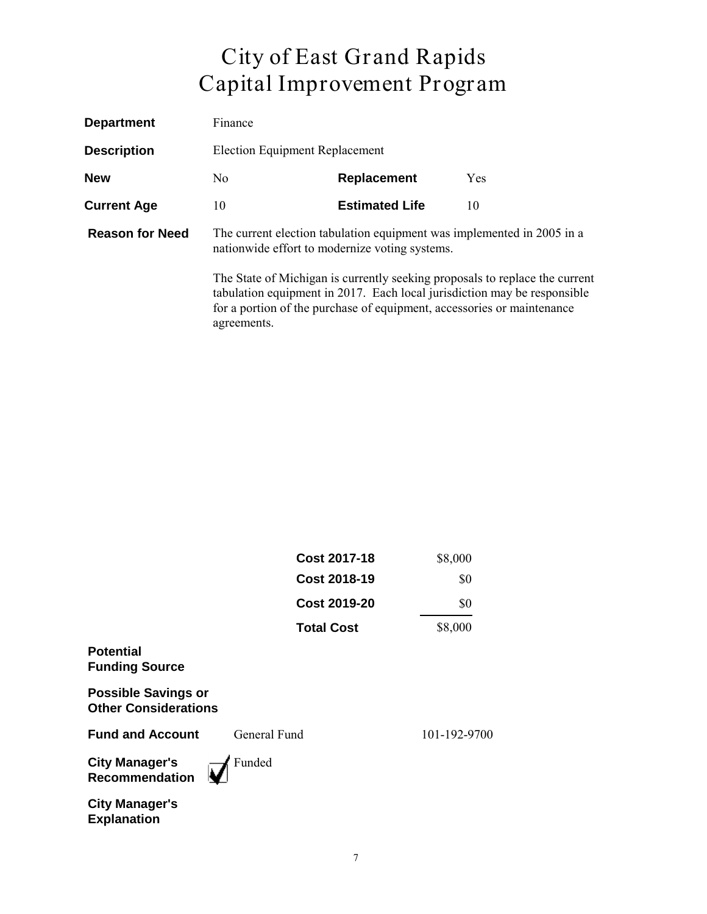# City of East Grand Rapids
# Capital Improvement Program

**Department** Finance

**Description** Election Equipment Replacement

| | | | |
|---|---|---|---|
| **New** | No | **Replacement** | Yes |
| **Current Age** | 10 | **Estimated Life** | 10 |

**Reason for Need**

The current election tabulation equipment was implemented in 2005 in a nationwide effort to modernize voting systems.

The State of Michigan is currently seeking proposals to replace the current tabulation equipment in 2017. Each local jurisdiction may be responsible for a portion of the purchase of equipment, accessories or maintenance agreements.

| | |
|---|---|
| **Cost 2017-18** | $8,000 |
| **Cost 2018-19** | $0 |
| **Cost 2019-20** | $0 |
| **Total Cost** | $8,000 |

**Potential Funding Source**

**Possible Savings or Other Considerations**

**Fund and Account** General Fund 101-192-9700

**City Manager's Recommendation** ☑ Funded

**City Manager's Explanation**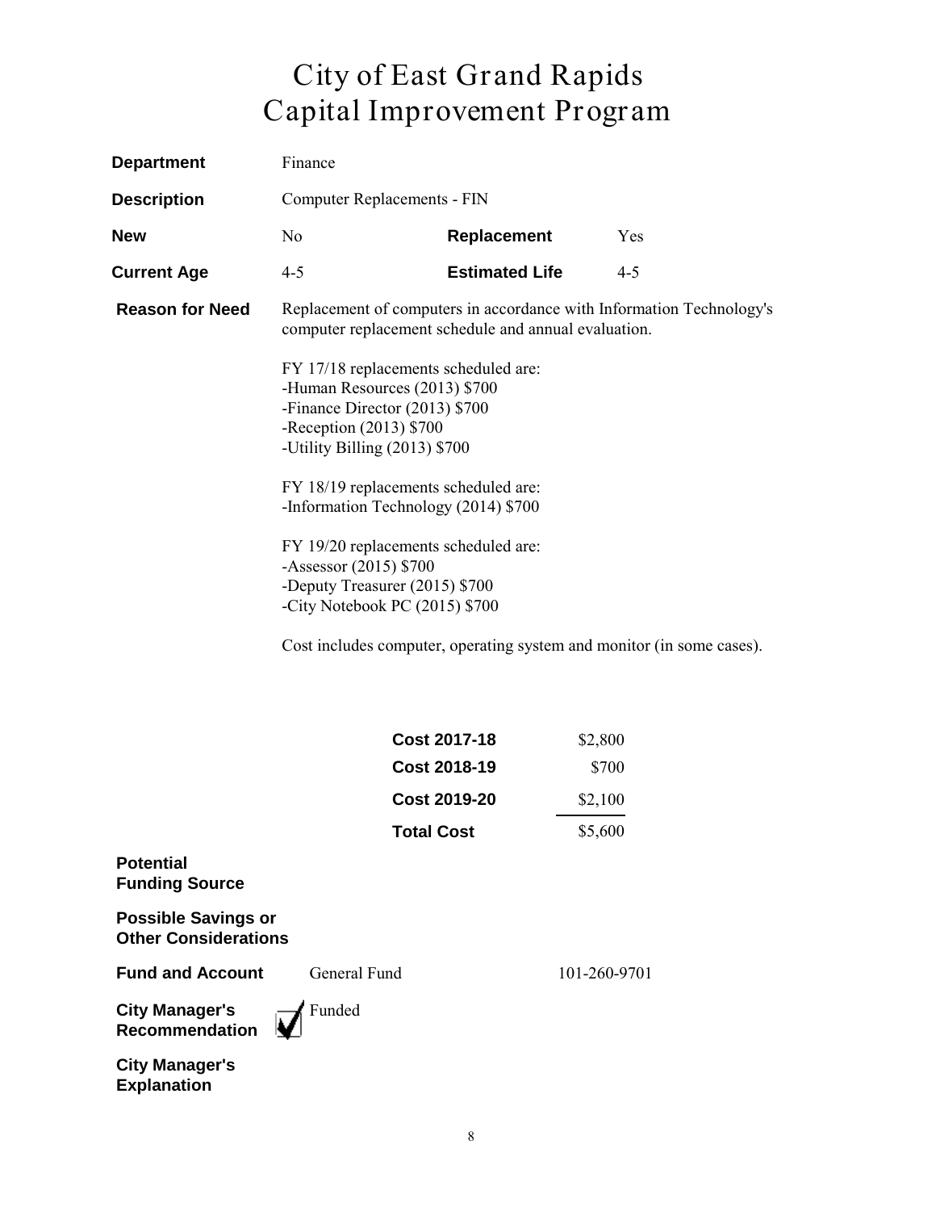# City of East Grand Rapids
# Capital Improvement Program

**Department** Finance

**Description** Computer Replacements - FIN

**New** No **Replacement** Yes

**Current Age** 4-5 **Estimated Life** 4-5

**Reason for Need** Replacement of computers in accordance with Information Technology's computer replacement schedule and annual evaluation.

FY 17/18 replacements scheduled are:
-Human Resources (2013) $700
-Finance Director (2013) $700
-Reception (2013) $700
-Utility Billing (2013) $700

FY 18/19 replacements scheduled are:
-Information Technology (2014) $700

FY 19/20 replacements scheduled are:
-Assessor (2015) $700
-Deputy Treasurer (2015) $700
-City Notebook PC (2015) $700

Cost includes computer, operating system and monitor (in some cases).

| | |
|---|---|
| **Cost 2017-18** | $2,800 |
| **Cost 2018-19** | $700 |
| **Cost 2019-20** | $2,100 |
| **Total Cost** | $5,600 |

**Potential Funding Source**

**Possible Savings or Other Considerations**

**Fund and Account** General Fund 101-260-9701

**City Manager's Recommendation** ☑ Funded

**City Manager's Explanation**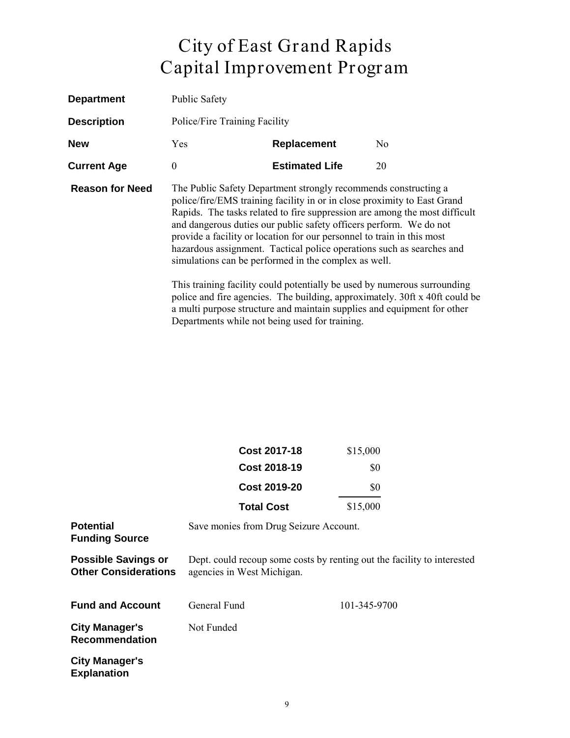# City of East Grand Rapids
# Capital Improvement Program

**Department** Public Safety

**Description** Police/Fire Training Facility

| **New** | Yes | **Replacement** | No |
|---|---|---|---|
| **Current Age** | 0 | **Estimated Life** | 20 |

**Reason for Need**

The Public Safety Department strongly recommends constructing a police/fire/EMS training facility in or in close proximity to East Grand Rapids. The tasks related to fire suppression are among the most difficult and dangerous duties our public safety officers perform. We do not provide a facility or location for our personnel to train in this most hazardous assignment. Tactical police operations such as searches and simulations can be performed in the complex as well.

This training facility could potentially be used by numerous surrounding police and fire agencies. The building, approximately. 30ft x 40ft could be a multi purpose structure and maintain supplies and equipment for other Departments while not being used for training.

| | |
|---|---|
| **Cost 2017-18** | $15,000 |
| **Cost 2018-19** | $0 |
| **Cost 2019-20** | $0 |
| **Total Cost** | $15,000 |

**Potential Funding Source** Save monies from Drug Seizure Account.

**Possible Savings or Other Considerations** Dept. could recoup some costs by renting out the facility to interested agencies in West Michigan.

**Fund and Account** General Fund 101-345-9700

**City Manager's Recommendation** Not Funded

**City Manager's Explanation**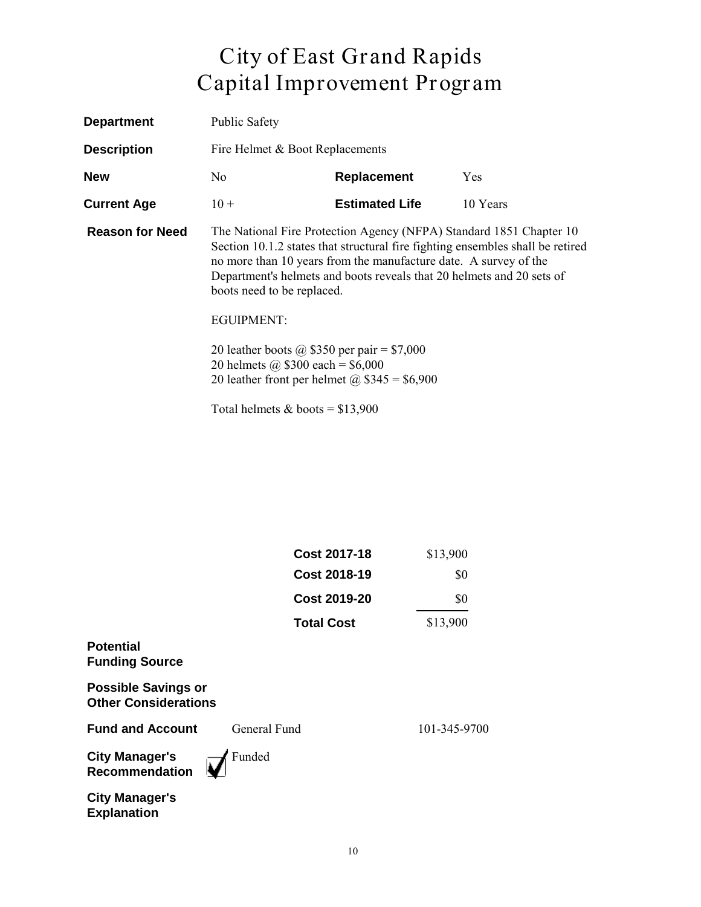# City of East Grand Rapids
# Capital Improvement Program

**Department** Public Safety

**Description** Fire Helmet & Boot Replacements

**New** No **Replacement** Yes

**Current Age** 10 + **Estimated Life** 10 Years

**Reason for Need** The National Fire Protection Agency (NFPA) Standard 1851 Chapter 10 Section 10.1.2 states that structural fire fighting ensembles shall be retired no more than 10 years from the manufacture date. A survey of the Department's helmets and boots reveals that 20 helmets and 20 sets of boots need to be replaced.

EGUIPMENT:

20 leather boots @ $350 per pair = $7,000
20 helmets @ $300 each = $6,000
20 leather front per helmet @ $345 = $6,900

Total helmets & boots = $13,900

| | |
|---|---|
| **Cost 2017-18** | $13,900 |
| **Cost 2018-19** | $0 |
| **Cost 2019-20** | $0 |
| **Total Cost** | $13,900 |

**Potential Funding Source**

**Possible Savings or Other Considerations**

**Fund and Account** General Fund 101-345-9700

**City Manager's Recommendation** ☑ Funded

**City Manager's Explanation**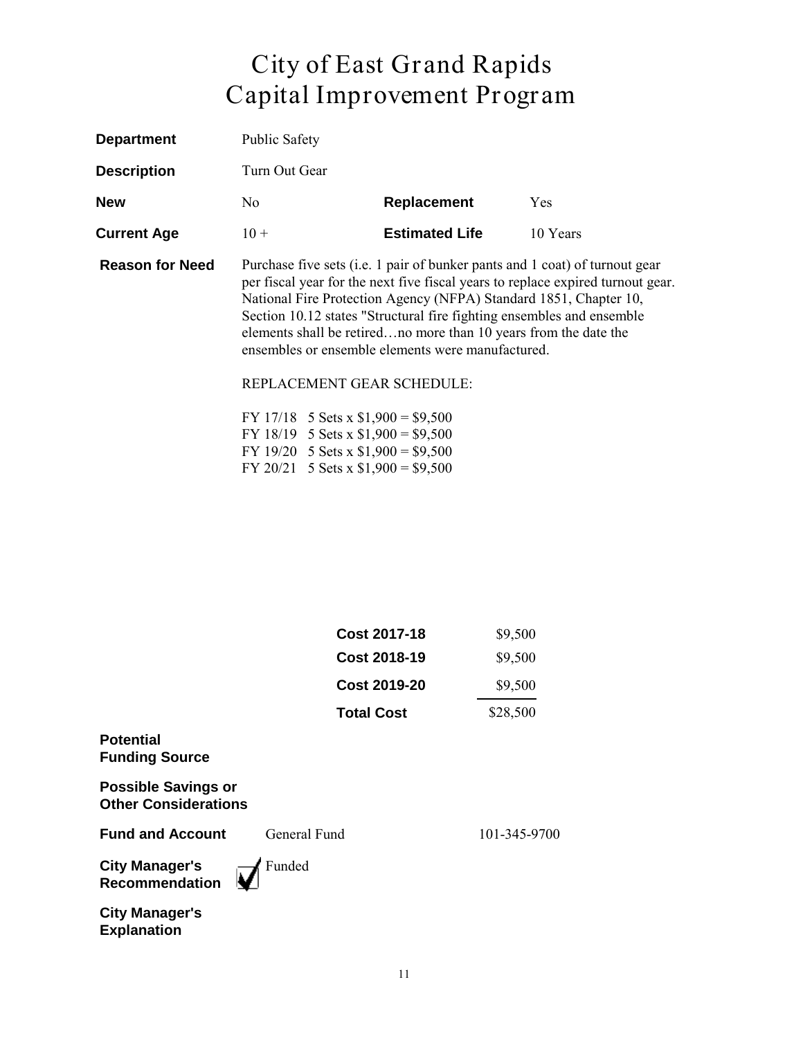# City of East Grand Rapids
# Capital Improvement Program

| | | | |
|---|---|---|---|
| **Department** | Public Safety | | |
| **Description** | Turn Out Gear | | |
| **New** | No | **Replacement** | Yes |
| **Current Age** | 10 + | **Estimated Life** | 10 Years |

**Reason for Need**

Purchase five sets (i.e. 1 pair of bunker pants and 1 coat) of turnout gear per fiscal year for the next five fiscal years to replace expired turnout gear. National Fire Protection Agency (NFPA) Standard 1851, Chapter 10, Section 10.12 states "Structural fire fighting ensembles and ensemble elements shall be retired…no more than 10 years from the date the ensembles or ensemble elements were manufactured.

REPLACEMENT GEAR SCHEDULE:

FY 17/18 5 Sets x $1,900 = $9,500
FY 18/19 5 Sets x $1,900 = $9,500
FY 19/20 5 Sets x $1,900 = $9,500
FY 20/21 5 Sets x $1,900 = $9,500

| | |
|---|---|
| **Cost 2017-18** | $9,500 |
| **Cost 2018-19** | $9,500 |
| **Cost 2019-20** | $9,500 |
| **Total Cost** | $28,500 |

**Potential Funding Source**

**Possible Savings or Other Considerations**

**Fund and Account** General Fund 101-345-9700

**City Manager's Recommendation** ☑ Funded

**City Manager's Explanation**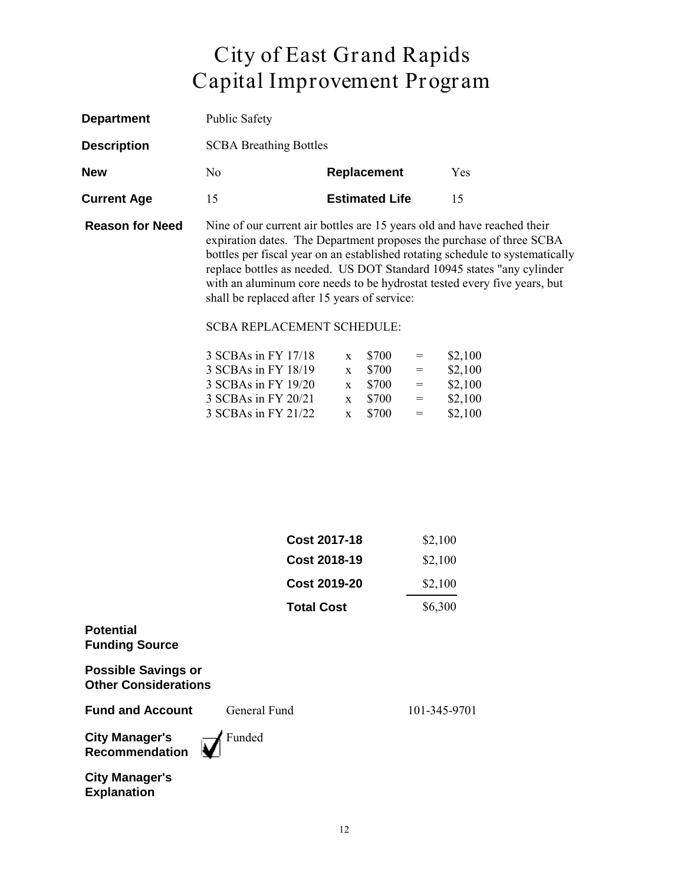# City of East Grand Rapids
# Capital Improvement Program

**Department** Public Safety

**Description** SCBA Breathing Bottles

**New** No **Replacement** Yes

**Current Age** 15 **Estimated Life** 15

**Reason for Need** Nine of our current air bottles are 15 years old and have reached their expiration dates. The Department proposes the purchase of three SCBA bottles per fiscal year on an established rotating schedule to systematically replace bottles as needed. US DOT Standard 10945 states "any cylinder with an aluminum core needs to be hydrostat tested every five years, but shall be replaced after 15 years of service:

SCBA REPLACEMENT SCHEDULE:

| | | | | |
|---|---|---|---|---|
| 3 SCBAs in FY 17/18 | x | $700 | = | $2,100 |
| 3 SCBAs in FY 18/19 | x | $700 | = | $2,100 |
| 3 SCBAs in FY 19/20 | x | $700 | = | $2,100 |
| 3 SCBAs in FY 20/21 | x | $700 | = | $2,100 |
| 3 SCBAs in FY 21/22 | x | $700 | = | $2,100 |

| | |
|---|---|
| **Cost 2017-18** | $2,100 |
| **Cost 2018-19** | $2,100 |
| **Cost 2019-20** | $2,100 |
| **Total Cost** | $6,300 |

**Potential Funding Source**

**Possible Savings or Other Considerations**

**Fund and Account** General Fund 101-345-9701

**City Manager's Recommendation** ☑ Funded

**City Manager's Explanation**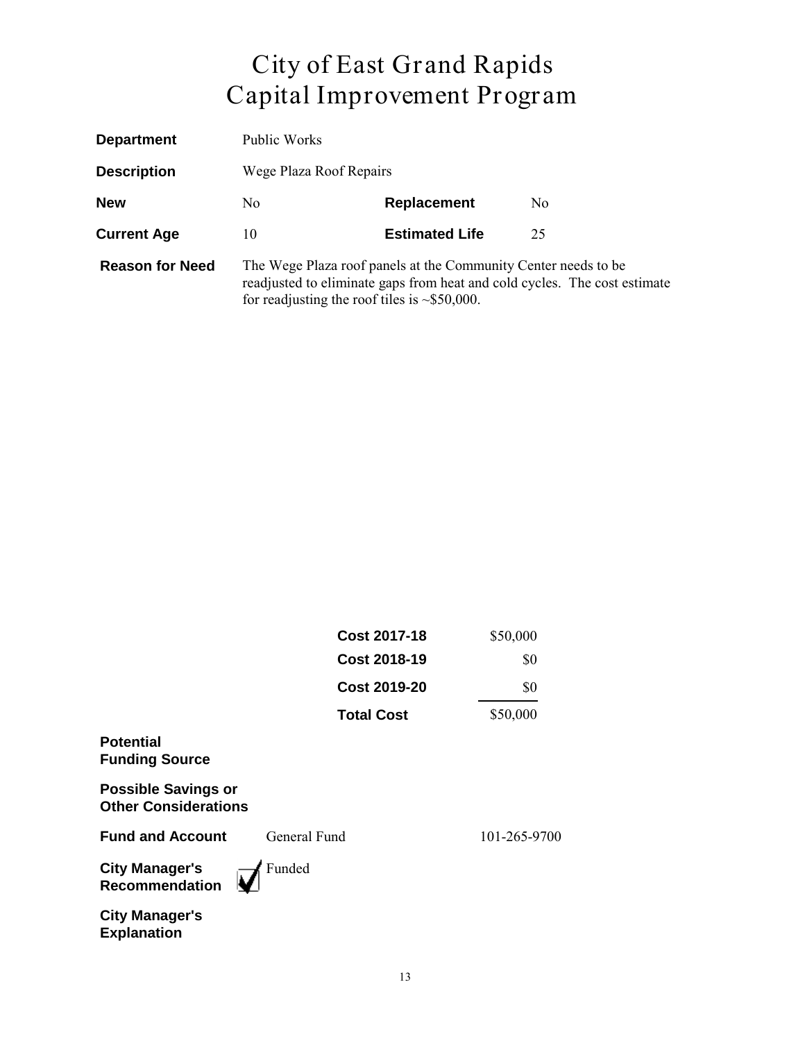# City of East Grand Rapids
# Capital Improvement Program

| | | | |
|---|---|---|---|
| **Department** | Public Works | | |
| **Description** | Wege Plaza Roof Repairs | | |
| **New** | No | **Replacement** | No |
| **Current Age** | 10 | **Estimated Life** | 25 |

**Reason for Need** The Wege Plaza roof panels at the Community Center needs to be readjusted to eliminate gaps from heat and cold cycles. The cost estimate for readjusting the roof tiles is ~$50,000.

| | |
|---|---|
| **Cost 2017-18** | $50,000 |
| **Cost 2018-19** | $0 |
| **Cost 2019-20** | $0 |
| **Total Cost** | $50,000 |

**Potential Funding Source**

**Possible Savings or Other Considerations**

**Fund and Account** General Fund 101-265-9700

**City Manager's Recommendation** ☑ Funded

**City Manager's Explanation**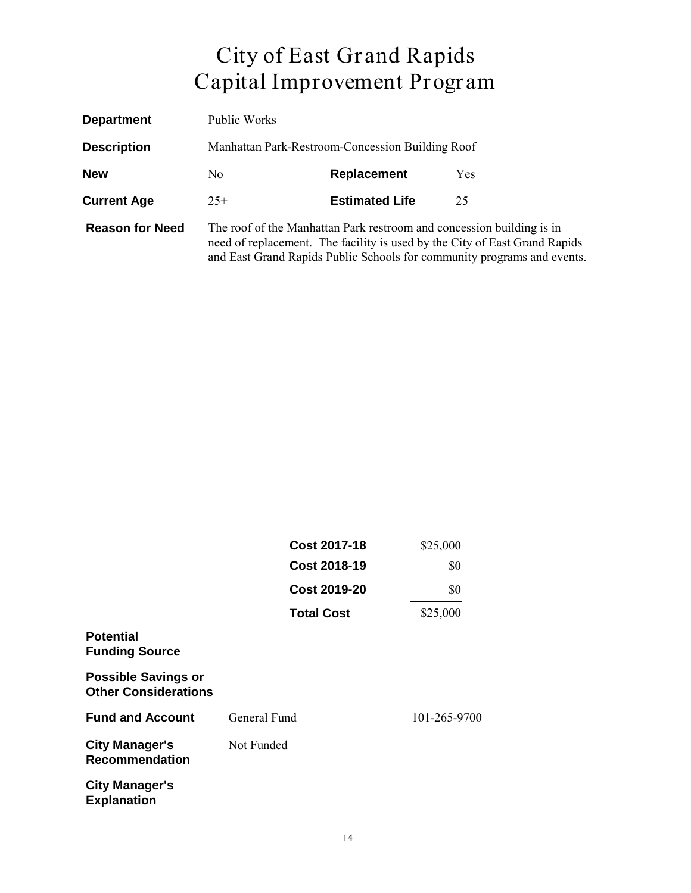# City of East Grand Rapids
# Capital Improvement Program

| | | | |
|---|---|---|---|
| **Department** | Public Works | | |
| **Description** | Manhattan Park-Restroom-Concession Building Roof | | |
| **New** | No | **Replacement** | Yes |
| **Current Age** | 25+ | **Estimated Life** | 25 |

**Reason for Need** The roof of the Manhattan Park restroom and concession building is in need of replacement. The facility is used by the City of East Grand Rapids and East Grand Rapids Public Schools for community programs and events.

| | |
|---|---|
| **Cost 2017-18** | $25,000 |
| **Cost 2018-19** | $0 |
| **Cost 2019-20** | $0 |
| **Total Cost** | $25,000 |

**Potential Funding Source**

**Possible Savings or Other Considerations**

**Fund and Account** General Fund 101-265-9700

**City Manager's Recommendation** Not Funded

**City Manager's Explanation**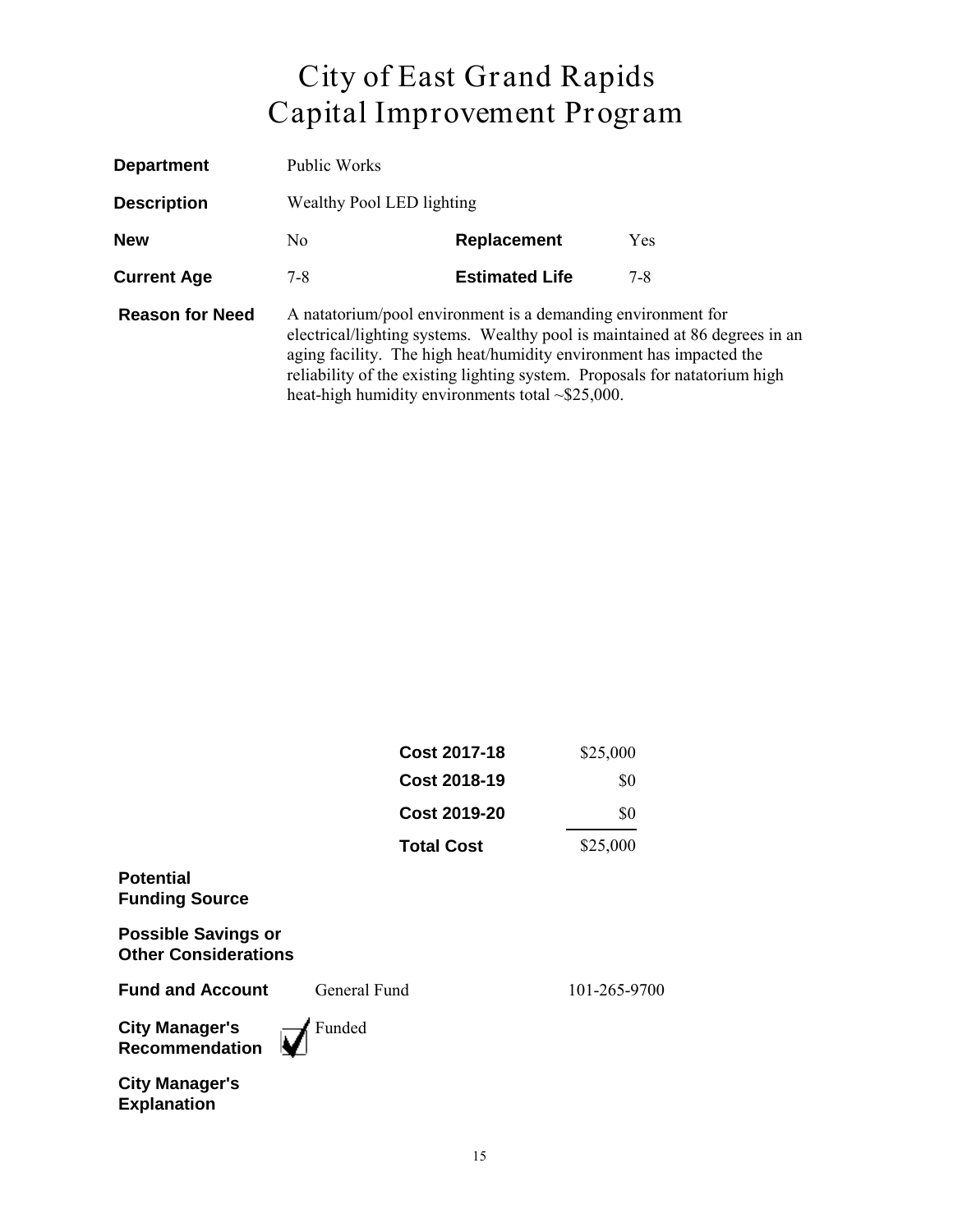# City of East Grand Rapids
# Capital Improvement Program

| | | | |
|---|---|---|---|
| **Department** | Public Works | | |
| **Description** | Wealthy Pool LED lighting | | |
| **New** | No | **Replacement** | Yes |
| **Current Age** | 7-8 | **Estimated Life** | 7-8 |

**Reason for Need**

A natatorium/pool environment is a demanding environment for electrical/lighting systems. Wealthy pool is maintained at 86 degrees in an aging facility. The high heat/humidity environment has impacted the reliability of the existing lighting system. Proposals for natatorium high heat-high humidity environments total ~$25,000.

| | |
|---|---|
| **Cost 2017-18** | $25,000 |
| **Cost 2018-19** | $0 |
| **Cost 2019-20** | $0 |
| **Total Cost** | $25,000 |

**Potential Funding Source**

**Possible Savings or Other Considerations**

**Fund and Account** General Fund 101-265-9700

**City Manager's Recommendation** ☑ Funded

**City Manager's Explanation**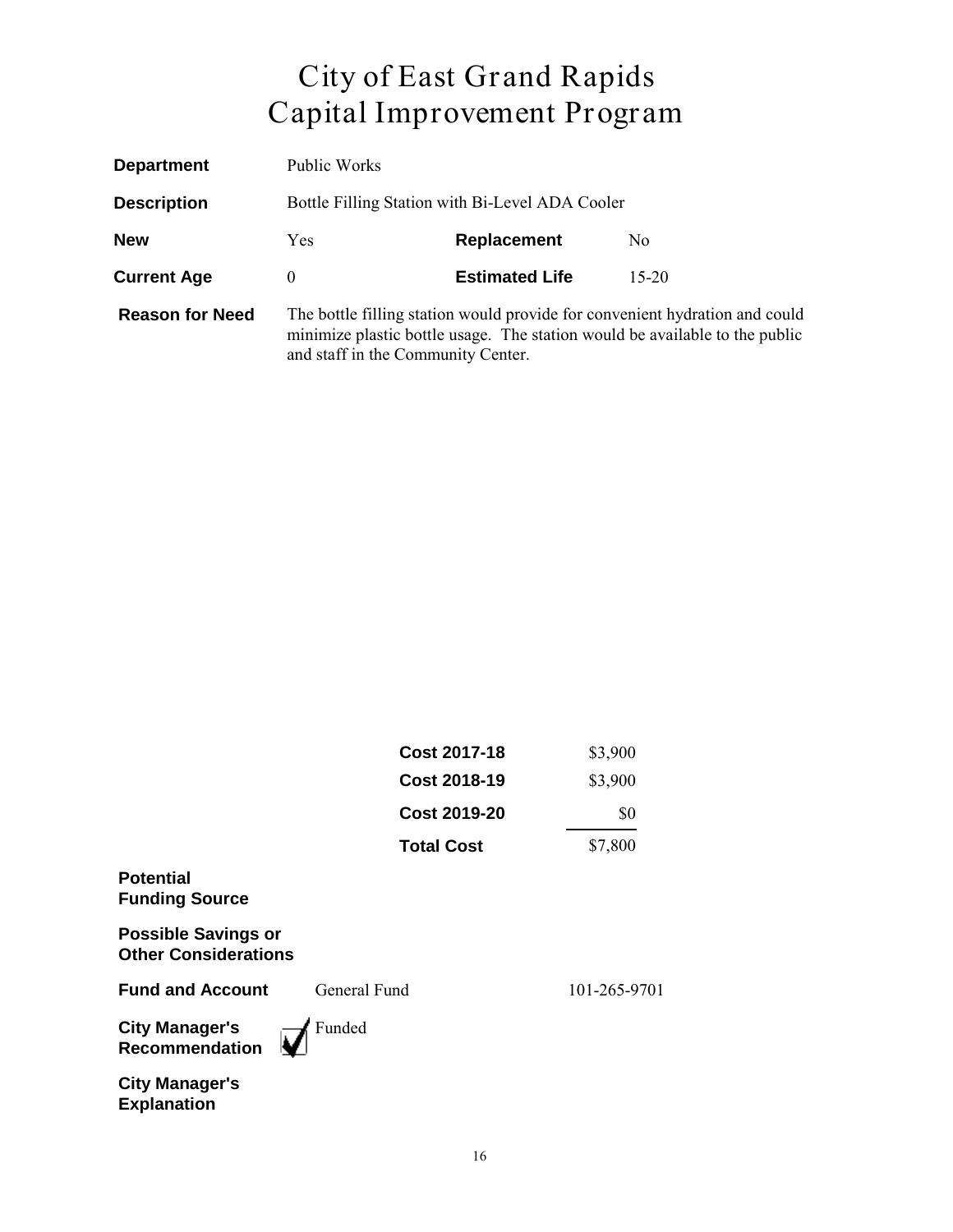# City of East Grand Rapids
# Capital Improvement Program

| | | | |
|---|---|---|---|
| **Department** | Public Works | | |
| **Description** | Bottle Filling Station with Bi-Level ADA Cooler | | |
| **New** | Yes | **Replacement** | No |
| **Current Age** | 0 | **Estimated Life** | 15-20 |

**Reason for Need** The bottle filling station would provide for convenient hydration and could minimize plastic bottle usage. The station would be available to the public and staff in the Community Center.

| | |
|---|---|
| **Cost 2017-18** | $3,900 |
| **Cost 2018-19** | $3,900 |
| **Cost 2019-20** | $0 |
| **Total Cost** | $7,800 |

**Potential Funding Source**

**Possible Savings or Other Considerations**

**Fund and Account** General Fund 101-265-9701

**City Manager's Recommendation** ☑ Funded

**City Manager's Explanation**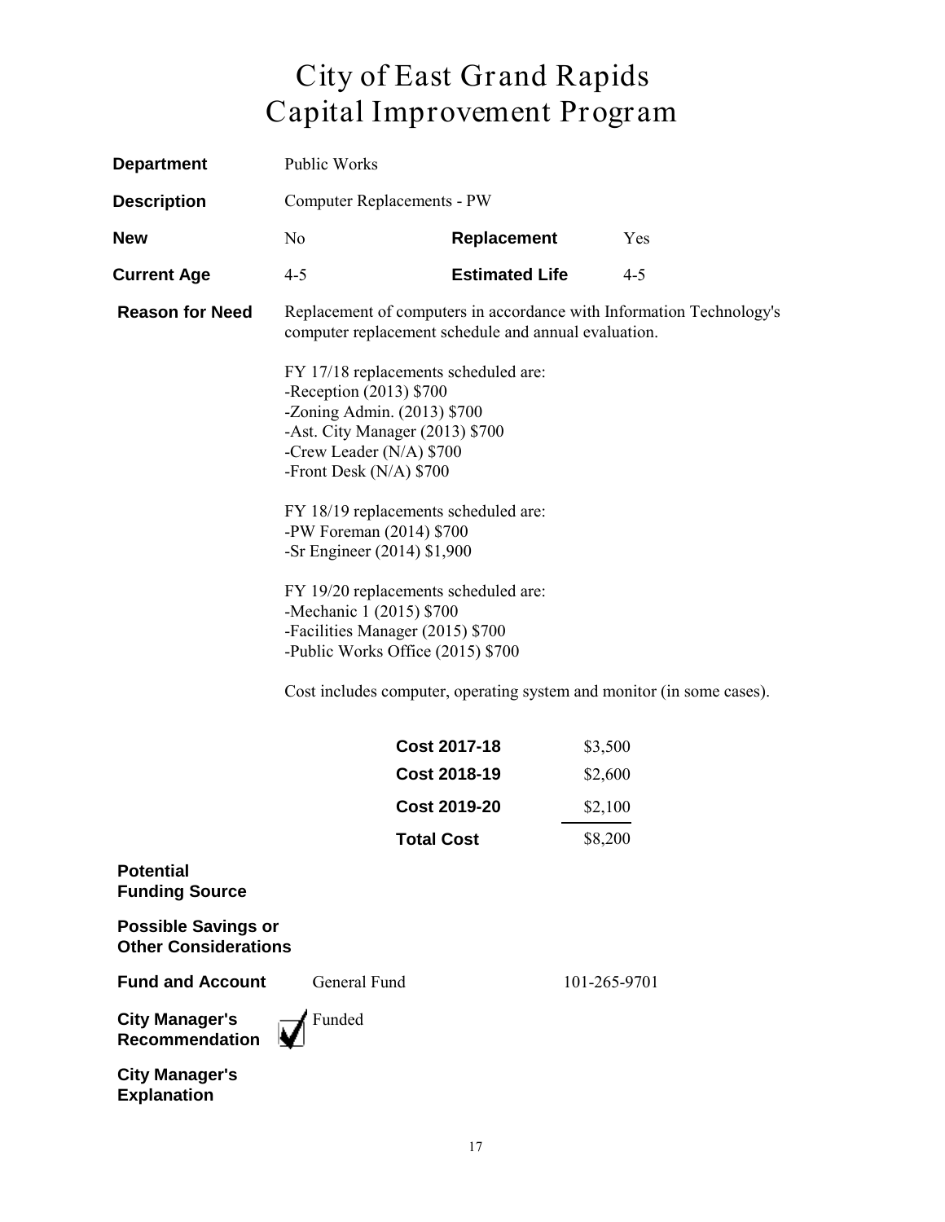# City of East Grand Rapids
# Capital Improvement Program

**Department** Public Works

**Description** Computer Replacements - PW

**New** No **Replacement** Yes

**Current Age** 4-5 **Estimated Life** 4-5

**Reason for Need** Replacement of computers in accordance with Information Technology's computer replacement schedule and annual evaluation.

FY 17/18 replacements scheduled are:
-Reception (2013) $700
-Zoning Admin. (2013) $700
-Ast. City Manager (2013) $700
-Crew Leader (N/A) $700
-Front Desk (N/A) $700

FY 18/19 replacements scheduled are:
-PW Foreman (2014) $700
-Sr Engineer (2014) $1,900

FY 19/20 replacements scheduled are:
-Mechanic 1 (2015) $700
-Facilities Manager (2015) $700
-Public Works Office (2015) $700

Cost includes computer, operating system and monitor (in some cases).

| | |
|---|---|
| **Cost 2017-18** | $3,500 |
| **Cost 2018-19** | $2,600 |
| **Cost 2019-20** | $2,100 |
| **Total Cost** | $8,200 |

**Potential Funding Source**

**Possible Savings or Other Considerations**

**Fund and Account** General Fund 101-265-9701

**City Manager's Recommendation** ☑ Funded

**City Manager's Explanation**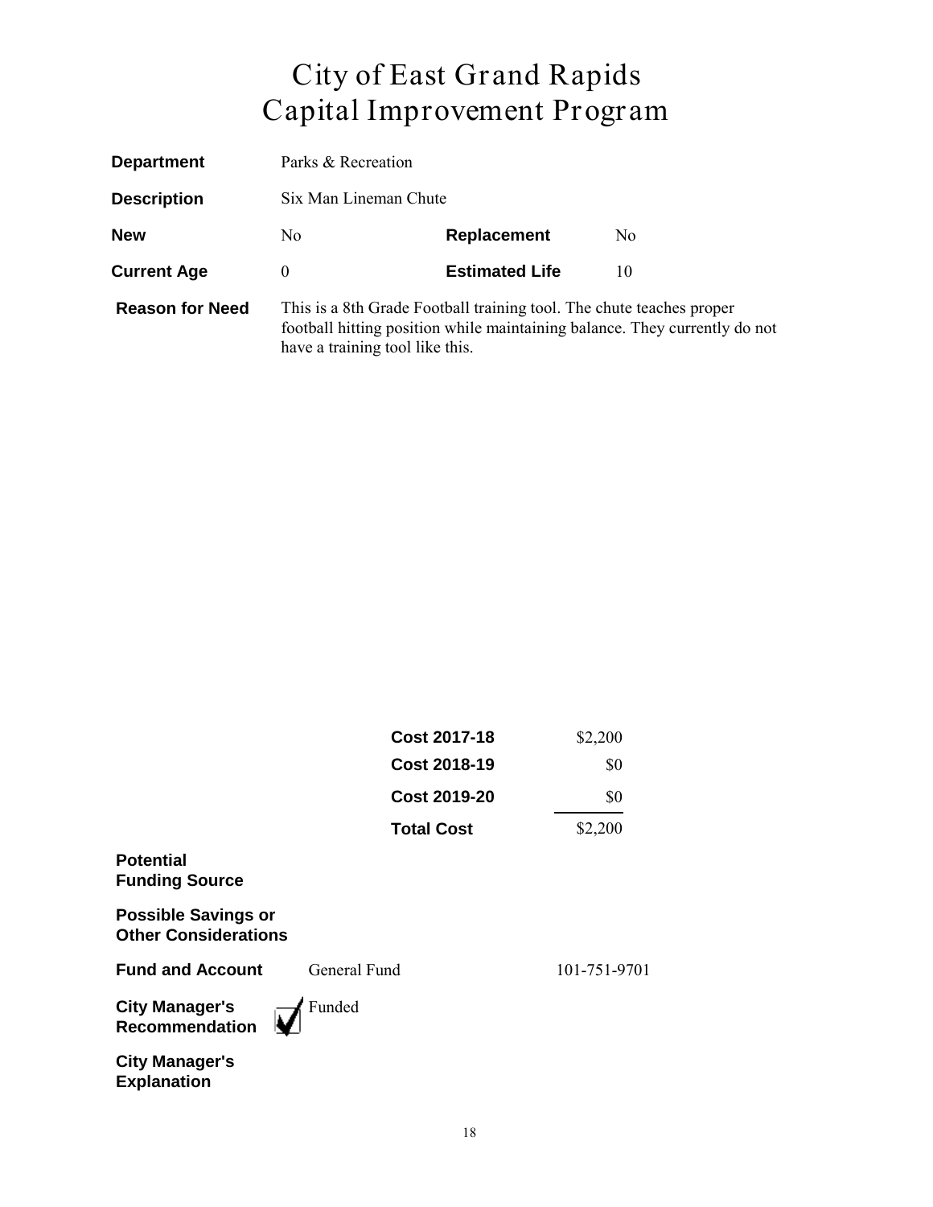# City of East Grand Rapids
# Capital Improvement Program

| | | | |
|---|---|---|---|
| **Department** | Parks & Recreation | | |
| **Description** | Six Man Lineman Chute | | |
| **New** | No | **Replacement** | No |
| **Current Age** | 0 | **Estimated Life** | 10 |

**Reason for Need** This is a 8th Grade Football training tool. The chute teaches proper football hitting position while maintaining balance. They currently do not have a training tool like this.

| | |
|---|---|
| **Cost 2017-18** | \$2,200 |
| **Cost 2018-19** | \$0 |
| **Cost 2019-20** | \$0 |
| **Total Cost** | \$2,200 |

**Potential Funding Source**

**Possible Savings or Other Considerations**

**Fund and Account** General Fund 101-751-9701

**City Manager's Recommendation** ☑ Funded

**City Manager's Explanation**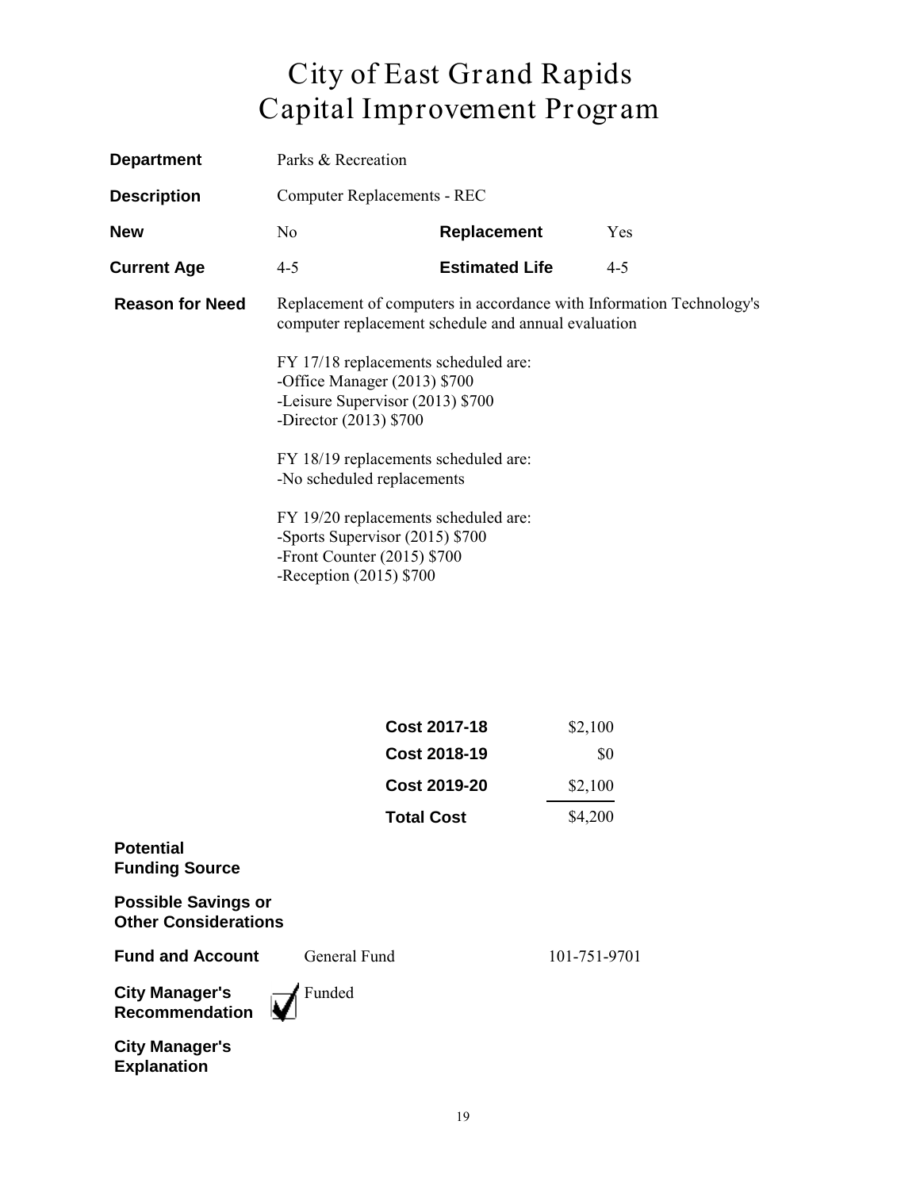# City of East Grand Rapids
# Capital Improvement Program

**Department** Parks & Recreation

**Description** Computer Replacements - REC

| **New** | No | **Replacement** | Yes |
|---|---|---|---|
| **Current Age** | 4-5 | **Estimated Life** | 4-5 |

**Reason for Need**

Replacement of computers in accordance with Information Technology's computer replacement schedule and annual evaluation

FY 17/18 replacements scheduled are:
-Office Manager (2013) $700
-Leisure Supervisor (2013) $700
-Director (2013) $700

FY 18/19 replacements scheduled are:
-No scheduled replacements

FY 19/20 replacements scheduled are:
-Sports Supervisor (2015) $700
-Front Counter (2015) $700
-Reception (2015) $700

| | |
|---|---|
| **Cost 2017-18** | $2,100 |
| **Cost 2018-19** | $0 |
| **Cost 2019-20** | $2,100 |
| **Total Cost** | $4,200 |

**Potential Funding Source**

**Possible Savings or Other Considerations**

**Fund and Account** General Fund 101-751-9701

**City Manager's Recommendation** ☑ Funded

**City Manager's Explanation**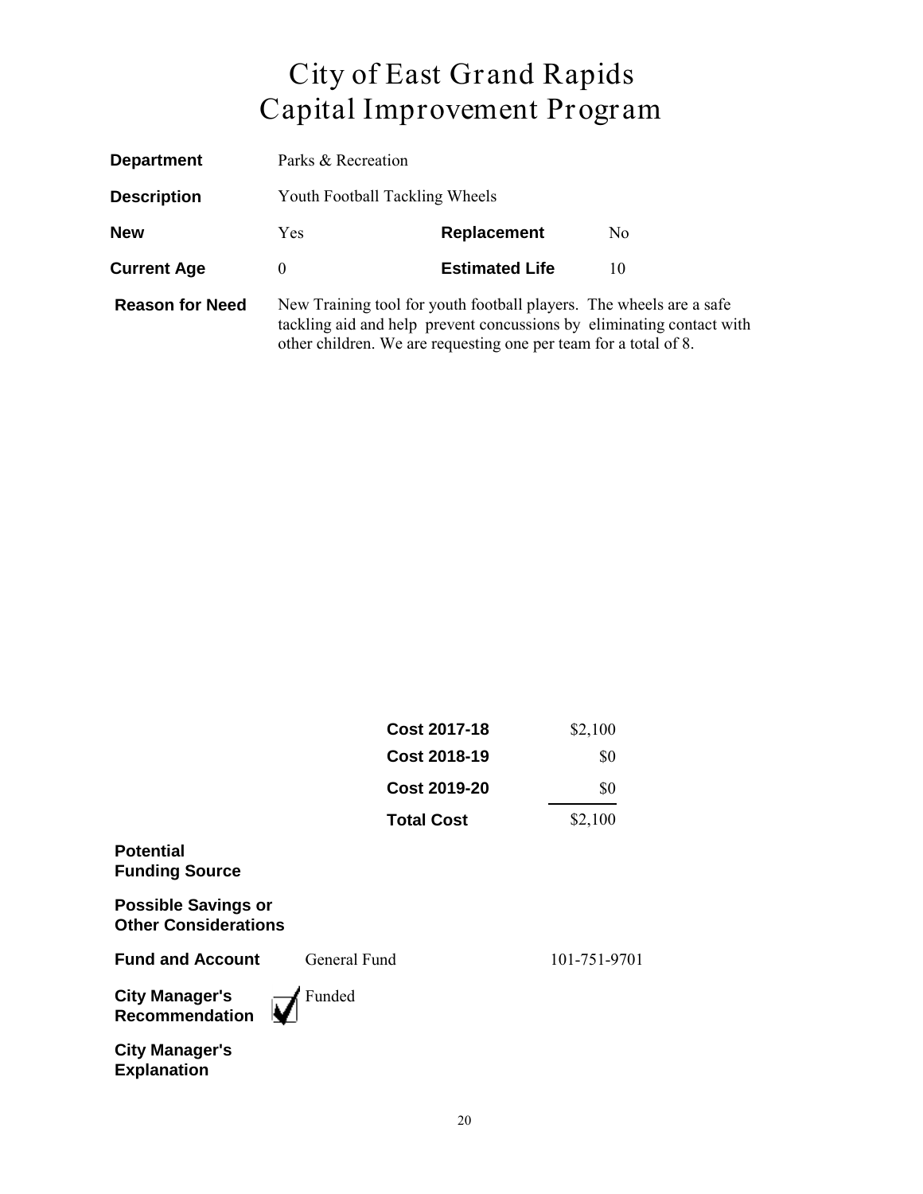# City of East Grand Rapids
# Capital Improvement Program

| | | | |
|---|---|---|---|
| **Department** | Parks & Recreation | | |
| **Description** | Youth Football Tackling Wheels | | |
| **New** | Yes | **Replacement** | No |
| **Current Age** | 0 | **Estimated Life** | 10 |

**Reason for Need** New Training tool for youth football players. The wheels are a safe tackling aid and help prevent concussions by eliminating contact with other children. We are requesting one per team for a total of 8.

| | |
|---|---|
| **Cost 2017-18** | $2,100 |
| **Cost 2018-19** | $0 |
| **Cost 2019-20** | $0 |
| **Total Cost** | $2,100 |

**Potential Funding Source**

**Possible Savings or Other Considerations**

**Fund and Account** General Fund 101-751-9701

**City Manager's Recommendation** ☑ Funded

**City Manager's Explanation**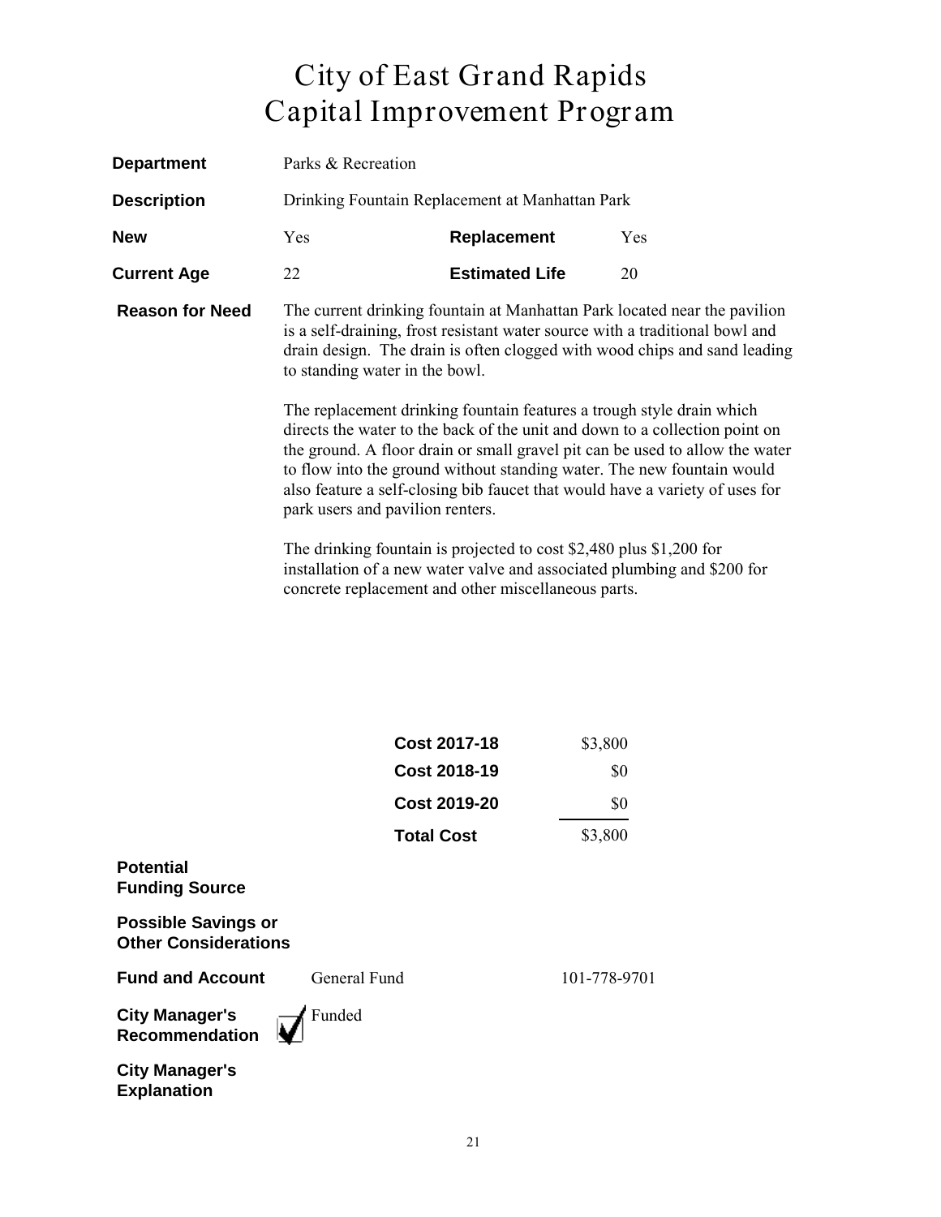# City of East Grand Rapids
# Capital Improvement Program

**Department** Parks & Recreation

**Description** Drinking Fountain Replacement at Manhattan Park

**New** Yes **Replacement** Yes

**Current Age** 22 **Estimated Life** 20

**Reason for Need**

The current drinking fountain at Manhattan Park located near the pavilion is a self-draining, frost resistant water source with a traditional bowl and drain design. The drain is often clogged with wood chips and sand leading to standing water in the bowl.

The replacement drinking fountain features a trough style drain which directs the water to the back of the unit and down to a collection point on the ground. A floor drain or small gravel pit can be used to allow the water to flow into the ground without standing water. The new fountain would also feature a self-closing bib faucet that would have a variety of uses for park users and pavilion renters.

The drinking fountain is projected to cost $2,480 plus $1,200 for installation of a new water valve and associated plumbing and $200 for concrete replacement and other miscellaneous parts.

| | |
|---|---|
| **Cost 2017-18** | $3,800 |
| **Cost 2018-19** | $0 |
| **Cost 2019-20** | $0 |
| **Total Cost** | $3,800 |

**Potential Funding Source**

**Possible Savings or Other Considerations**

**Fund and Account** General Fund 101-778-9701

**City Manager's Recommendation** ☑ Funded

**City Manager's Explanation**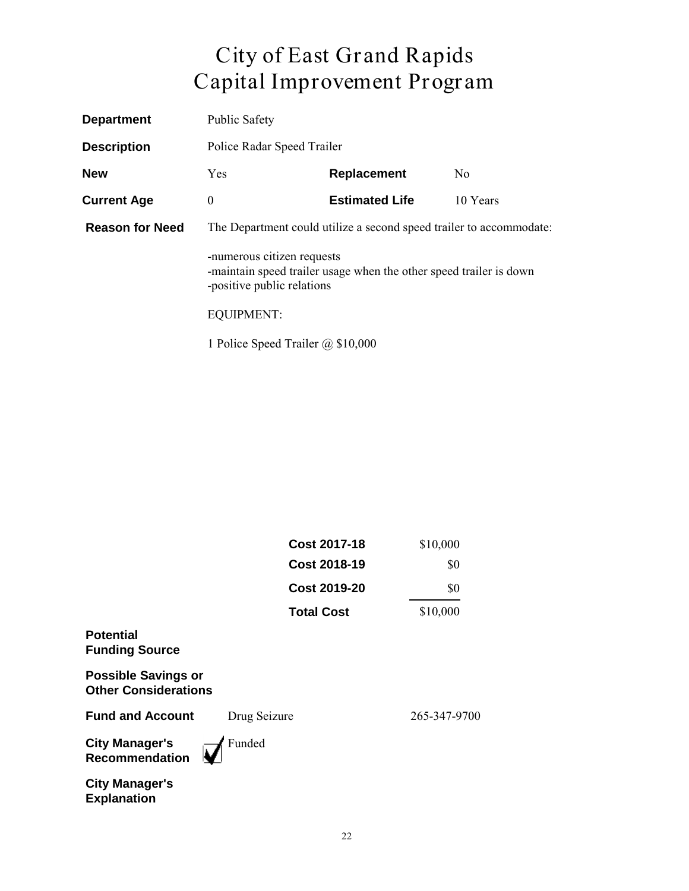# City of East Grand Rapids
# Capital Improvement Program

**Department** Public Safety

**Description** Police Radar Speed Trailer

| | | | |
|---|---|---|---|
| **New** | Yes | **Replacement** | No |
| **Current Age** | 0 | **Estimated Life** | 10 Years |

**Reason for Need** The Department could utilize a second speed trailer to accommodate:

-numerous citizen requests
-maintain speed trailer usage when the other speed trailer is down
-positive public relations

EQUIPMENT:

1 Police Speed Trailer @ $10,000

| | |
|---|---|
| **Cost 2017-18** | $10,000 |
| **Cost 2018-19** | $0 |
| **Cost 2019-20** | $0 |
| **Total Cost** | $10,000 |

**Potential Funding Source**

**Possible Savings or Other Considerations**

**Fund and Account** Drug Seizure 265-347-9700

**City Manager's Recommendation** ☑ Funded

**City Manager's Explanation**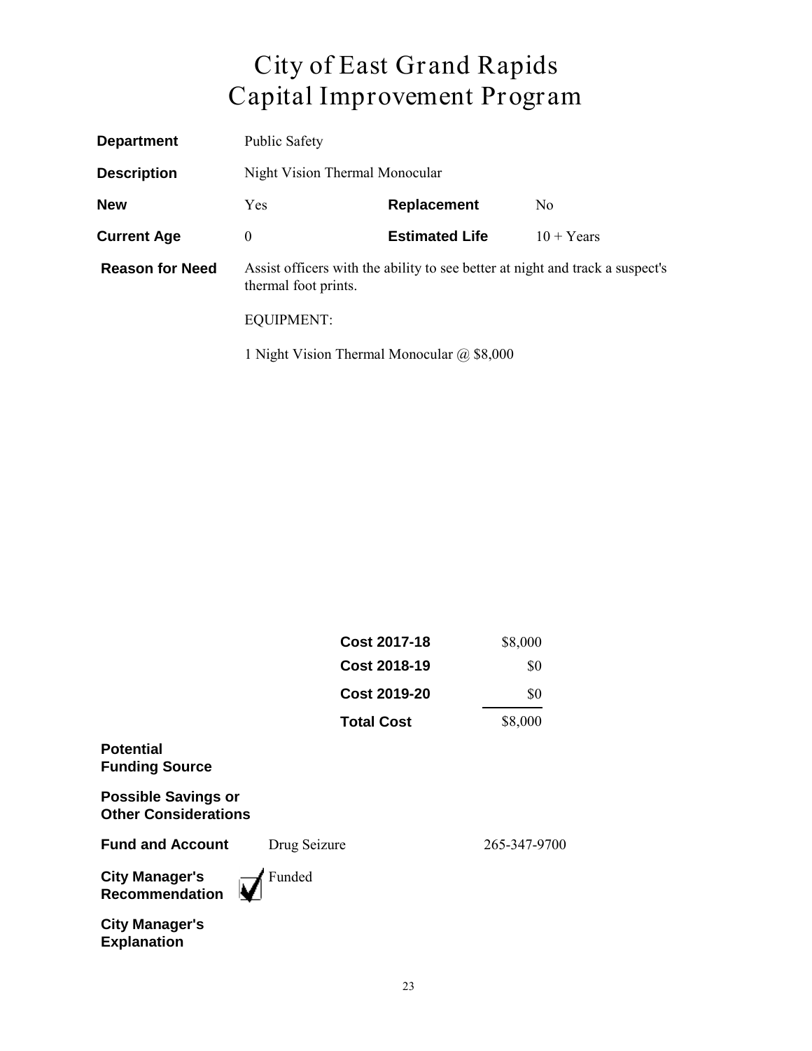# City of East Grand Rapids
# Capital Improvement Program

| | | | |
|---|---|---|---|
| **Department** | Public Safety | | |
| **Description** | Night Vision Thermal Monocular | | |
| **New** | Yes | **Replacement** | No |
| **Current Age** | 0 | **Estimated Life** | 10 + Years |

**Reason for Need**

Assist officers with the ability to see better at night and track a suspect's thermal foot prints.

EQUIPMENT:

1 Night Vision Thermal Monocular @ $8,000

| | |
|---|---|
| **Cost 2017-18** | $8,000 |
| **Cost 2018-19** | $0 |
| **Cost 2019-20** | $0 |
| **Total Cost** | $8,000 |

**Potential Funding Source**

**Possible Savings or Other Considerations**

**Fund and Account** Drug Seizure 265-347-9700

**City Manager's Recommendation** ☑ Funded

**City Manager's Explanation**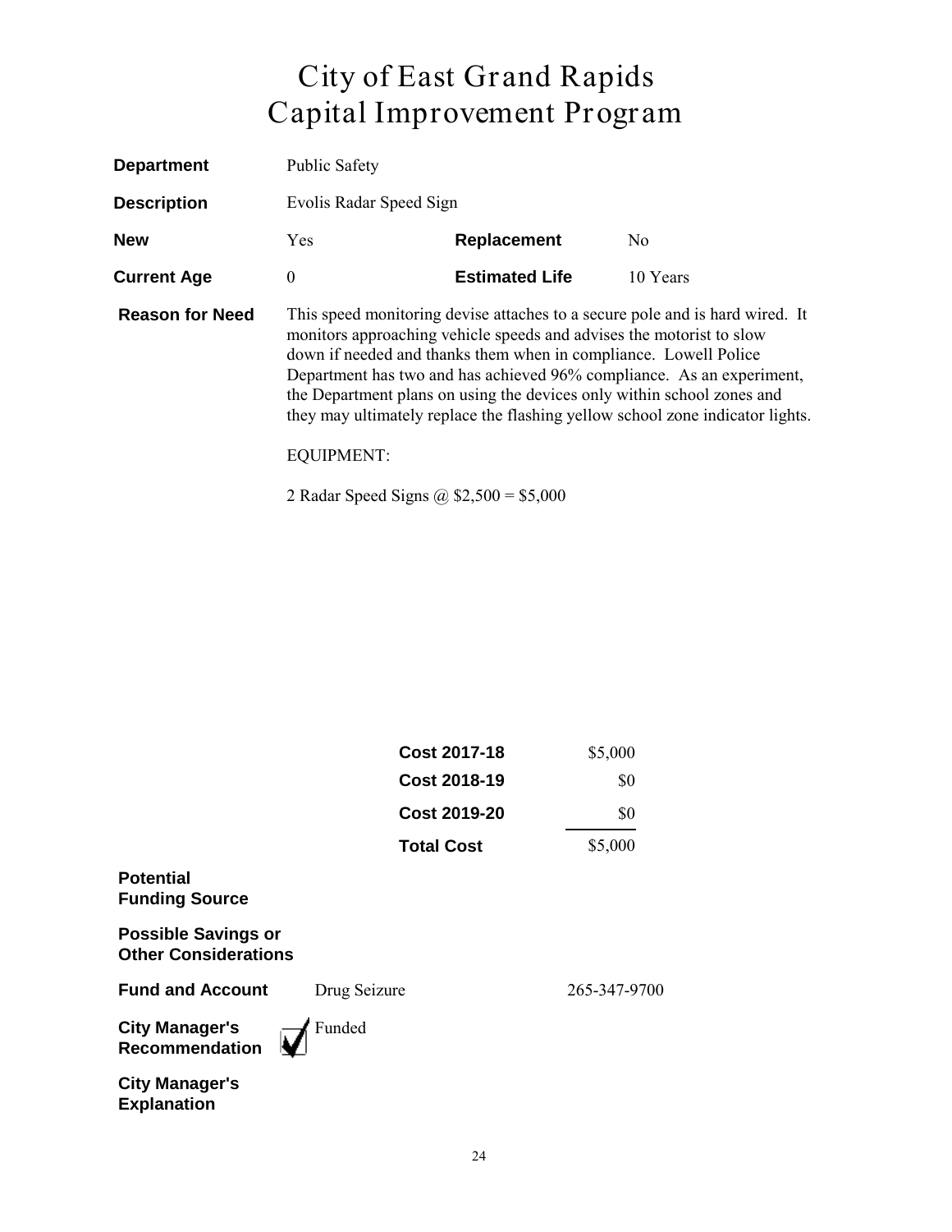# City of East Grand Rapids
# Capital Improvement Program

| | | | |
|---|---|---|---|
| **Department** | Public Safety | | |
| **Description** | Evolis Radar Speed Sign | | |
| **New** | Yes | **Replacement** | No |
| **Current Age** | 0 | **Estimated Life** | 10 Years |

**Reason for Need**

This speed monitoring devise attaches to a secure pole and is hard wired. It monitors approaching vehicle speeds and advises the motorist to slow down if needed and thanks them when in compliance. Lowell Police Department has two and has achieved 96% compliance. As an experiment, the Department plans on using the devices only within school zones and they may ultimately replace the flashing yellow school zone indicator lights.

EQUIPMENT:

2 Radar Speed Signs @ $2,500 = $5,000

| | |
|---|---|
| **Cost 2017-18** | $5,000 |
| **Cost 2018-19** | $0 |
| **Cost 2019-20** | $0 |
| **Total Cost** | $5,000 |

**Potential Funding Source**

**Possible Savings or Other Considerations**

**Fund and Account** Drug Seizure 265-347-9700

**City Manager's Recommendation** ☑ Funded

**City Manager's Explanation**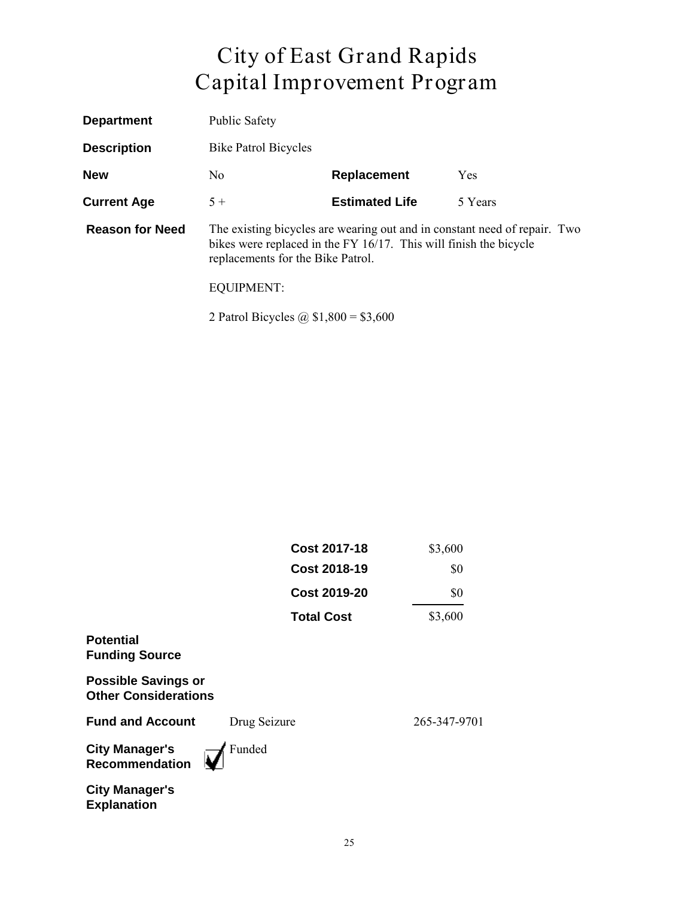# City of East Grand Rapids
# Capital Improvement Program

| | | | |
|---|---|---|---|
| **Department** | Public Safety | | |
| **Description** | Bike Patrol Bicycles | | |
| **New** | No | **Replacement** | Yes |
| **Current Age** | 5 + | **Estimated Life** | 5 Years |

**Reason for Need**

The existing bicycles are wearing out and in constant need of repair. Two bikes were replaced in the FY 16/17. This will finish the bicycle replacements for the Bike Patrol.

EQUIPMENT:

2 Patrol Bicycles @ $1,800 = $3,600

| | |
|---|---|
| **Cost 2017-18** | $3,600 |
| **Cost 2018-19** | $0 |
| **Cost 2019-20** | $0 |
| **Total Cost** | $3,600 |

**Potential Funding Source**

**Possible Savings or Other Considerations**

**Fund and Account** Drug Seizure 265-347-9701

**City Manager's Recommendation** ☑ Funded

**City Manager's Explanation**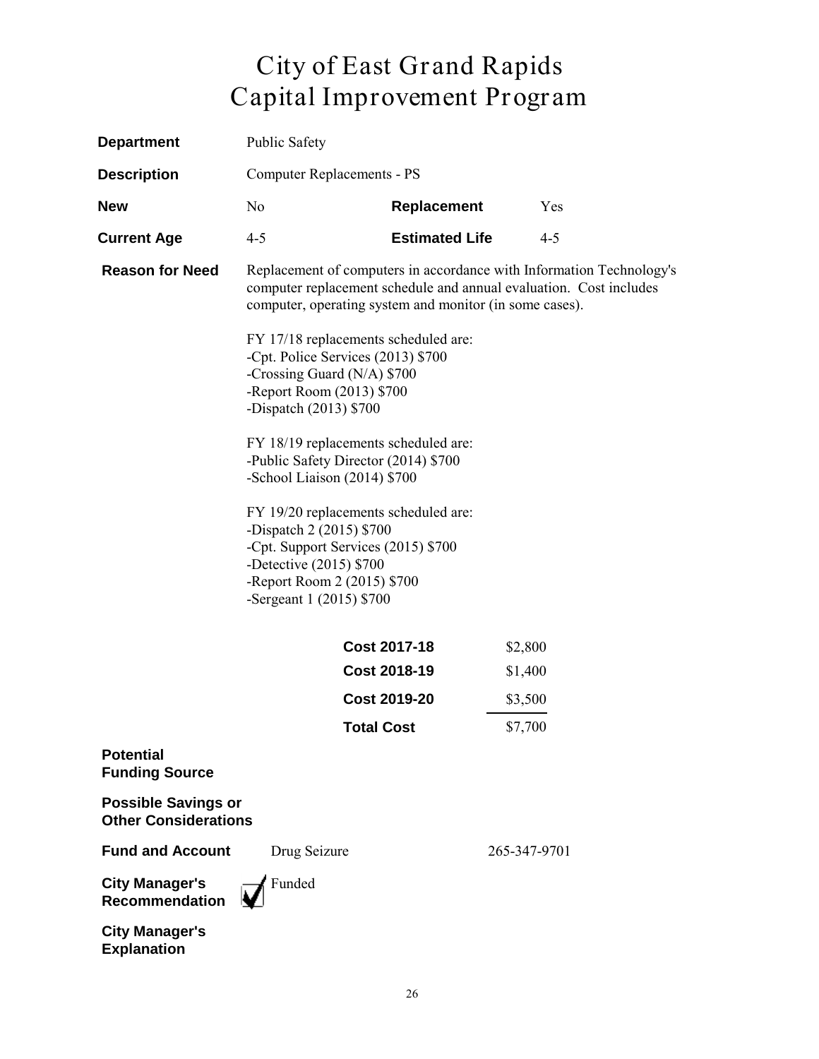# City of East Grand Rapids
# Capital Improvement Program

**Department** Public Safety

**Description** Computer Replacements - PS

**New** No **Replacement** Yes

**Current Age** 4-5 **Estimated Life** 4-5

**Reason for Need**

Replacement of computers in accordance with Information Technology's computer replacement schedule and annual evaluation. Cost includes computer, operating system and monitor (in some cases).

FY 17/18 replacements scheduled are:
- -Cpt. Police Services (2013) $700
- -Crossing Guard (N/A) $700
- -Report Room (2013) $700
- -Dispatch (2013) $700

FY 18/19 replacements scheduled are:
- -Public Safety Director (2014) $700
- -School Liaison (2014) $700

FY 19/20 replacements scheduled are:
- -Dispatch 2 (2015) $700
- -Cpt. Support Services (2015) $700
- -Detective (2015) $700
- -Report Room 2 (2015) $700
- -Sergeant 1 (2015) $700

| | |
|---|---|
| **Cost 2017-18** | $2,800 |
| **Cost 2018-19** | $1,400 |
| **Cost 2019-20** | $3,500 |
| **Total Cost** | $7,700 |

**Potential Funding Source**

**Possible Savings or Other Considerations**

**Fund and Account** Drug Seizure 265-347-9701

**City Manager's Recommendation** ☑ Funded

**City Manager's Explanation**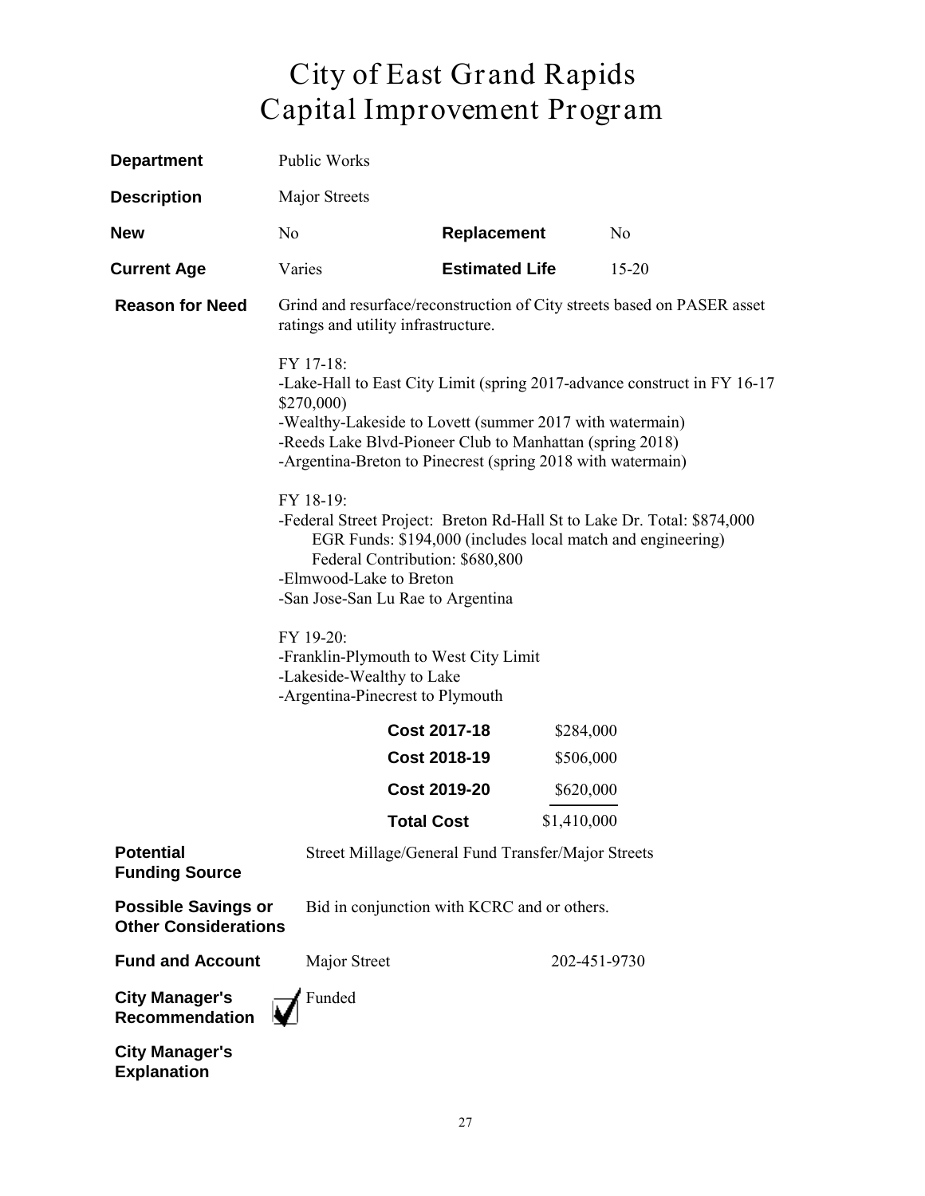# City of East Grand Rapids
# Capital Improvement Program

**Department** Public Works

**Description** Major Streets

**New** No **Replacement** No

**Current Age** Varies **Estimated Life** 15-20

**Reason for Need** Grind and resurface/reconstruction of City streets based on PASER asset ratings and utility infrastructure.

FY 17-18:
-Lake-Hall to East City Limit (spring 2017-advance construct in FY 16-17 $270,000)
-Wealthy-Lakeside to Lovett (summer 2017 with watermain)
-Reeds Lake Blvd-Pioneer Club to Manhattan (spring 2018)
-Argentina-Breton to Pinecrest (spring 2018 with watermain)

FY 18-19:
-Federal Street Project: Breton Rd-Hall St to Lake Dr. Total: $874,000
EGR Funds: $194,000 (includes local match and engineering)
Federal Contribution: $680,800
-Elmwood-Lake to Breton
-San Jose-San Lu Rae to Argentina

FY 19-20:
-Franklin-Plymouth to West City Limit
-Lakeside-Wealthy to Lake
-Argentina-Pinecrest to Plymouth

| | |
|---|---|
| **Cost 2017-18** | $284,000 |
| **Cost 2018-19** | $506,000 |
| **Cost 2019-20** | $620,000 |
| **Total Cost** | $1,410,000 |

**Potential Funding Source** Street Millage/General Fund Transfer/Major Streets

**Possible Savings or Other Considerations** Bid in conjunction with KCRC and or others.

**Fund and Account** Major Street 202-451-9730

**City Manager's Recommendation** ☑ Funded

**City Manager's Explanation**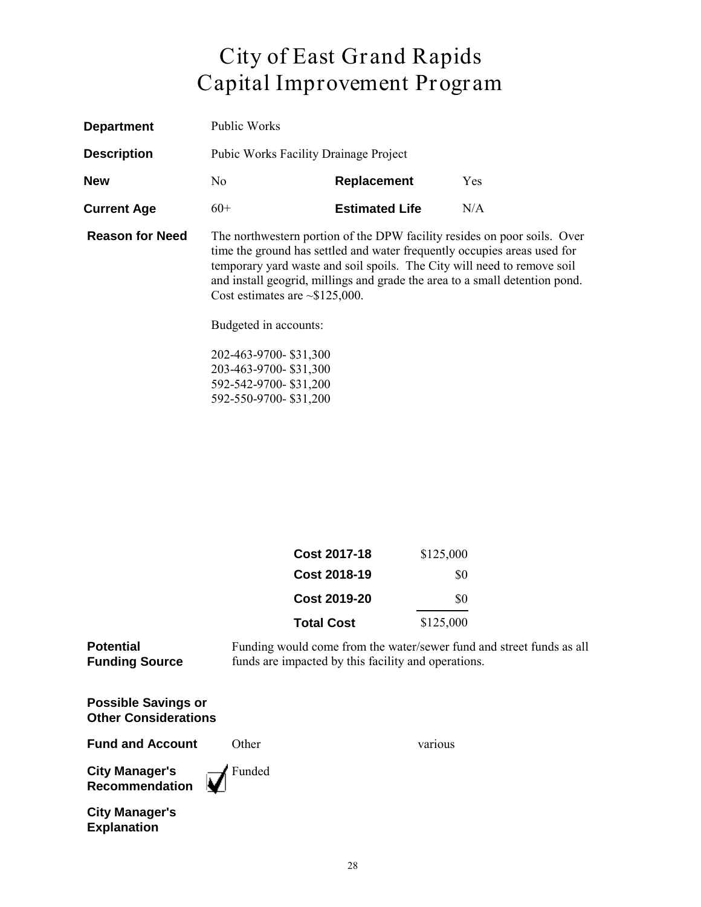# City of East Grand Rapids
# Capital Improvement Program

| | | | |
|---|---|---|---|
| **Department** | Public Works | | |
| **Description** | Pubic Works Facility Drainage Project | | |
| **New** | No | **Replacement** | Yes |
| **Current Age** | 60+ | **Estimated Life** | N/A |

**Reason for Need**

The northwestern portion of the DPW facility resides on poor soils. Over time the ground has settled and water frequently occupies areas used for temporary yard waste and soil spoils. The City will need to remove soil and install geogrid, millings and grade the area to a small detention pond. Cost estimates are ~$125,000.

Budgeted in accounts:

202-463-9700- $31,300
203-463-9700- $31,300
592-542-9700- $31,200
592-550-9700- $31,200

| | |
|---|---|
| **Cost 2017-18** | $125,000 |
| **Cost 2018-19** | $0 |
| **Cost 2019-20** | $0 |
| **Total Cost** | $125,000 |

**Potential Funding Source**

Funding would come from the water/sewer fund and street funds as all funds are impacted by this facility and operations.

**Possible Savings or Other Considerations**

**Fund and Account** Other various

**City Manager's Recommendation** ☑ Funded

**City Manager's Explanation**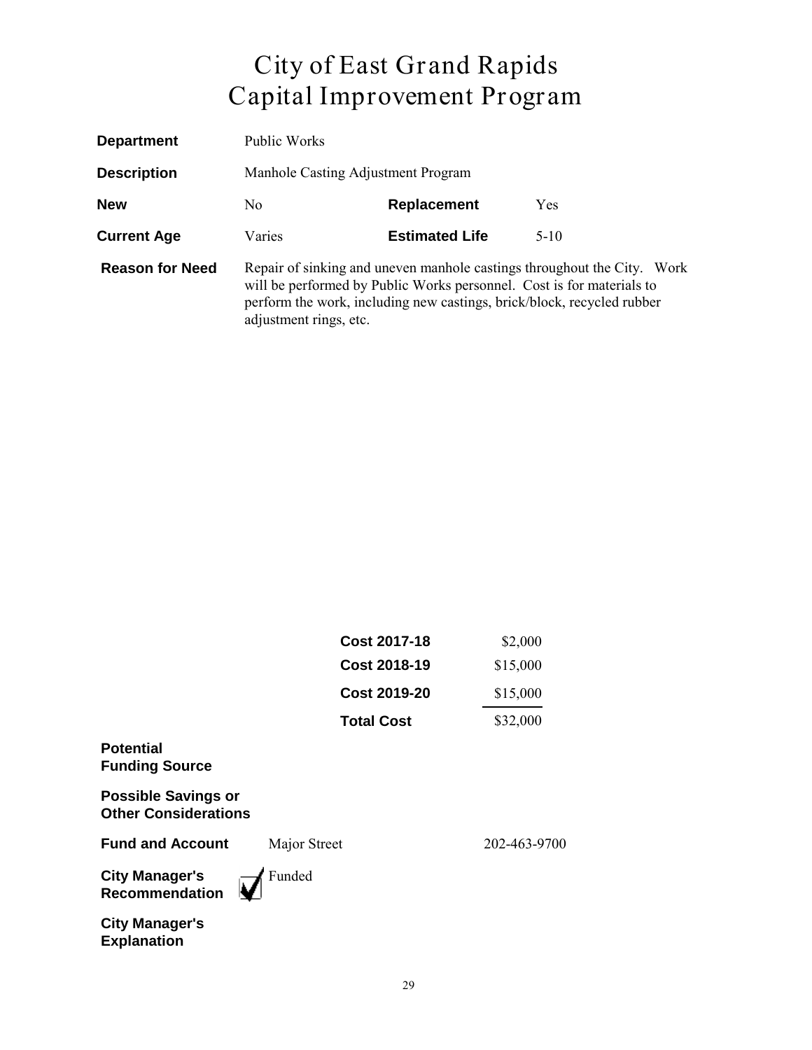# City of East Grand Rapids
# Capital Improvement Program

| | | | |
|---|---|---|---|
| **Department** | Public Works | | |
| **Description** | Manhole Casting Adjustment Program | | |
| **New** | No | **Replacement** | Yes |
| **Current Age** | Varies | **Estimated Life** | 5-10 |

**Reason for Need** Repair of sinking and uneven manhole castings throughout the City. Work will be performed by Public Works personnel. Cost is for materials to perform the work, including new castings, brick/block, recycled rubber adjustment rings, etc.

| | |
|---|---|
| **Cost 2017-18** | $2,000 |
| **Cost 2018-19** | $15,000 |
| **Cost 2019-20** | $15,000 |
| **Total Cost** | $32,000 |

**Potential Funding Source**

**Possible Savings or Other Considerations**

**Fund and Account** Major Street 202-463-9700

**City Manager's Recommendation** ☑ Funded

**City Manager's Explanation**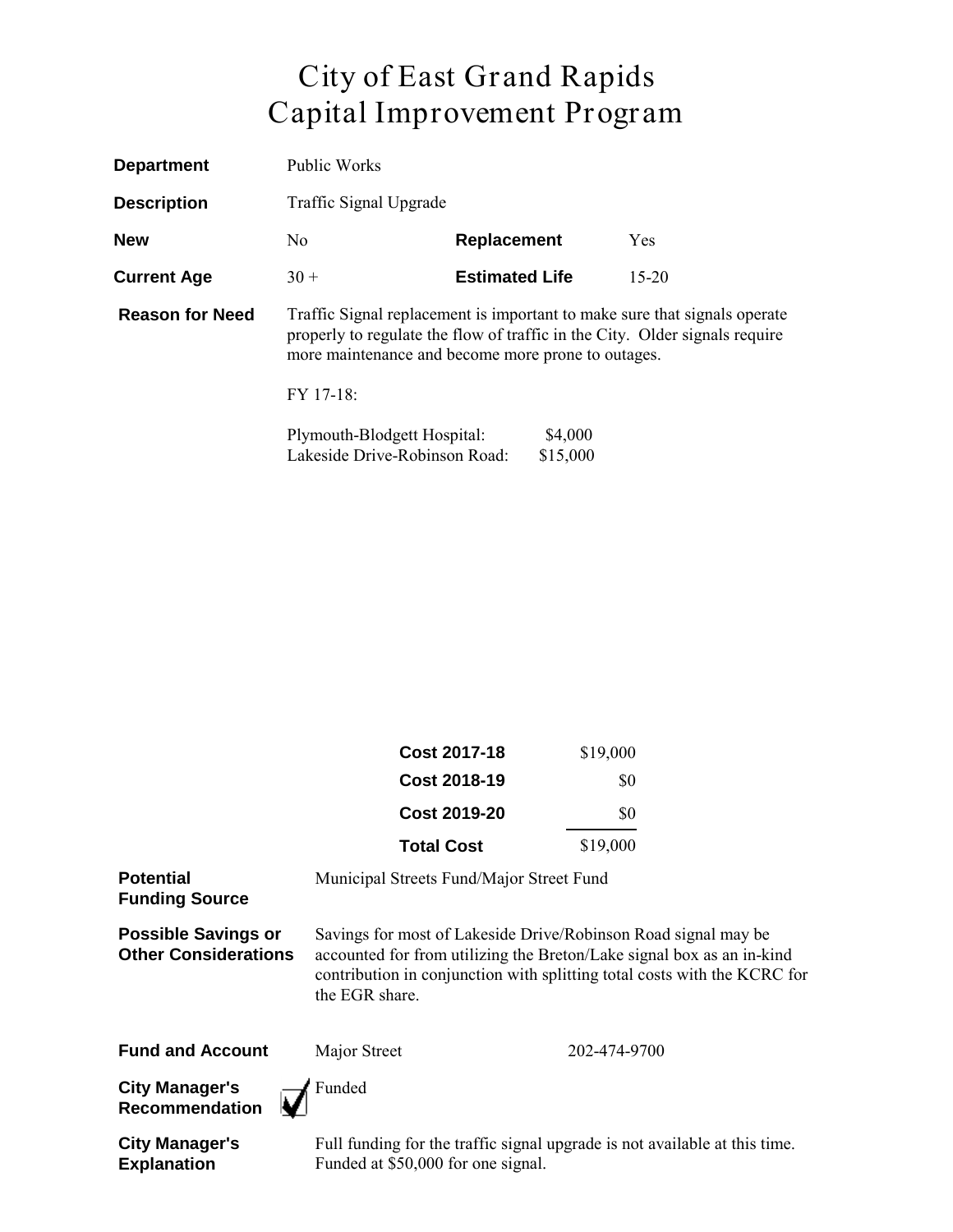# City of East Grand Rapids
# Capital Improvement Program

**Department** Public Works

**Description** Traffic Signal Upgrade

**New** No **Replacement** Yes

**Current Age** 30 + **Estimated Life** 15-20

**Reason for Need** Traffic Signal replacement is important to make sure that signals operate properly to regulate the flow of traffic in the City. Older signals require more maintenance and become more prone to outages.

FY 17-18:

| | |
|---|---|
| Plymouth-Blodgett Hospital: | $4,000 |
| Lakeside Drive-Robinson Road: | $15,000 |

| | |
|---|---|
| **Cost 2017-18** | $19,000 |
| **Cost 2018-19** | $0 |
| **Cost 2019-20** | $0 |
| **Total Cost** | $19,000 |

**Potential Funding Source** Municipal Streets Fund/Major Street Fund

**Possible Savings or Other Considerations** Savings for most of Lakeside Drive/Robinson Road signal may be accounted for from utilizing the Breton/Lake signal box as an in-kind contribution in conjunction with splitting total costs with the KCRC for the EGR share.

**Fund and Account** Major Street 202-474-9700

**City Manager's Recommendation** ☑ Funded

**City Manager's Explanation** Full funding for the traffic signal upgrade is not available at this time. Funded at $50,000 for one signal.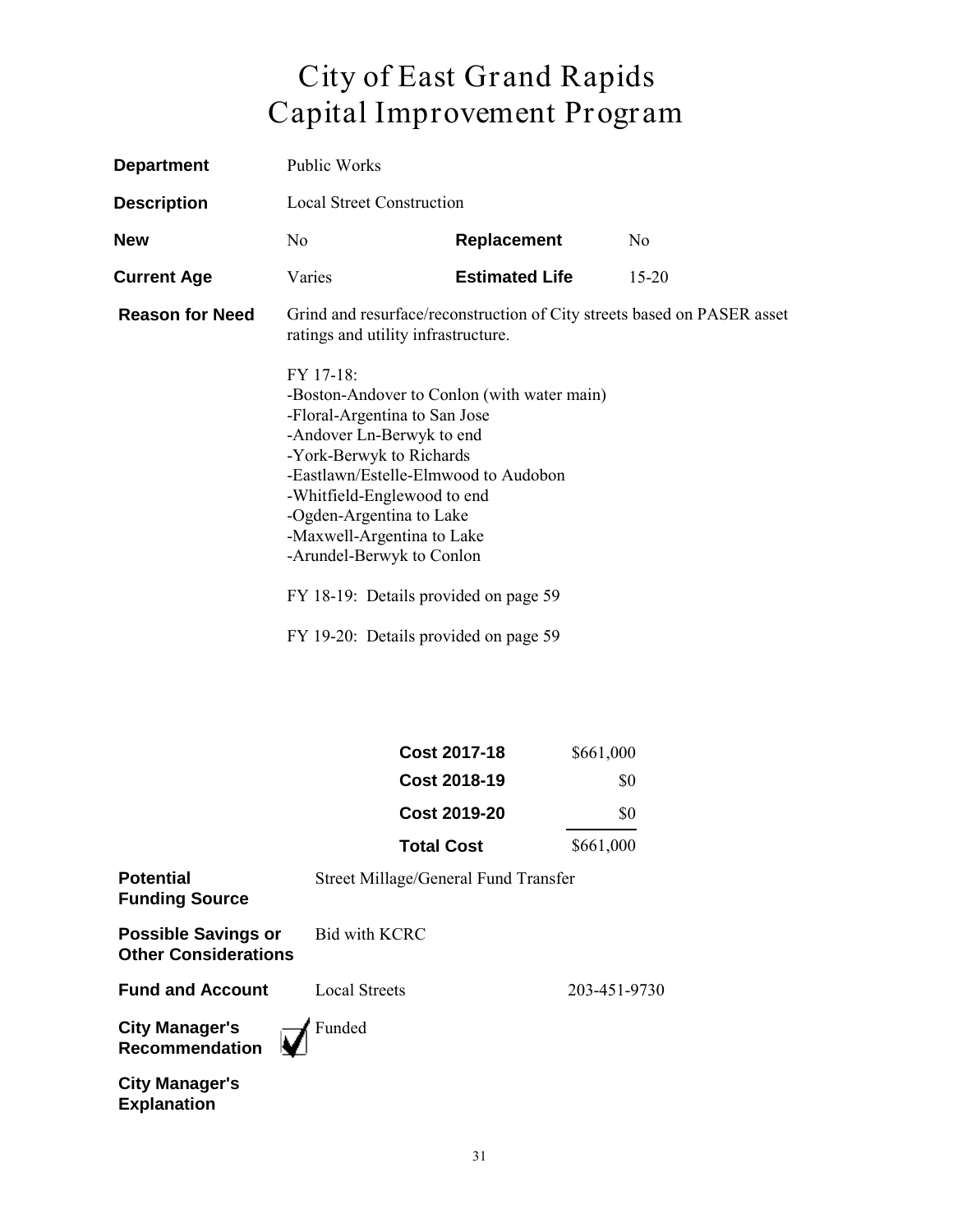# City of East Grand Rapids
# Capital Improvement Program

**Department** Public Works

**Description** Local Street Construction

**New** No **Replacement** No

**Current Age** Varies **Estimated Life** 15-20

**Reason for Need** Grind and resurface/reconstruction of City streets based on PASER asset ratings and utility infrastructure.

FY 17-18:
-Boston-Andover to Conlon (with water main)
-Floral-Argentina to San Jose
-Andover Ln-Berwyk to end
-York-Berwyk to Richards
-Eastlawn/Estelle-Elmwood to Audobon
-Whitfield-Englewood to end
-Ogden-Argentina to Lake
-Maxwell-Argentina to Lake
-Arundel-Berwyk to Conlon

FY 18-19: Details provided on page 59

FY 19-20: Details provided on page 59

| | |
|---|---|
| **Cost 2017-18** | $661,000 |
| **Cost 2018-19** | $0 |
| **Cost 2019-20** | $0 |
| **Total Cost** | $661,000 |

**Potential Funding Source** Street Millage/General Fund Transfer

**Possible Savings or Other Considerations** Bid with KCRC

**Fund and Account** Local Streets 203-451-9730

**City Manager's Recommendation** ☑ Funded

**City Manager's Explanation**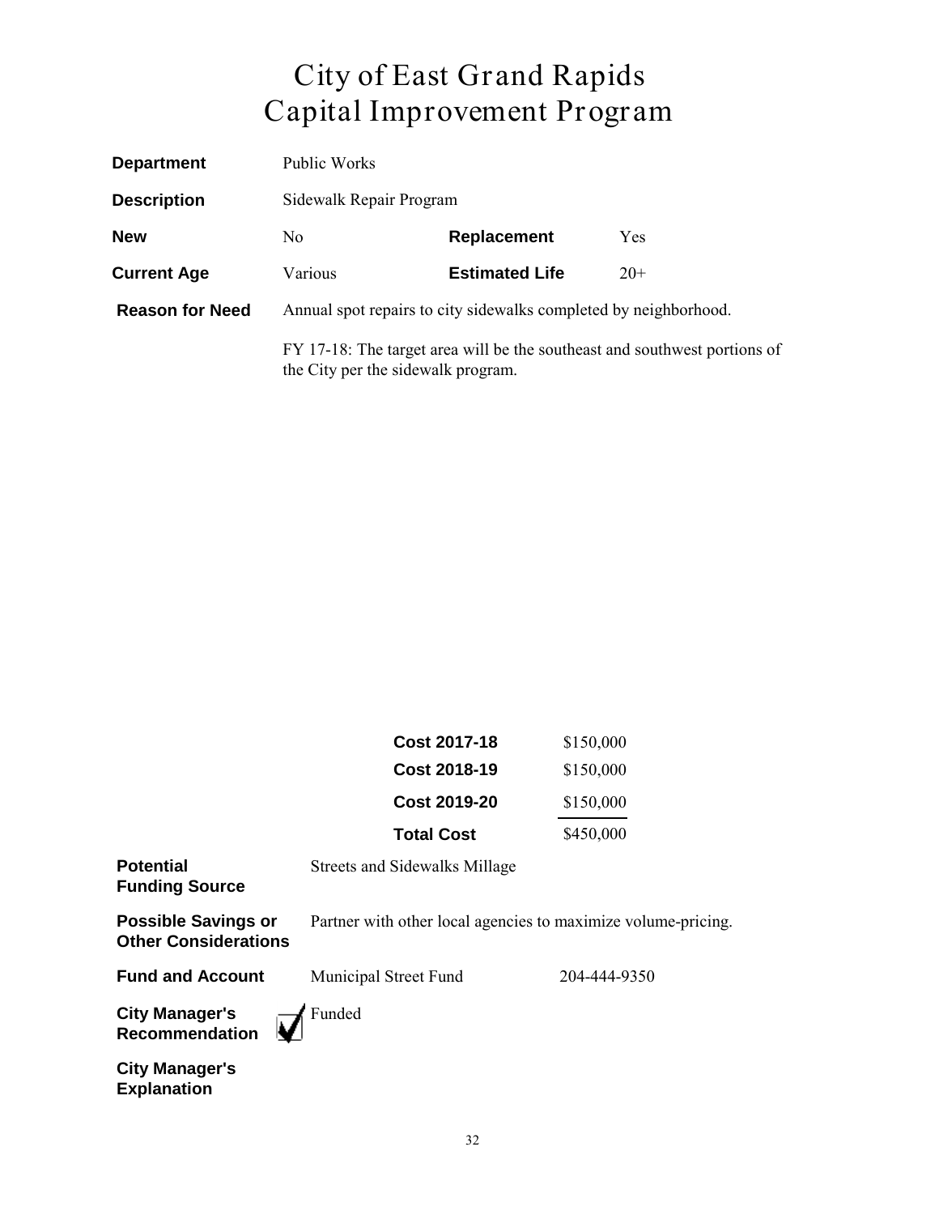# City of East Grand Rapids
# Capital Improvement Program

| | | | |
|---|---|---|---|
| **Department** | Public Works | | |
| **Description** | Sidewalk Repair Program | | |
| **New** | No | **Replacement** | Yes |
| **Current Age** | Various | **Estimated Life** | 20+ |

**Reason for Need** Annual spot repairs to city sidewalks completed by neighborhood.

FY 17-18: The target area will be the southeast and southwest portions of the City per the sidewalk program.

| | |
|---|---|
| **Cost 2017-18** | $150,000 |
| **Cost 2018-19** | $150,000 |
| **Cost 2019-20** | $150,000 |
| **Total Cost** | $450,000 |

**Potential Funding Source** Streets and Sidewalks Millage

**Possible Savings or Other Considerations** Partner with other local agencies to maximize volume-pricing.

**Fund and Account** Municipal Street Fund 204-444-9350

**City Manager's Recommendation** ☑ Funded

**City Manager's Explanation**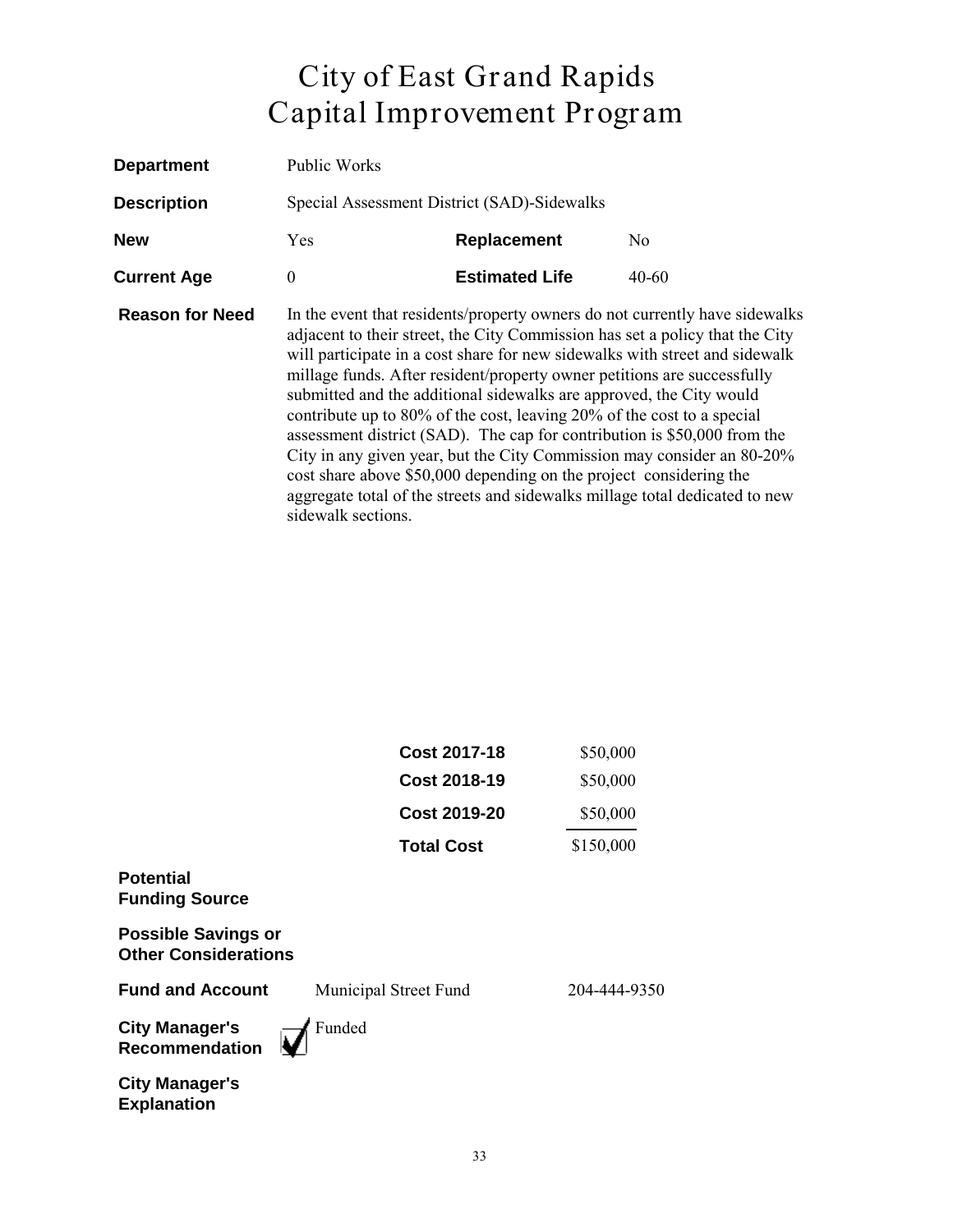# City of East Grand Rapids
# Capital Improvement Program

**Department** Public Works

**Description** Special Assessment District (SAD)-Sidewalks

**New** Yes **Replacement** No

**Current Age** 0 **Estimated Life** 40-60

**Reason for Need** In the event that residents/property owners do not currently have sidewalks adjacent to their street, the City Commission has set a policy that the City will participate in a cost share for new sidewalks with street and sidewalk millage funds. After resident/property owner petitions are successfully submitted and the additional sidewalks are approved, the City would contribute up to 80% of the cost, leaving 20% of the cost to a special assessment district (SAD). The cap for contribution is $50,000 from the City in any given year, but the City Commission may consider an 80-20% cost share above $50,000 depending on the project considering the aggregate total of the streets and sidewalks millage total dedicated to new sidewalk sections.

| | |
|---|---|
| **Cost 2017-18** | $50,000 |
| **Cost 2018-19** | $50,000 |
| **Cost 2019-20** | $50,000 |
| **Total Cost** | $150,000 |

**Potential Funding Source**

**Possible Savings or Other Considerations**

**Fund and Account** Municipal Street Fund 204-444-9350

**City Manager's Recommendation** ☑ Funded

**City Manager's Explanation**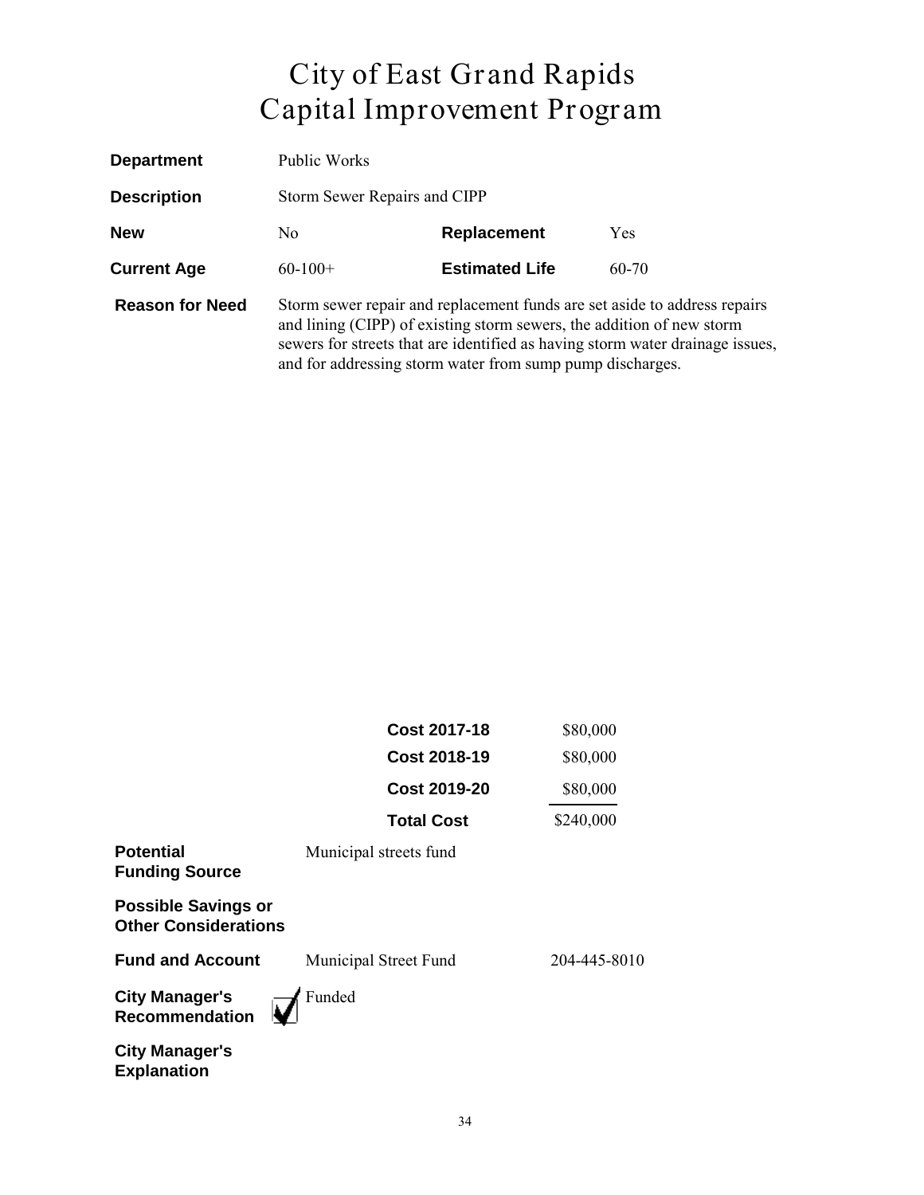# City of East Grand Rapids
# Capital Improvement Program

| | | | |
|---|---|---|---|
| **Department** | Public Works | | |
| **Description** | Storm Sewer Repairs and CIPP | | |
| **New** | No | **Replacement** | Yes |
| **Current Age** | 60-100+ | **Estimated Life** | 60-70 |

**Reason for Need**

Storm sewer repair and replacement funds are set aside to address repairs and lining (CIPP) of existing storm sewers, the addition of new storm sewers for streets that are identified as having storm water drainage issues, and for addressing storm water from sump pump discharges.

| | |
|---|---|
| **Cost 2017-18** | $80,000 |
| **Cost 2018-19** | $80,000 |
| **Cost 2019-20** | $80,000 |
| **Total Cost** | $240,000 |

**Potential Funding Source**
Municipal streets fund

**Possible Savings or Other Considerations**

**Fund and Account**
Municipal Street Fund 204-445-8010

**City Manager's Recommendation**
☑ Funded

**City Manager's Explanation**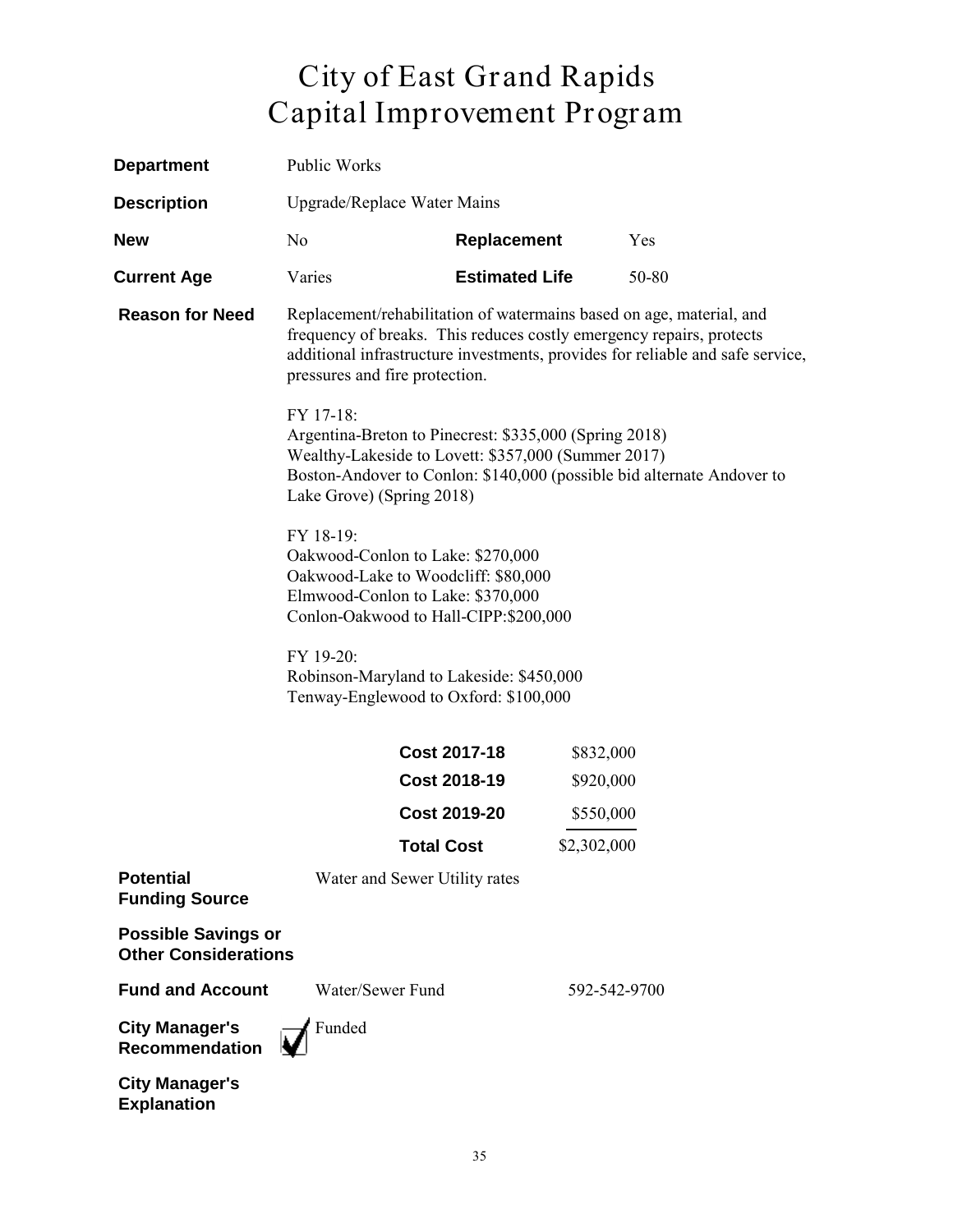# City of East Grand Rapids
# Capital Improvement Program

**Department** Public Works

**Description** Upgrade/Replace Water Mains

**New** No **Replacement** Yes

**Current Age** Varies **Estimated Life** 50-80

**Reason for Need** Replacement/rehabilitation of watermains based on age, material, and frequency of breaks. This reduces costly emergency repairs, protects additional infrastructure investments, provides for reliable and safe service, pressures and fire protection.

FY 17-18:
Argentina-Breton to Pinecrest: $335,000 (Spring 2018)
Wealthy-Lakeside to Lovett: $357,000 (Summer 2017)
Boston-Andover to Conlon: $140,000 (possible bid alternate Andover to Lake Grove) (Spring 2018)

FY 18-19:
Oakwood-Conlon to Lake: $270,000
Oakwood-Lake to Woodcliff: $80,000
Elmwood-Conlon to Lake: $370,000
Conlon-Oakwood to Hall-CIPP:$200,000

FY 19-20:
Robinson-Maryland to Lakeside: $450,000
Tenway-Englewood to Oxford: $100,000

| | |
|---|---|
| **Cost 2017-18** | $832,000 |
| **Cost 2018-19** | $920,000 |
| **Cost 2019-20** | $550,000 |
| **Total Cost** | $2,302,000 |

**Potential Funding Source** Water and Sewer Utility rates

**Possible Savings or Other Considerations**

**Fund and Account** Water/Sewer Fund 592-542-9700

**City Manager's Recommendation** ☑ Funded

**City Manager's Explanation**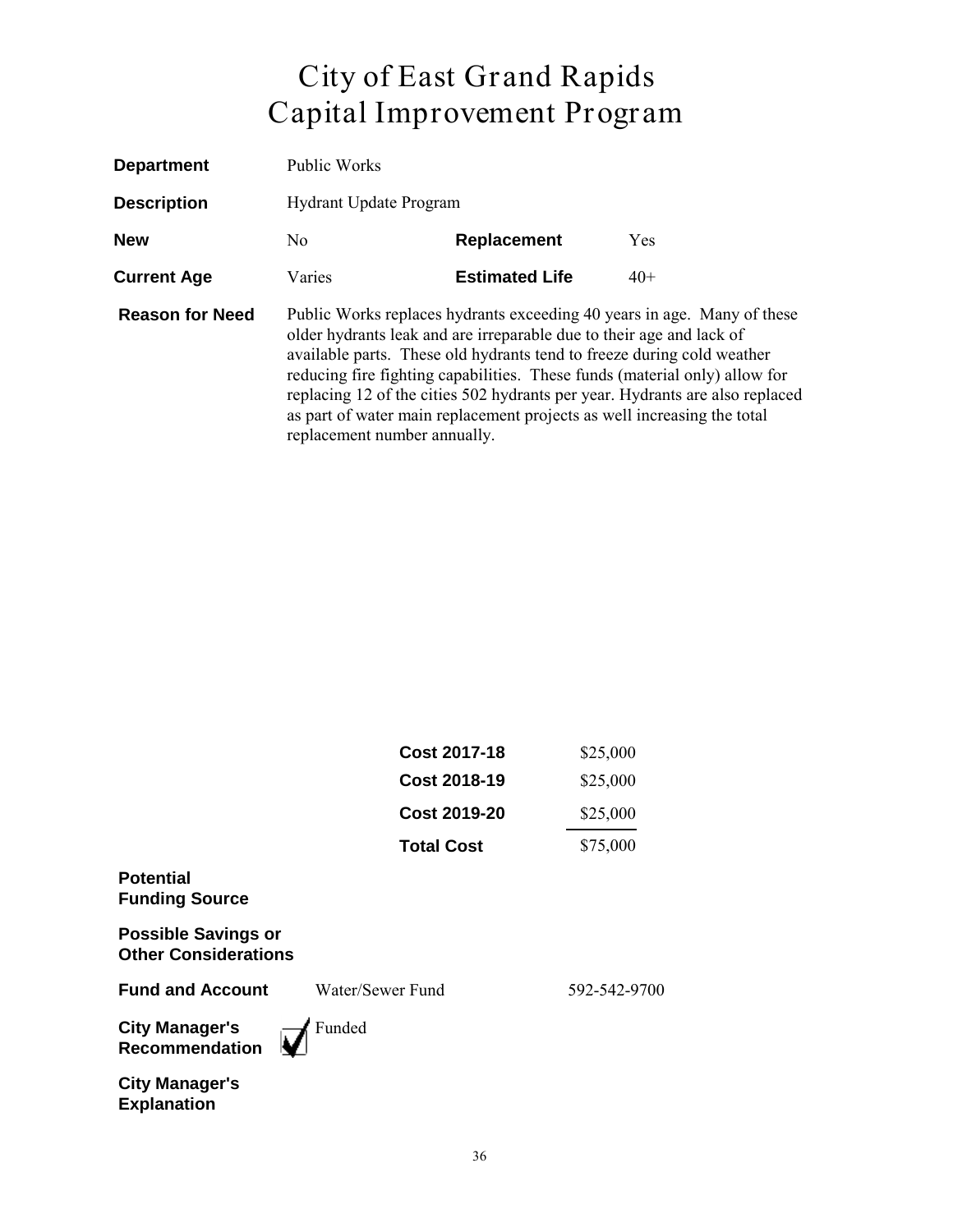# City of East Grand Rapids
# Capital Improvement Program

| | | | |
|---|---|---|---|
| **Department** | Public Works | | |
| **Description** | Hydrant Update Program | | |
| **New** | No | **Replacement** | Yes |
| **Current Age** | Varies | **Estimated Life** | 40+ |

**Reason for Need**

Public Works replaces hydrants exceeding 40 years in age. Many of these older hydrants leak and are irreparable due to their age and lack of available parts. These old hydrants tend to freeze during cold weather reducing fire fighting capabilities. These funds (material only) allow for replacing 12 of the cities 502 hydrants per year. Hydrants are also replaced as part of water main replacement projects as well increasing the total replacement number annually.

| | |
|---|---|
| **Cost 2017-18** | $25,000 |
| **Cost 2018-19** | $25,000 |
| **Cost 2019-20** | $25,000 |
| **Total Cost** | $75,000 |

**Potential Funding Source**

**Possible Savings or Other Considerations**

**Fund and Account** Water/Sewer Fund 592-542-9700

**City Manager's Recommendation** ☑ Funded

**City Manager's Explanation**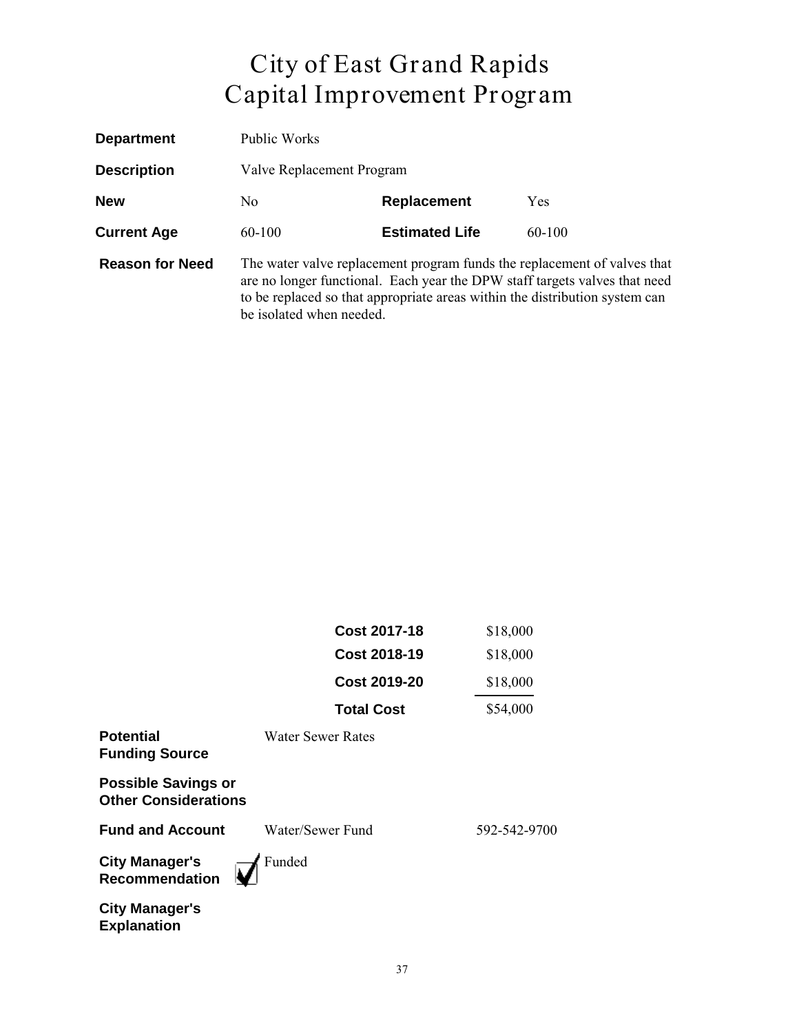# City of East Grand Rapids
# Capital Improvement Program

| | | | |
|---|---|---|---|
| **Department** | Public Works | | |
| **Description** | Valve Replacement Program | | |
| **New** | No | **Replacement** | Yes |
| **Current Age** | 60-100 | **Estimated Life** | 60-100 |

**Reason for Need**

The water valve replacement program funds the replacement of valves that are no longer functional. Each year the DPW staff targets valves that need to be replaced so that appropriate areas within the distribution system can be isolated when needed.

| | |
|---|---|
| **Cost 2017-18** | $18,000 |
| **Cost 2018-19** | $18,000 |
| **Cost 2019-20** | $18,000 |
| **Total Cost** | $54,000 |

**Potential Funding Source**

Water Sewer Rates

**Possible Savings or Other Considerations**

**Fund and Account**

Water/Sewer Fund 592-542-9700

**City Manager's Recommendation**

☑ Funded

**City Manager's Explanation**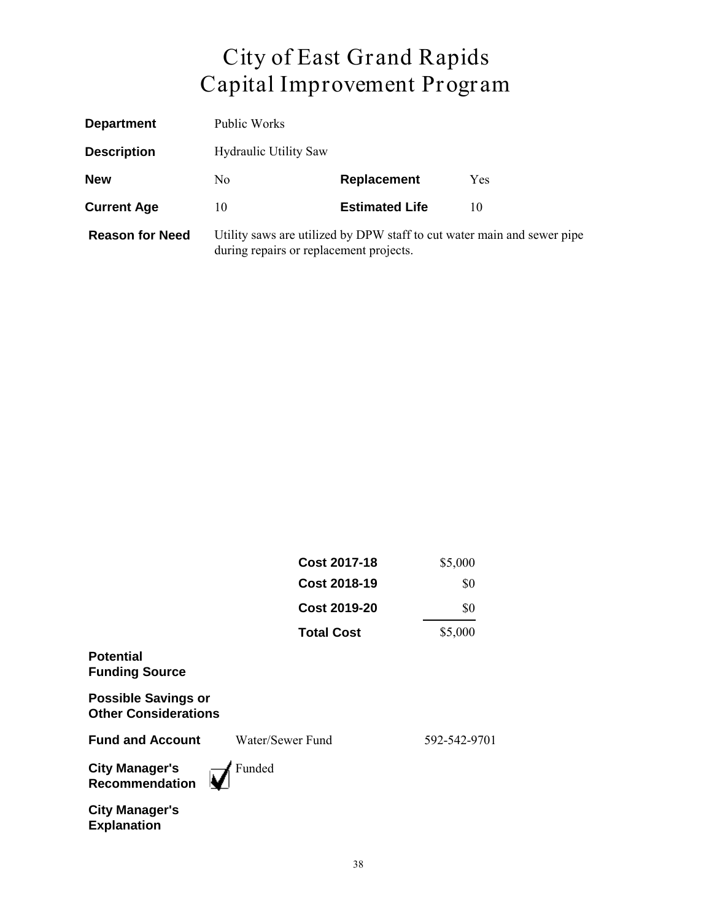# City of East Grand Rapids
# Capital Improvement Program

| | | | |
|---|---|---|---|
| **Department** | Public Works | | |
| **Description** | Hydraulic Utility Saw | | |
| **New** | No | **Replacement** | Yes |
| **Current Age** | 10 | **Estimated Life** | 10 |
| **Reason for Need** | Utility saws are utilized by DPW staff to cut water main and sewer pipe during repairs or replacement projects. | | |

| | |
|---|---|
| **Cost 2017-18** | $5,000 |
| **Cost 2018-19** | $0 |
| **Cost 2019-20** | $0 |
| **Total Cost** | $5,000 |

**Potential Funding Source**

**Possible Savings or Other Considerations**

**Fund and Account** Water/Sewer Fund 592-542-9701

**City Manager's Recommendation** ☑ Funded

**City Manager's Explanation**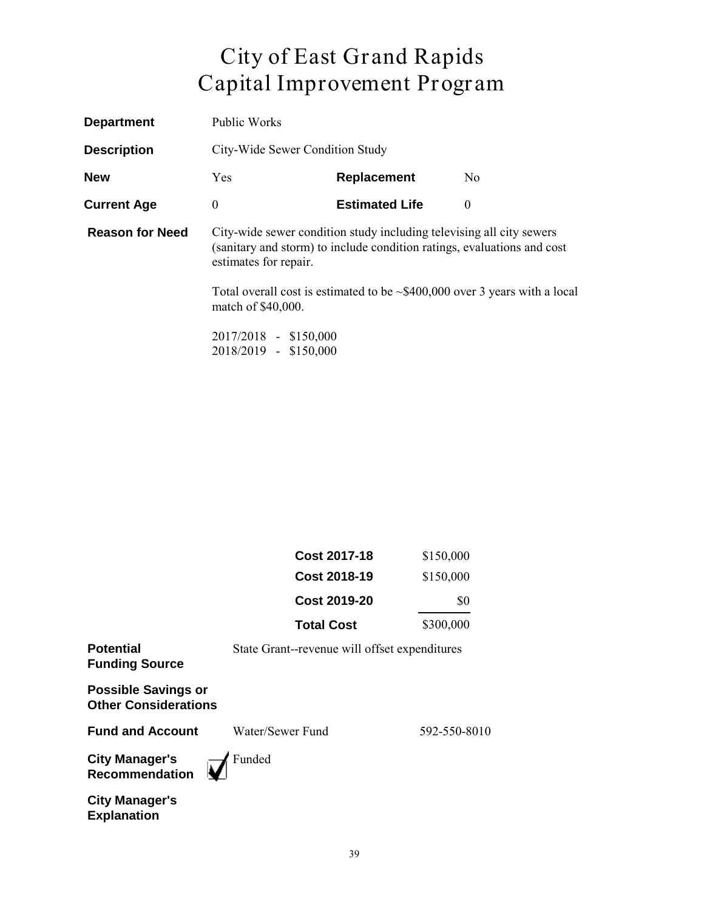# City of East Grand Rapids
# Capital Improvement Program

| | | | |
|---|---|---|---|
| **Department** | Public Works | | |
| **Description** | City-Wide Sewer Condition Study | | |
| **New** | Yes | **Replacement** | No |
| **Current Age** | 0 | **Estimated Life** | 0 |

**Reason for Need**

City-wide sewer condition study including televising all city sewers (sanitary and storm) to include condition ratings, evaluations and cost estimates for repair.

Total overall cost is estimated to be ~$400,000 over 3 years with a local match of $40,000.

2017/2018 - $150,000
2018/2019 - $150,000

| | |
|---|---|
| **Cost 2017-18** | $150,000 |
| **Cost 2018-19** | $150,000 |
| **Cost 2019-20** | $0 |
| **Total Cost** | $300,000 |

**Potential Funding Source** State Grant--revenue will offset expenditures

**Possible Savings or Other Considerations**

**Fund and Account** Water/Sewer Fund 592-550-8010

**City Manager's Recommendation** ☑ Funded

**City Manager's Explanation**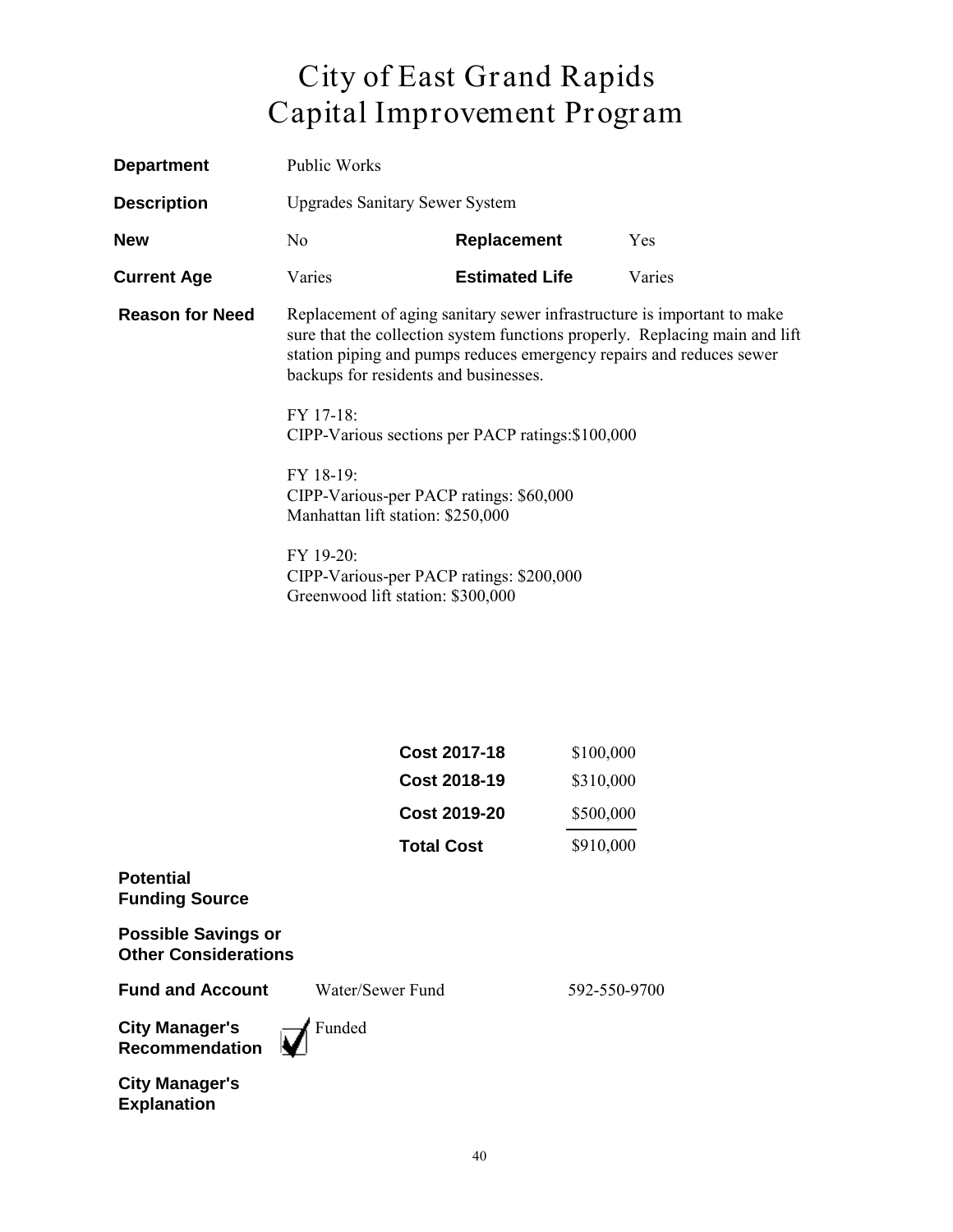# City of East Grand Rapids
# Capital Improvement Program

**Department** Public Works

**Description** Upgrades Sanitary Sewer System

| | | | |
|---|---|---|---|
| **New** | No | **Replacement** | Yes |
| **Current Age** | Varies | **Estimated Life** | Varies |

**Reason for Need** Replacement of aging sanitary sewer infrastructure is important to make sure that the collection system functions properly. Replacing main and lift station piping and pumps reduces emergency repairs and reduces sewer backups for residents and businesses.

FY 17-18:
CIPP-Various sections per PACP ratings:$100,000

FY 18-19:
CIPP-Various-per PACP ratings: $60,000
Manhattan lift station: $250,000

FY 19-20:
CIPP-Various-per PACP ratings: $200,000
Greenwood lift station: $300,000

| | |
|---|---|
| **Cost 2017-18** | $100,000 |
| **Cost 2018-19** | $310,000 |
| **Cost 2019-20** | $500,000 |
| **Total Cost** | $910,000 |

**Potential Funding Source**

**Possible Savings or Other Considerations**

**Fund and Account** Water/Sewer Fund 592-550-9700

**City Manager's Recommendation** ☑ Funded

**City Manager's Explanation**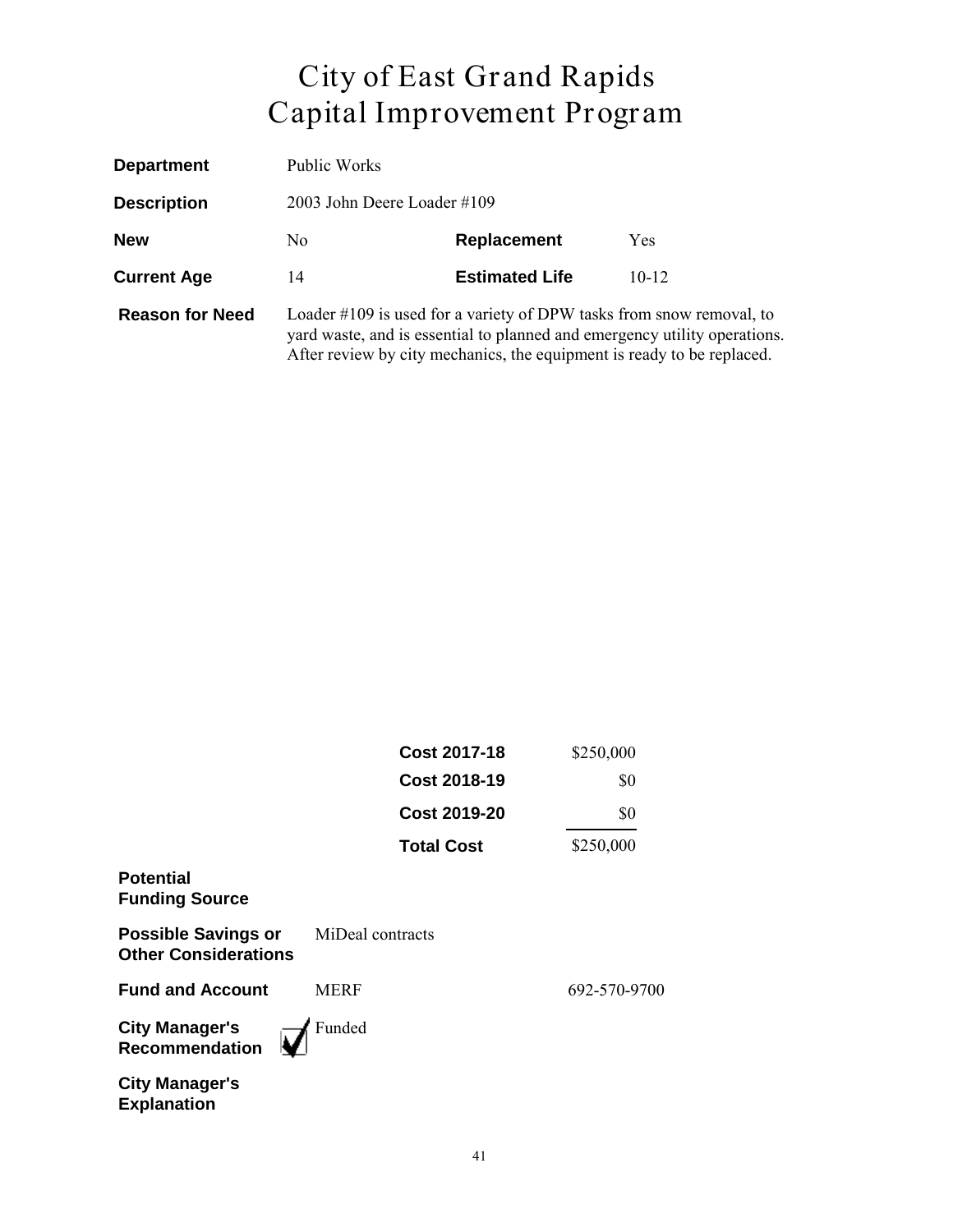# City of East Grand Rapids
# Capital Improvement Program

| | | | |
|---|---|---|---|
| **Department** | Public Works | | |
| **Description** | 2003 John Deere Loader #109 | | |
| **New** | No | **Replacement** | Yes |
| **Current Age** | 14 | **Estimated Life** | 10-12 |

**Reason for Need** Loader #109 is used for a variety of DPW tasks from snow removal, to yard waste, and is essential to planned and emergency utility operations. After review by city mechanics, the equipment is ready to be replaced.

| | |
|---|---|
| **Cost 2017-18** | $250,000 |
| **Cost 2018-19** | $0 |
| **Cost 2019-20** | $0 |
| **Total Cost** | $250,000 |

**Potential Funding Source**

**Possible Savings or Other Considerations** MiDeal contracts

**Fund and Account** MERF 692-570-9700

**City Manager's Recommendation** ☑ Funded

**City Manager's Explanation**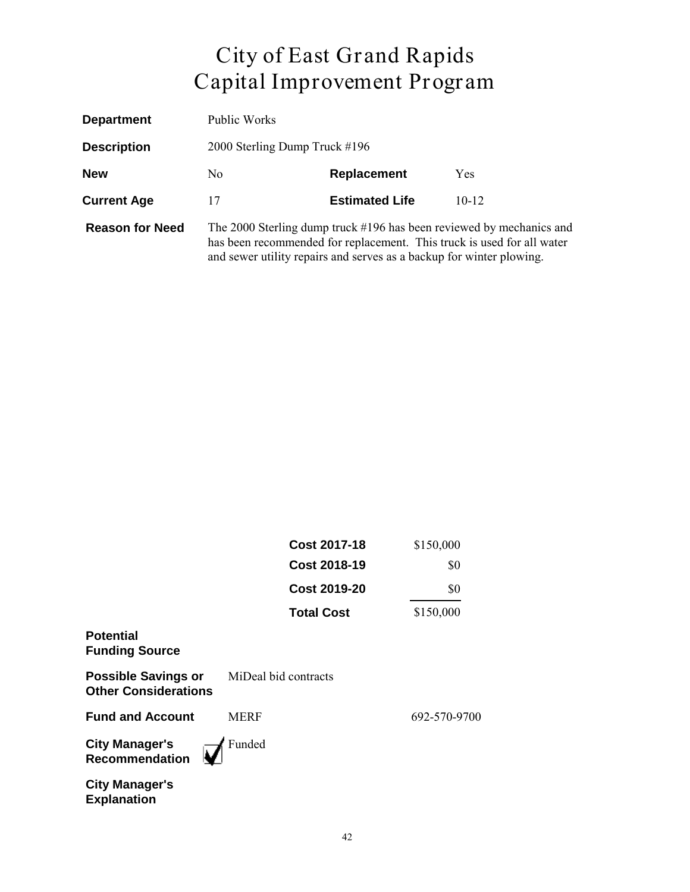# City of East Grand Rapids
# Capital Improvement Program

**Department** Public Works

**Description** 2000 Sterling Dump Truck #196

| | | | |
|---|---|---|---|
| **New** | No | **Replacement** | Yes |
| **Current Age** | 17 | **Estimated Life** | 10-12 |

**Reason for Need** The 2000 Sterling dump truck #196 has been reviewed by mechanics and has been recommended for replacement. This truck is used for all water and sewer utility repairs and serves as a backup for winter plowing.

| | |
|---|---|
| **Cost 2017-18** | $150,000 |
| **Cost 2018-19** | $0 |
| **Cost 2019-20** | $0 |
| **Total Cost** | $150,000 |

**Potential Funding Source**

**Possible Savings or Other Considerations** MiDeal bid contracts

**Fund and Account** MERF 692-570-9700

**City Manager's Recommendation** ☑ Funded

**City Manager's Explanation**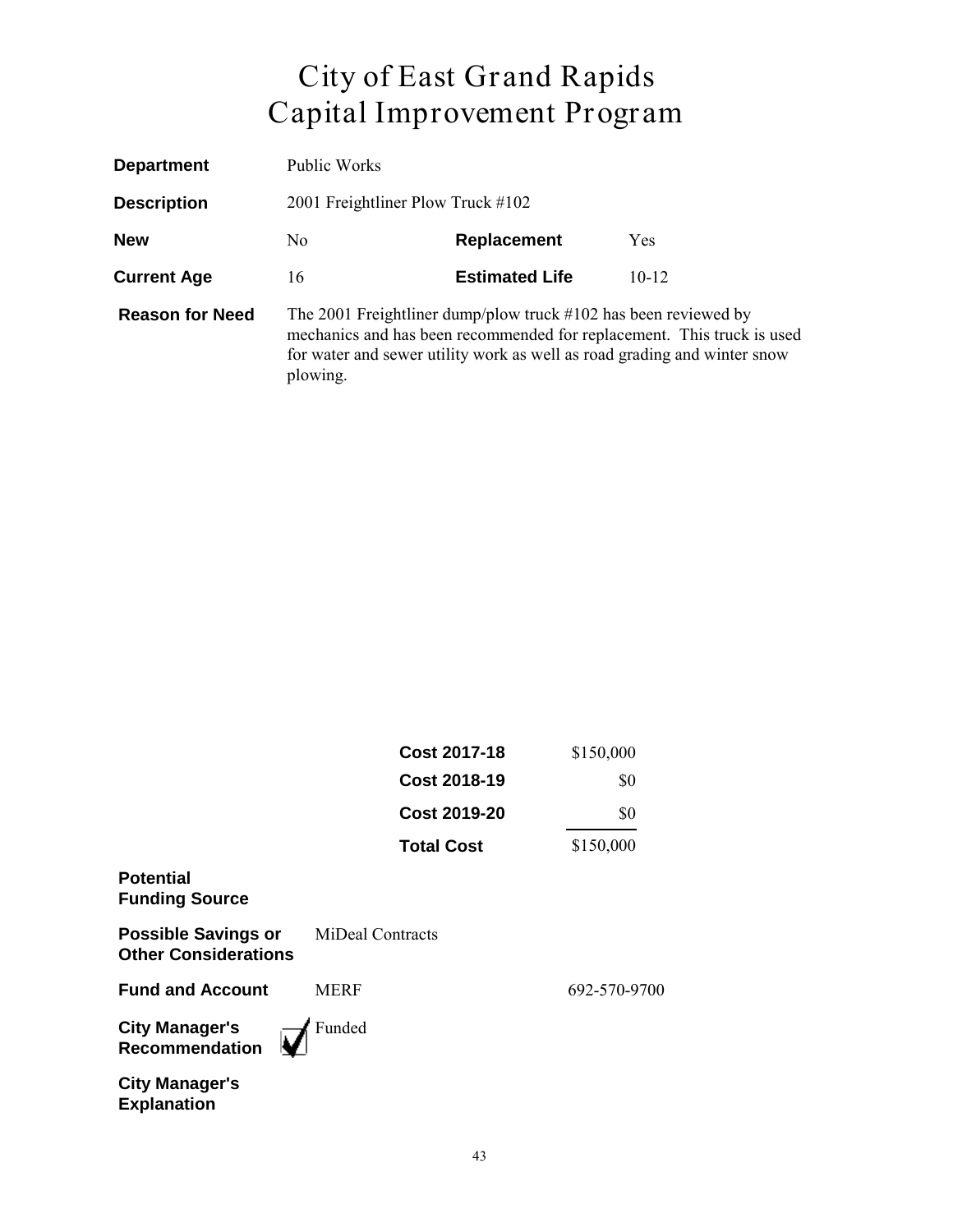# City of East Grand Rapids
# Capital Improvement Program

**Department** Public Works

**Description** 2001 Freightliner Plow Truck #102

| **New** | No | **Replacement** | Yes |
|---|---|---|---|
| **Current Age** | 16 | **Estimated Life** | 10-12 |

**Reason for Need** The 2001 Freightliner dump/plow truck #102 has been reviewed by mechanics and has been recommended for replacement. This truck is used for water and sewer utility work as well as road grading and winter snow plowing.

| | |
|---|---|
| **Cost 2017-18** | $150,000 |
| **Cost 2018-19** | $0 |
| **Cost 2019-20** | $0 |
| **Total Cost** | $150,000 |

**Potential Funding Source**

**Possible Savings or Other Considerations** MiDeal Contracts

**Fund and Account** MERF 692-570-9700

**City Manager's Recommendation** ☑ Funded

**City Manager's Explanation**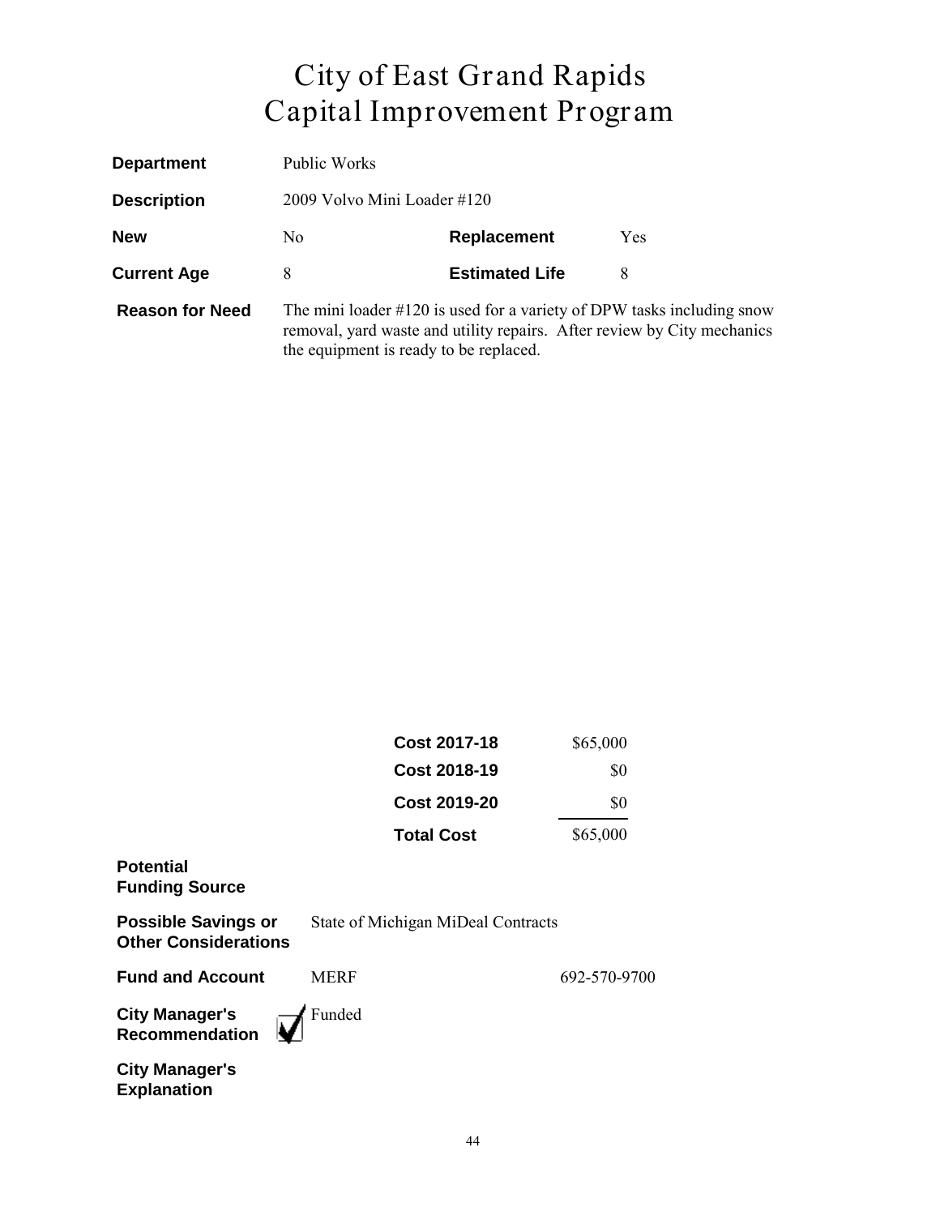# City of East Grand Rapids
# Capital Improvement Program

| | | | |
|---|---|---|---|
| **Department** | Public Works | | |
| **Description** | 2009 Volvo Mini Loader #120 | | |
| **New** | No | **Replacement** | Yes |
| **Current Age** | 8 | **Estimated Life** | 8 |

**Reason for Need**

The mini loader #120 is used for a variety of DPW tasks including snow removal, yard waste and utility repairs. After review by City mechanics the equipment is ready to be replaced.

| | |
|---|---|
| **Cost 2017-18** | $65,000 |
| **Cost 2018-19** | $0 |
| **Cost 2019-20** | $0 |
| **Total Cost** | $65,000 |

**Potential Funding Source**

**Possible Savings or Other Considerations** State of Michigan MiDeal Contracts

**Fund and Account** MERF 692-570-9700

**City Manager's Recommendation** ☑ Funded

**City Manager's Explanation**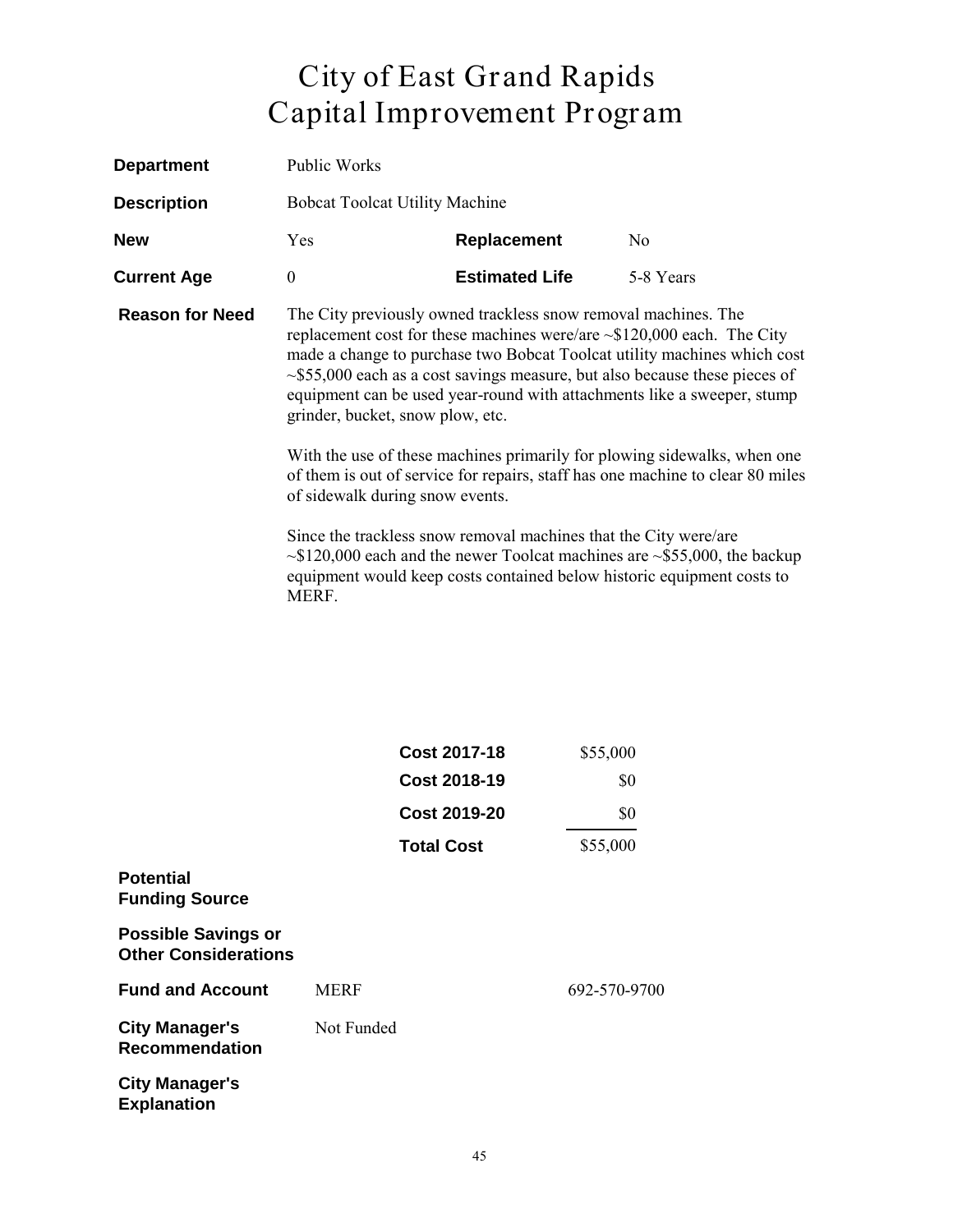# City of East Grand Rapids
# Capital Improvement Program

| | | | |
|---|---|---|---|
| **Department** | Public Works | | |
| **Description** | Bobcat Toolcat Utility Machine | | |
| **New** | Yes | **Replacement** | No |
| **Current Age** | 0 | **Estimated Life** | 5-8 Years |

**Reason for Need**

The City previously owned trackless snow removal machines. The replacement cost for these machines were/are ~$120,000 each. The City made a change to purchase two Bobcat Toolcat utility machines which cost ~$55,000 each as a cost savings measure, but also because these pieces of equipment can be used year-round with attachments like a sweeper, stump grinder, bucket, snow plow, etc.

With the use of these machines primarily for plowing sidewalks, when one of them is out of service for repairs, staff has one machine to clear 80 miles of sidewalk during snow events.

Since the trackless snow removal machines that the City were/are ~$120,000 each and the newer Toolcat machines are ~$55,000, the backup equipment would keep costs contained below historic equipment costs to MERF.

| | |
|---|---|
| **Cost 2017-18** | $55,000 |
| **Cost 2018-19** | $0 |
| **Cost 2019-20** | $0 |
| **Total Cost** | $55,000 |

**Potential Funding Source**

**Possible Savings or Other Considerations**

| | | |
|---|---|---|
| **Fund and Account** | MERF | 692-570-9700 |
| **City Manager's Recommendation** | Not Funded | |

**City Manager's Explanation**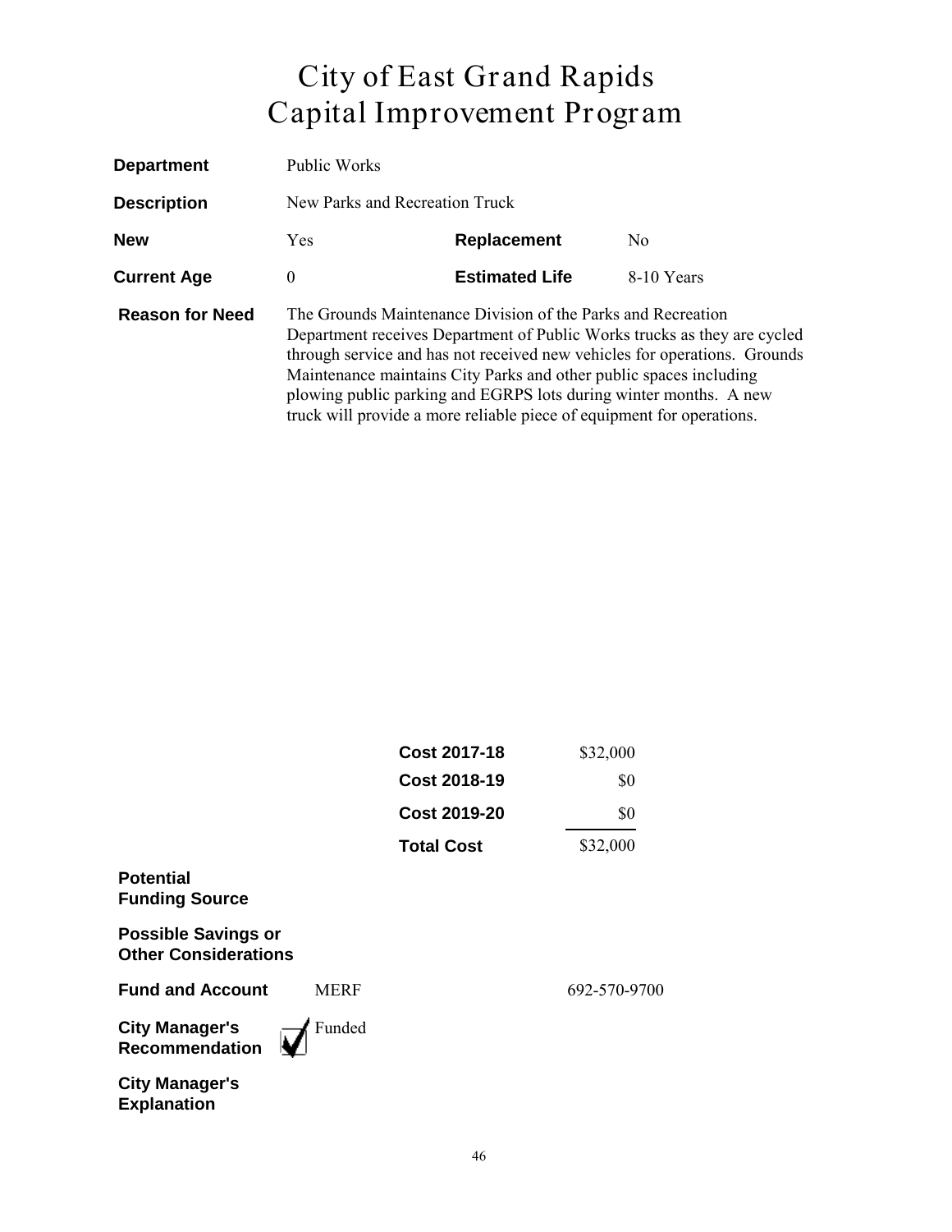# City of East Grand Rapids
# Capital Improvement Program

| | | | |
|---|---|---|---|
| **Department** | Public Works | | |
| **Description** | New Parks and Recreation Truck | | |
| **New** | Yes | **Replacement** | No |
| **Current Age** | 0 | **Estimated Life** | 8-10 Years |

**Reason for Need**

The Grounds Maintenance Division of the Parks and Recreation Department receives Department of Public Works trucks as they are cycled through service and has not received new vehicles for operations. Grounds Maintenance maintains City Parks and other public spaces including plowing public parking and EGRPS lots during winter months. A new truck will provide a more reliable piece of equipment for operations.

| | |
|---|---|
| **Cost 2017-18** | $32,000 |
| **Cost 2018-19** | $0 |
| **Cost 2019-20** | $0 |
| **Total Cost** | $32,000 |

**Potential Funding Source**

**Possible Savings or Other Considerations**

**Fund and Account** MERF 692-570-9700

**City Manager's Recommendation** ☑ Funded

**City Manager's Explanation**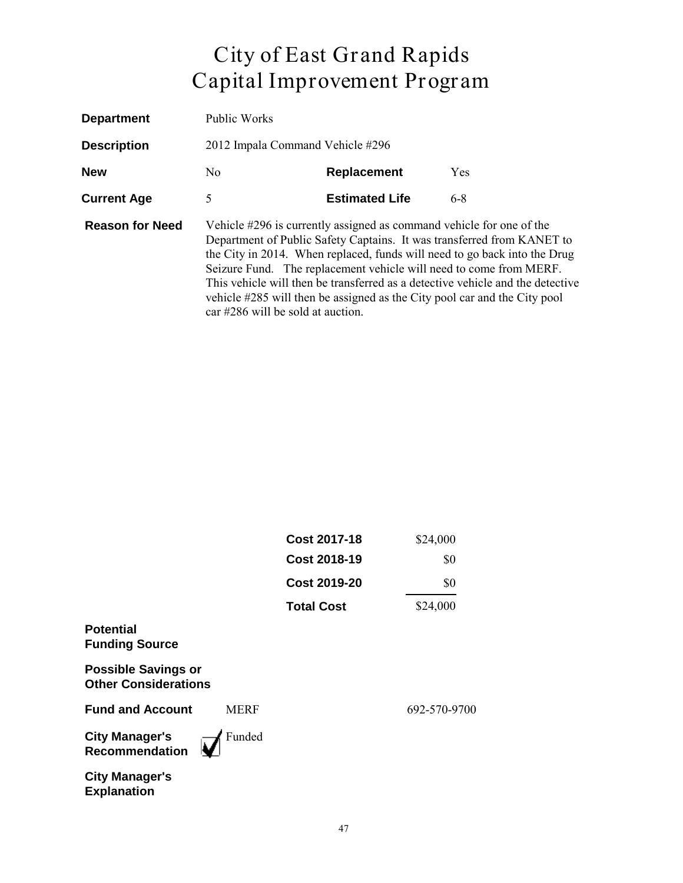# City of East Grand Rapids
# Capital Improvement Program

**Department** Public Works

**Description** 2012 Impala Command Vehicle #296

**New** No **Replacement** Yes

**Current Age** 5 **Estimated Life** 6-8

**Reason for Need** Vehicle #296 is currently assigned as command vehicle for one of the Department of Public Safety Captains. It was transferred from KANET to the City in 2014. When replaced, funds will need to go back into the Drug Seizure Fund. The replacement vehicle will need to come from MERF. This vehicle will then be transferred as a detective vehicle and the detective vehicle #285 will then be assigned as the City pool car and the City pool car #286 will be sold at auction.

| | |
|---|---|
| **Cost 2017-18** | $24,000 |
| **Cost 2018-19** | $0 |
| **Cost 2019-20** | $0 |
| **Total Cost** | $24,000 |

**Potential Funding Source**

**Possible Savings or Other Considerations**

**Fund and Account** MERF 692-570-9700

**City Manager's Recommendation** ☑ Funded

**City Manager's Explanation**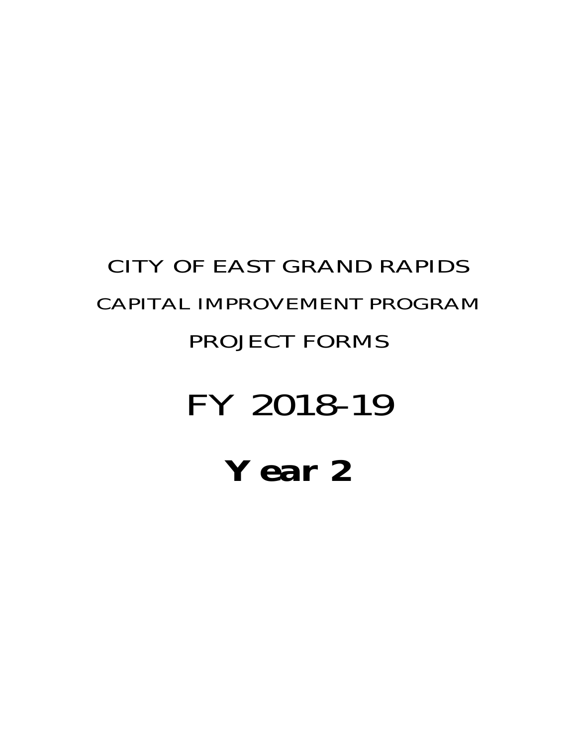# CITY OF EAST GRAND RAPIDS

## CAPITAL IMPROVEMENT PROGRAM

## PROJECT FORMS

# FY 2018-19

# **Year 2**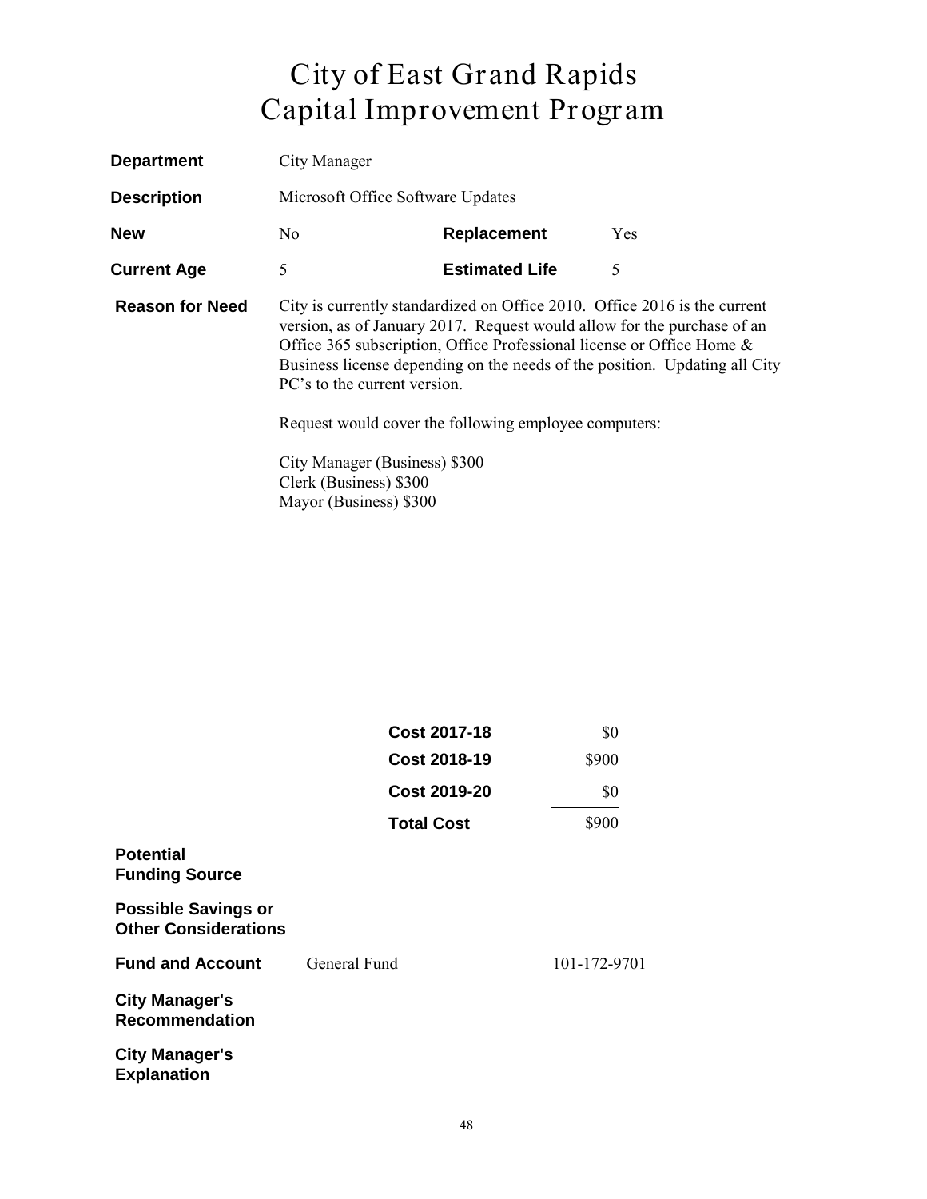# City of East Grand Rapids
# Capital Improvement Program

| | | | |
|---|---|---|---|
| **Department** | City Manager | | |
| **Description** | Microsoft Office Software Updates | | |
| **New** | No | **Replacement** | Yes |
| **Current Age** | 5 | **Estimated Life** | 5 |

**Reason for Need**

City is currently standardized on Office 2010. Office 2016 is the current version, as of January 2017. Request would allow for the purchase of an Office 365 subscription, Office Professional license or Office Home & Business license depending on the needs of the position. Updating all City PC's to the current version.

Request would cover the following employee computers:

City Manager (Business) $300
Clerk (Business) $300
Mayor (Business) $300

| | |
|---|---|
| **Cost 2017-18** | $0 |
| **Cost 2018-19** | $900 |
| **Cost 2019-20** | $0 |
| **Total Cost** | $900 |

**Potential Funding Source**

**Possible Savings or Other Considerations**

**Fund and Account** General Fund 101-172-9701

**City Manager's Recommendation**

**City Manager's Explanation**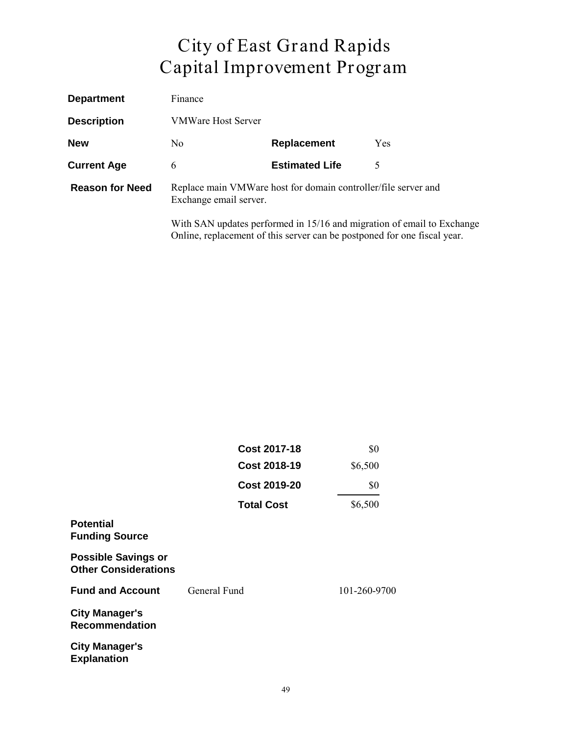# City of East Grand Rapids
# Capital Improvement Program

**Department** Finance

**Description** VMWare Host Server

| | | | |
|---|---|---|---|
| **New** | No | **Replacement** | Yes |
| **Current Age** | 6 | **Estimated Life** | 5 |

**Reason for Need** Replace main VMWare host for domain controller/file server and Exchange email server.

With SAN updates performed in 15/16 and migration of email to Exchange Online, replacement of this server can be postponed for one fiscal year.

| | |
|---|---|
| **Cost 2017-18** | $0 |
| **Cost 2018-19** | $6,500 |
| **Cost 2019-20** | $0 |
| **Total Cost** | $6,500 |

**Potential Funding Source**

**Possible Savings or Other Considerations**

**Fund and Account** General Fund 101-260-9700

**City Manager's Recommendation**

**City Manager's Explanation**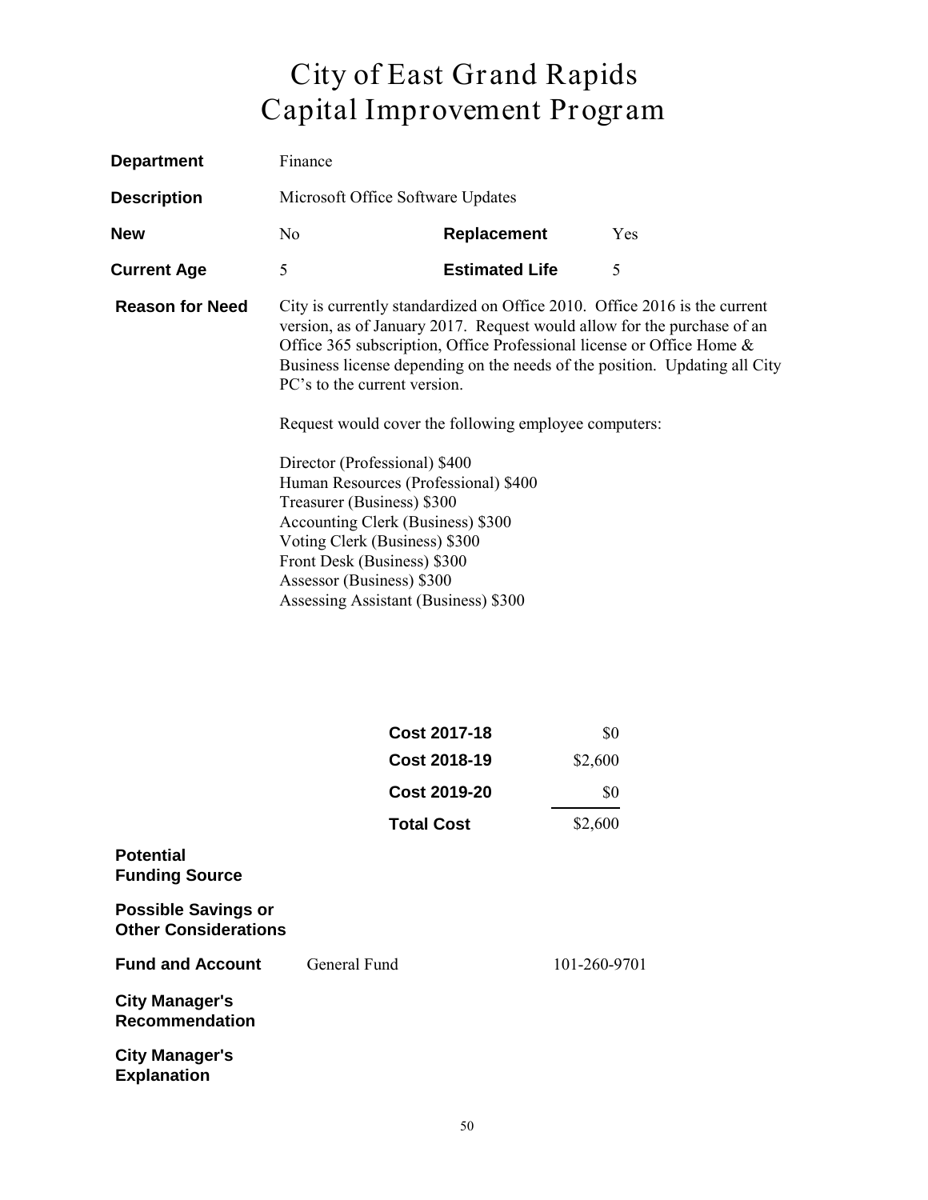# City of East Grand Rapids
# Capital Improvement Program

| | | | |
|---|---|---|---|
| **Department** | Finance | | |
| **Description** | Microsoft Office Software Updates | | |
| **New** | No | **Replacement** | Yes |
| **Current Age** | 5 | **Estimated Life** | 5 |

**Reason for Need**

City is currently standardized on Office 2010. Office 2016 is the current version, as of January 2017. Request would allow for the purchase of an Office 365 subscription, Office Professional license or Office Home & Business license depending on the needs of the position. Updating all City PC's to the current version.

Request would cover the following employee computers:

Director (Professional) $400
Human Resources (Professional) $400
Treasurer (Business) $300
Accounting Clerk (Business) $300
Voting Clerk (Business) $300
Front Desk (Business) $300
Assessor (Business) $300
Assessing Assistant (Business) $300

| | |
|---|---|
| **Cost 2017-18** | $0 |
| **Cost 2018-19** | $2,600 |
| **Cost 2019-20** | $0 |
| **Total Cost** | $2,600 |

**Potential Funding Source**

**Possible Savings or Other Considerations**

**Fund and Account** General Fund 101-260-9701

**City Manager's Recommendation**

**City Manager's Explanation**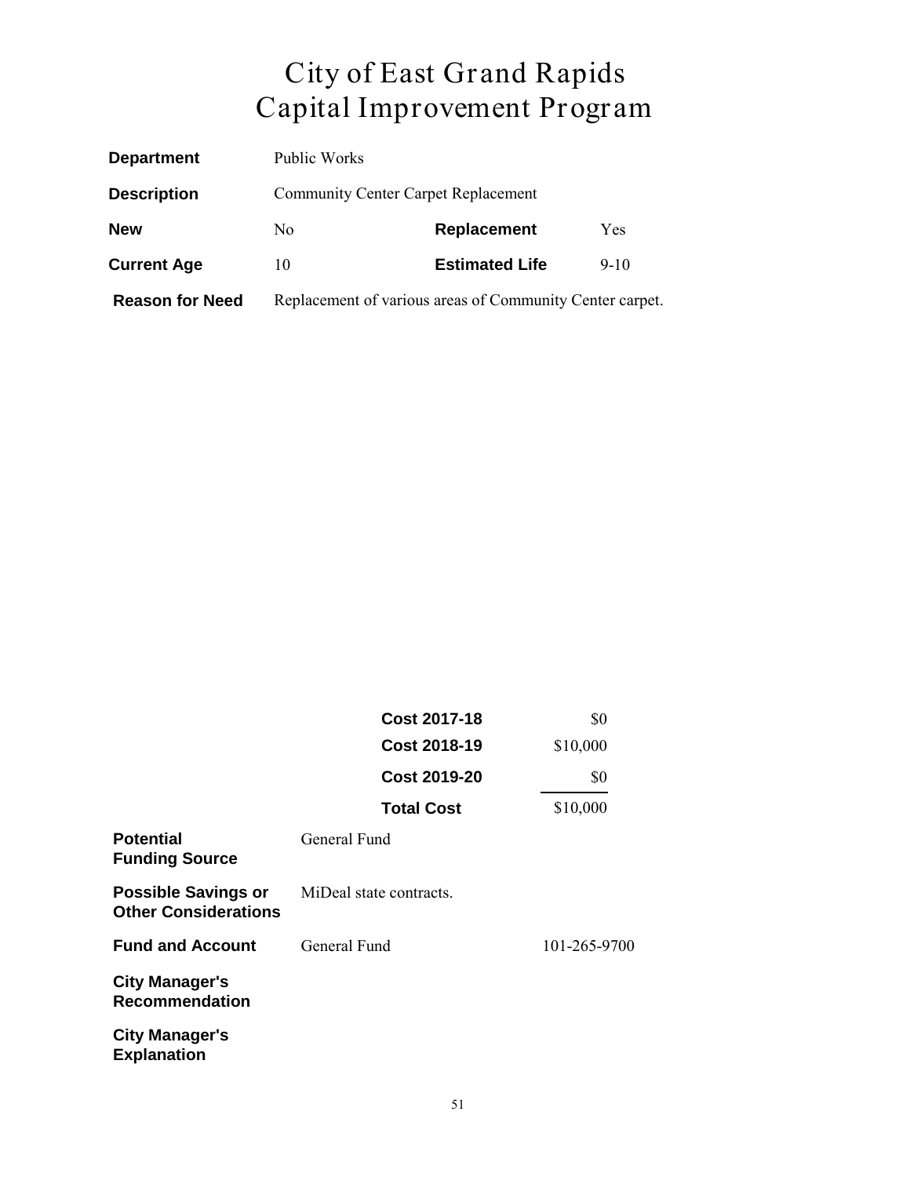# City of East Grand Rapids
# Capital Improvement Program

| | | | |
|---|---|---|---|
| **Department** | Public Works | | |
| **Description** | Community Center Carpet Replacement | | |
| **New** | No | **Replacement** | Yes |
| **Current Age** | 10 | **Estimated Life** | 9-10 |
| **Reason for Need** | Replacement of various areas of Community Center carpet. | | |

| | |
|---|---|
| **Cost 2017-18** | $0 |
| **Cost 2018-19** | $10,000 |
| **Cost 2019-20** | $0 |
| **Total Cost** | $10,000 |

| | | |
|---|---|---|
| **Potential Funding Source** | General Fund | |
| **Possible Savings or Other Considerations** | MiDeal state contracts. | |
| **Fund and Account** | General Fund | 101-265-9700 |
| **City Manager's Recommendation** | | |
| **City Manager's Explanation** | | |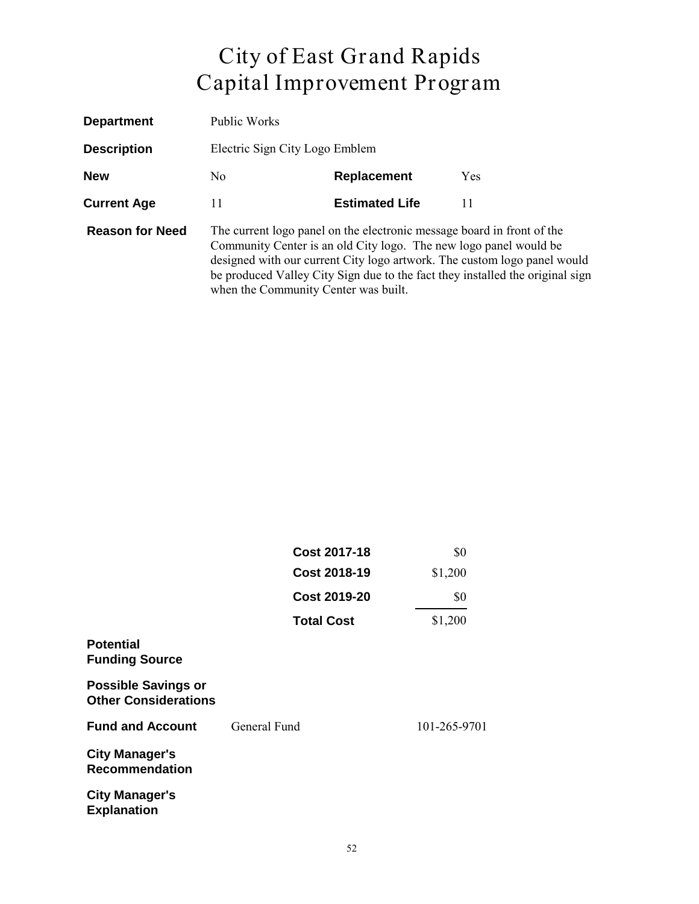# City of East Grand Rapids
# Capital Improvement Program

| | | | |
|---|---|---|---|
| **Department** | Public Works | | |
| **Description** | Electric Sign City Logo Emblem | | |
| **New** | No | **Replacement** | Yes |
| **Current Age** | 11 | **Estimated Life** | 11 |

**Reason for Need**

The current logo panel on the electronic message board in front of the Community Center is an old City logo. The new logo panel would be designed with our current City logo artwork. The custom logo panel would be produced Valley City Sign due to the fact they installed the original sign when the Community Center was built.

| | |
|---|---|
| **Cost 2017-18** | $0 |
| **Cost 2018-19** | $1,200 |
| **Cost 2019-20** | $0 |
| **Total Cost** | $1,200 |

**Potential Funding Source**

**Possible Savings or Other Considerations**

**Fund and Account** General Fund 101-265-9701

**City Manager's Recommendation**

**City Manager's Explanation**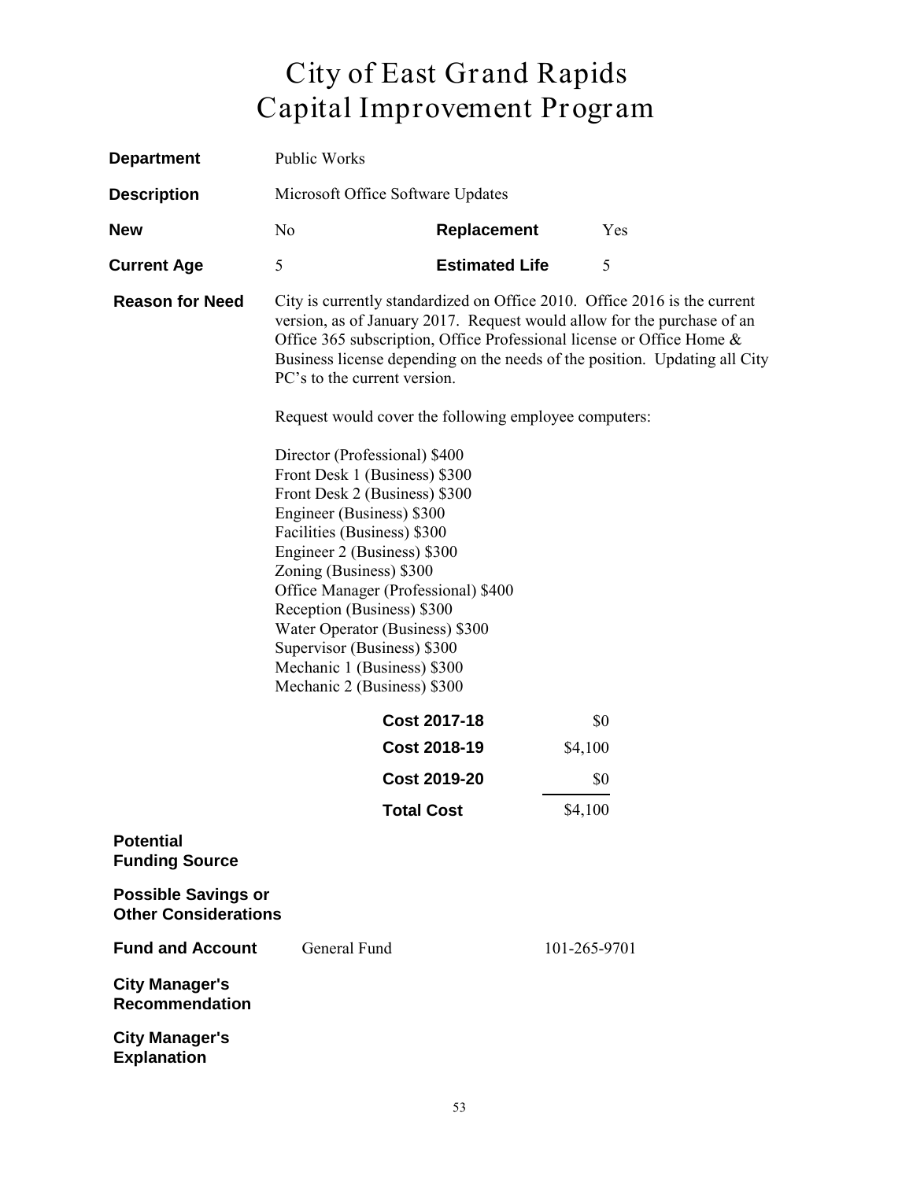# City of East Grand Rapids
# Capital Improvement Program

**Department** Public Works

**Description** Microsoft Office Software Updates

| | | | |
|---|---|---|---|
| **New** | No | **Replacement** | Yes |
| **Current Age** | 5 | **Estimated Life** | 5 |

**Reason for Need**

City is currently standardized on Office 2010. Office 2016 is the current version, as of January 2017. Request would allow for the purchase of an Office 365 subscription, Office Professional license or Office Home & Business license depending on the needs of the position. Updating all City PC's to the current version.

Request would cover the following employee computers:

Director (Professional) $400
Front Desk 1 (Business) $300
Front Desk 2 (Business) $300
Engineer (Business) $300
Facilities (Business) $300
Engineer 2 (Business) $300
Zoning (Business) $300
Office Manager (Professional) $400
Reception (Business) $300
Water Operator (Business) $300
Supervisor (Business) $300
Mechanic 1 (Business) $300
Mechanic 2 (Business) $300

| | |
|---|---|
| **Cost 2017-18** | $0 |
| **Cost 2018-19** | $4,100 |
| **Cost 2019-20** | $0 |
| **Total Cost** | $4,100 |

**Potential Funding Source**

**Possible Savings or Other Considerations**

**Fund and Account** General Fund 101-265-9701

**City Manager's Recommendation**

**City Manager's Explanation**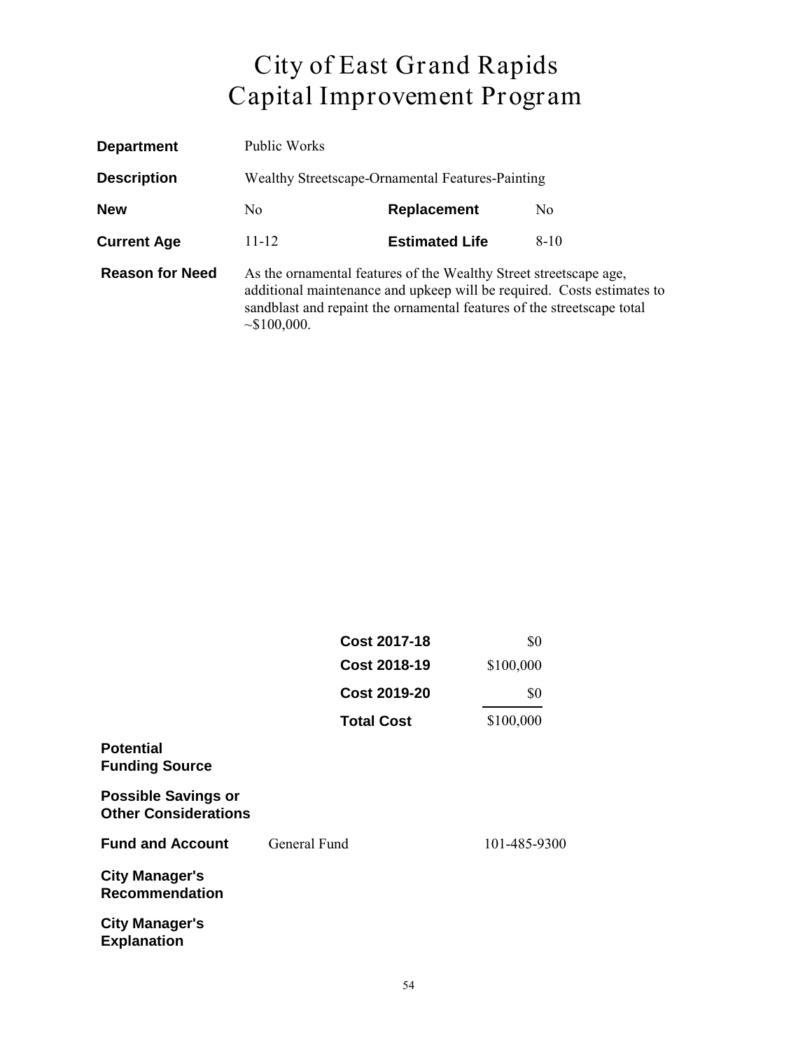# City of East Grand Rapids
# Capital Improvement Program

| | | | |
|---|---|---|---|
| **Department** | Public Works | | |
| **Description** | Wealthy Streetscape-Ornamental Features-Painting | | |
| **New** | No | **Replacement** | No |
| **Current Age** | 11-12 | **Estimated Life** | 8-10 |

**Reason for Need**

As the ornamental features of the Wealthy Street streetscape age, additional maintenance and upkeep will be required. Costs estimates to sandblast and repaint the ornamental features of the streetscape total ~$100,000.

| | |
|---|---|
| **Cost 2017-18** | $0 |
| **Cost 2018-19** | $100,000 |
| **Cost 2019-20** | $0 |
| **Total Cost** | $100,000 |

**Potential Funding Source**

**Possible Savings or Other Considerations**

**Fund and Account** General Fund 101-485-9300

**City Manager's Recommendation**

**City Manager's Explanation**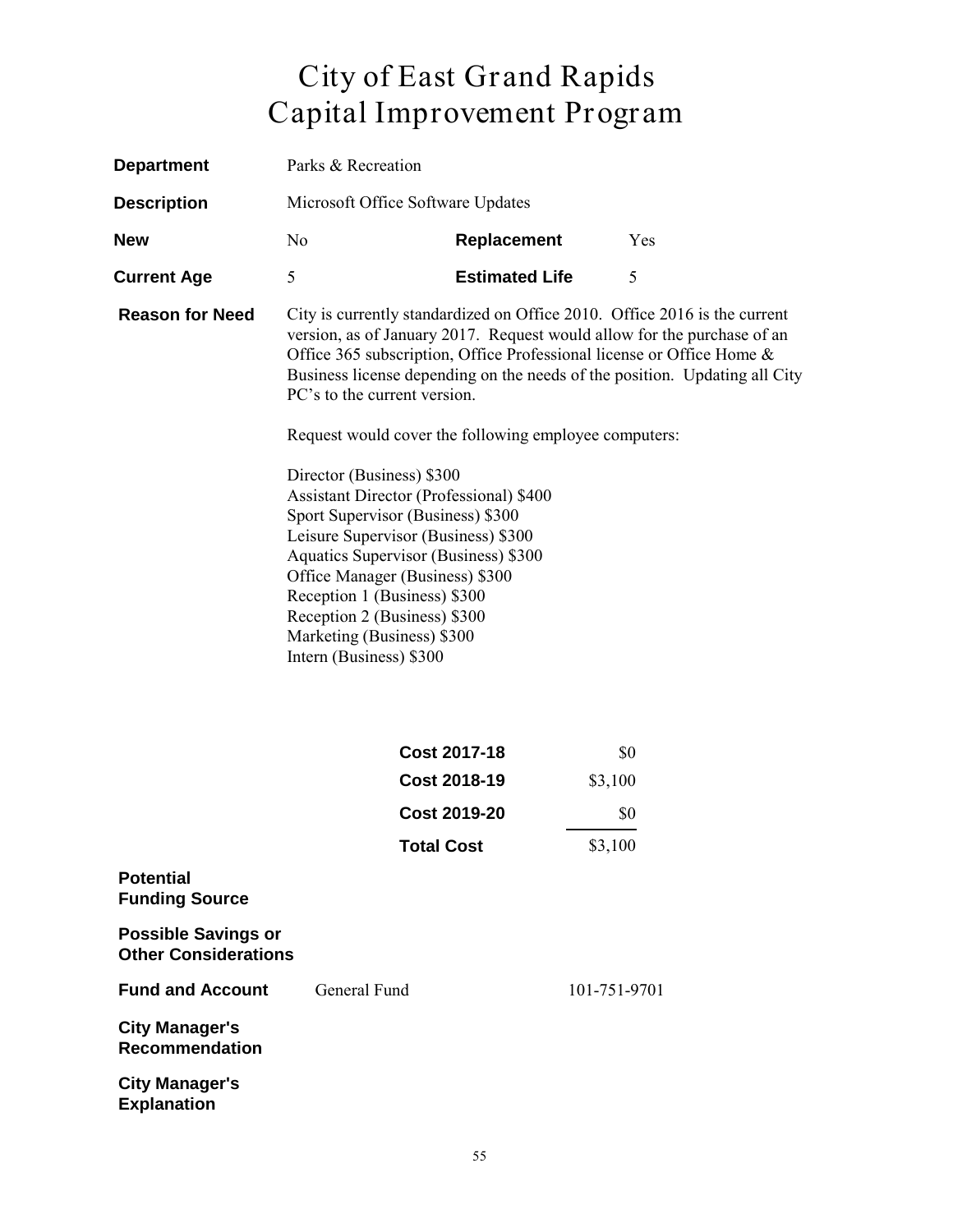# City of East Grand Rapids
# Capital Improvement Program

| | | | |
|---|---|---|---|
| **Department** | Parks & Recreation | | |
| **Description** | Microsoft Office Software Updates | | |
| **New** | No | **Replacement** | Yes |
| **Current Age** | 5 | **Estimated Life** | 5 |

**Reason for Need**

City is currently standardized on Office 2010. Office 2016 is the current version, as of January 2017. Request would allow for the purchase of an Office 365 subscription, Office Professional license or Office Home & Business license depending on the needs of the position. Updating all City PC's to the current version.

Request would cover the following employee computers:

Director (Business) $300
Assistant Director (Professional) $400
Sport Supervisor (Business) $300
Leisure Supervisor (Business) $300
Aquatics Supervisor (Business) $300
Office Manager (Business) $300
Reception 1 (Business) $300
Reception 2 (Business) $300
Marketing (Business) $300
Intern (Business) $300

| | |
|---|---|
| **Cost 2017-18** | $0 |
| **Cost 2018-19** | $3,100 |
| **Cost 2019-20** | $0 |
| **Total Cost** | $3,100 |

**Potential Funding Source**

**Possible Savings or Other Considerations**

**Fund and Account** General Fund 101-751-9701

**City Manager's Recommendation**

**City Manager's Explanation**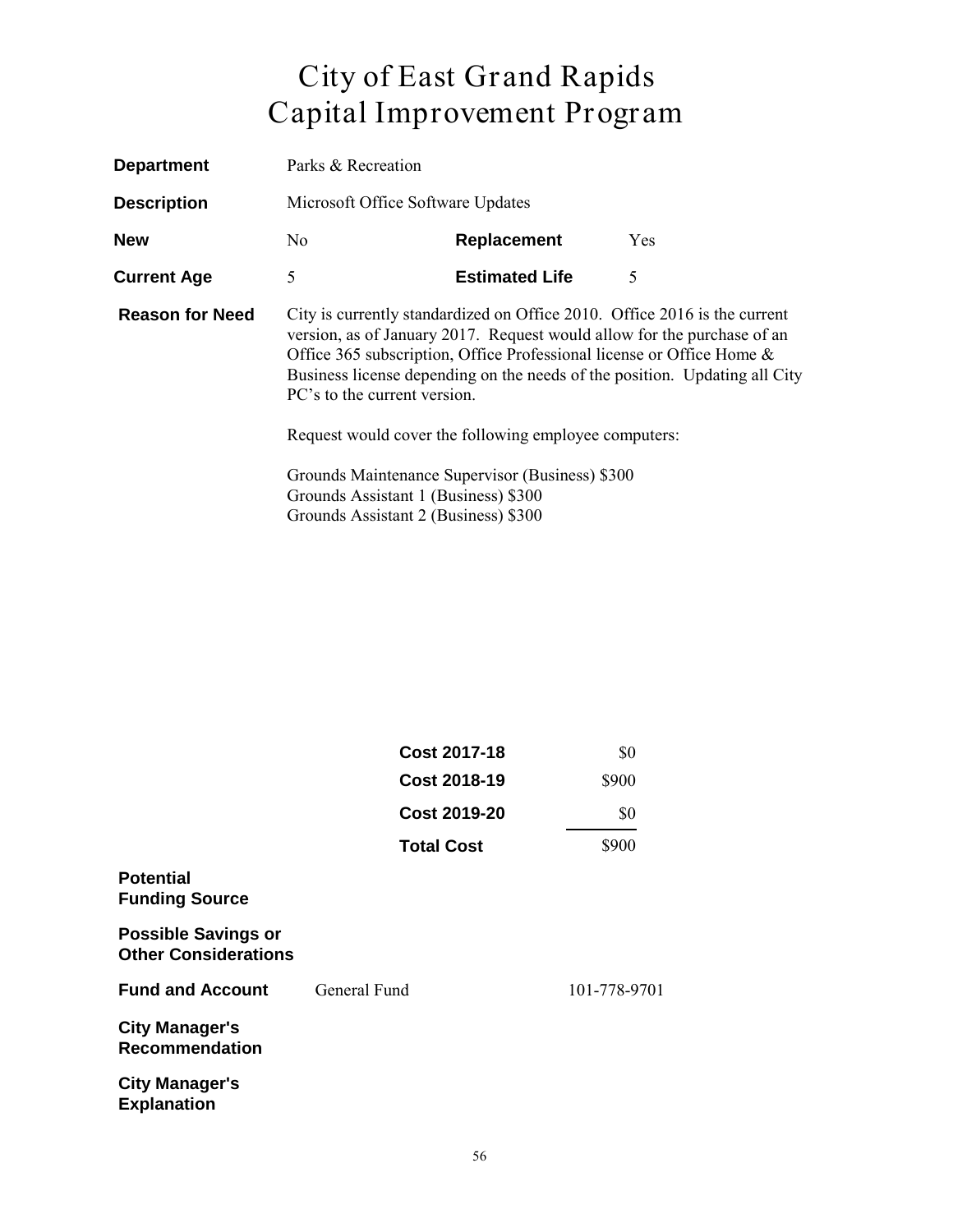# City of East Grand Rapids
# Capital Improvement Program

| | | | |
|---|---|---|---|
| **Department** | Parks & Recreation | | |
| **Description** | Microsoft Office Software Updates | | |
| **New** | No | **Replacement** | Yes |
| **Current Age** | 5 | **Estimated Life** | 5 |

**Reason for Need**

City is currently standardized on Office 2010. Office 2016 is the current version, as of January 2017. Request would allow for the purchase of an Office 365 subscription, Office Professional license or Office Home & Business license depending on the needs of the position. Updating all City PC's to the current version.

Request would cover the following employee computers:

Grounds Maintenance Supervisor (Business) $300
Grounds Assistant 1 (Business) $300
Grounds Assistant 2 (Business) $300

| | |
|---|---|
| **Cost 2017-18** | $0 |
| **Cost 2018-19** | $900 |
| **Cost 2019-20** | $0 |
| **Total Cost** | $900 |

**Potential Funding Source**

**Possible Savings or Other Considerations**

**Fund and Account** General Fund 101-778-9701

**City Manager's Recommendation**

**City Manager's Explanation**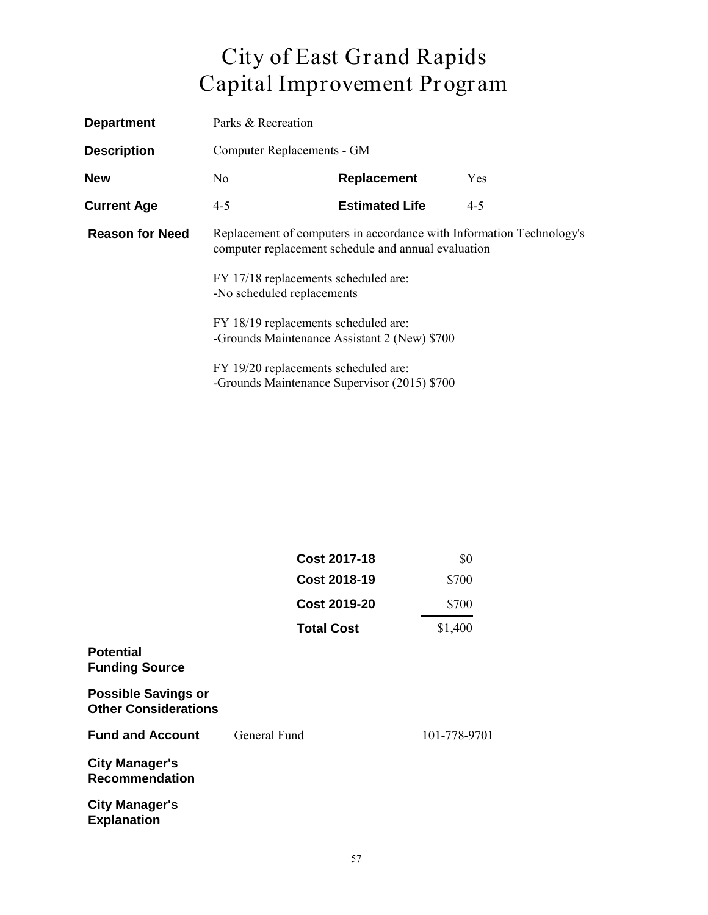# City of East Grand Rapids
# Capital Improvement Program

| | | | |
|---|---|---|---|
| **Department** | Parks & Recreation | | |
| **Description** | Computer Replacements - GM | | |
| **New** | No | **Replacement** | Yes |
| **Current Age** | 4-5 | **Estimated Life** | 4-5 |

**Reason for Need**

Replacement of computers in accordance with Information Technology's computer replacement schedule and annual evaluation

FY 17/18 replacements scheduled are:
-No scheduled replacements

FY 18/19 replacements scheduled are:
-Grounds Maintenance Assistant 2 (New) $700

FY 19/20 replacements scheduled are:
-Grounds Maintenance Supervisor (2015) $700

| | |
|---|---|
| **Cost 2017-18** | $0 |
| **Cost 2018-19** | $700 |
| **Cost 2019-20** | $700 |
| **Total Cost** | $1,400 |

**Potential Funding Source**

**Possible Savings or Other Considerations**

**Fund and Account** General Fund 101-778-9701

**City Manager's Recommendation**

**City Manager's Explanation**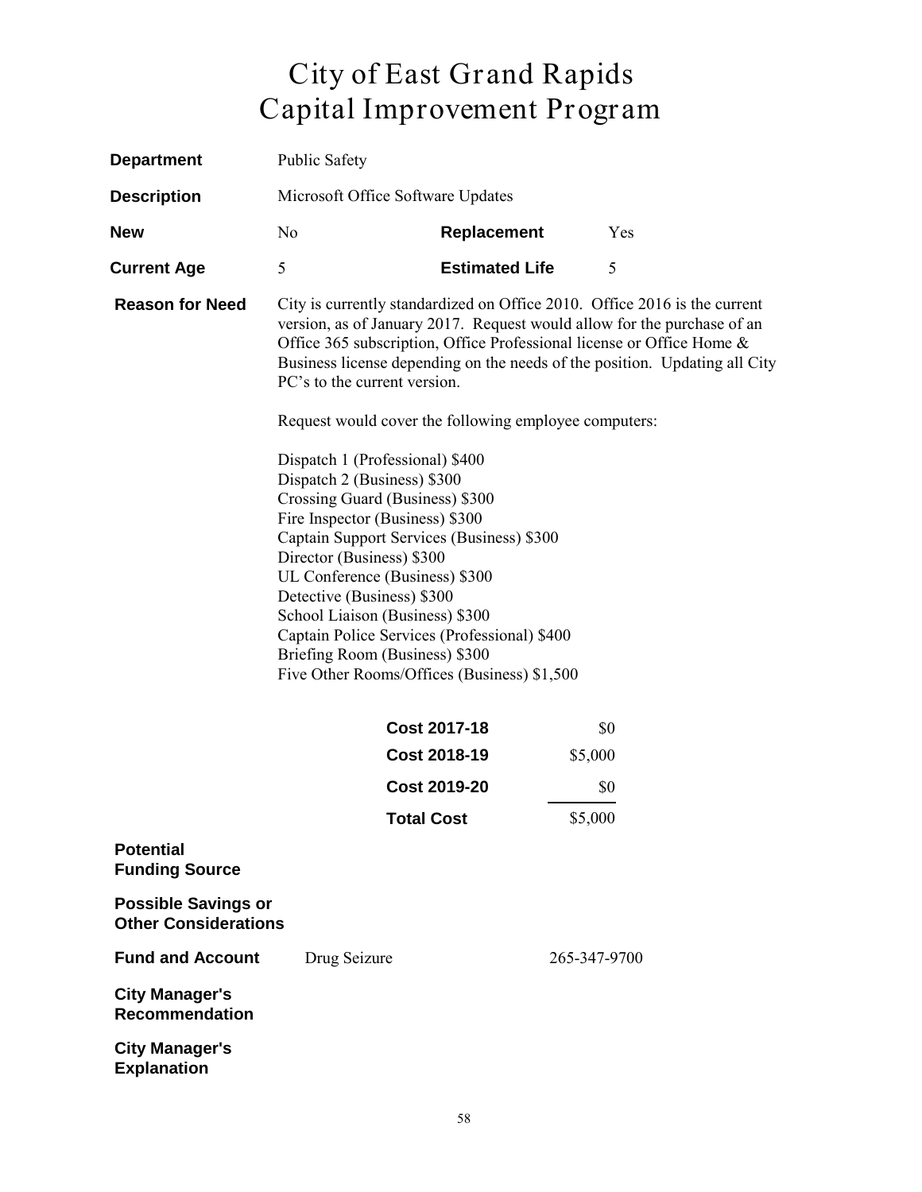# City of East Grand Rapids
# Capital Improvement Program

| | | | |
|---|---|---|---|
| **Department** | Public Safety | | |
| **Description** | Microsoft Office Software Updates | | |
| **New** | No | **Replacement** | Yes |
| **Current Age** | 5 | **Estimated Life** | 5 |

**Reason for Need**

City is currently standardized on Office 2010. Office 2016 is the current version, as of January 2017. Request would allow for the purchase of an Office 365 subscription, Office Professional license or Office Home & Business license depending on the needs of the position. Updating all City PC's to the current version.

Request would cover the following employee computers:

Dispatch 1 (Professional) $400
Dispatch 2 (Business) $300
Crossing Guard (Business) $300
Fire Inspector (Business) $300
Captain Support Services (Business) $300
Director (Business) $300
UL Conference (Business) $300
Detective (Business) $300
School Liaison (Business) $300
Captain Police Services (Professional) $400
Briefing Room (Business) $300
Five Other Rooms/Offices (Business) $1,500

| | |
|---|---|
| **Cost 2017-18** | $0 |
| **Cost 2018-19** | $5,000 |
| **Cost 2019-20** | $0 |
| **Total Cost** | $5,000 |

**Potential Funding Source**

**Possible Savings or Other Considerations**

**Fund and Account** Drug Seizure 265-347-9700

**City Manager's Recommendation**

**City Manager's Explanation**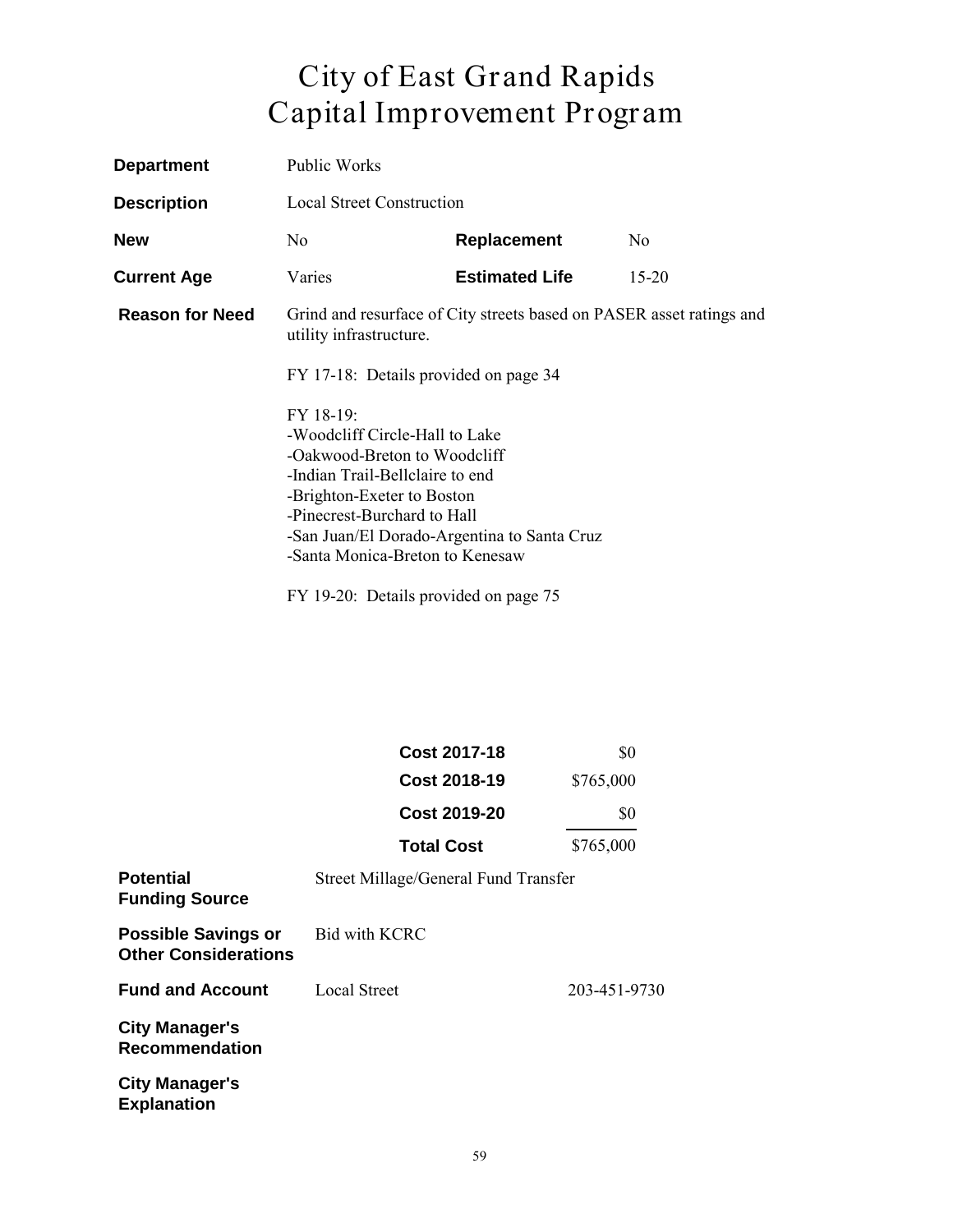# City of East Grand Rapids
# Capital Improvement Program

**Department** Public Works

**Description** Local Street Construction

| | | | |
|---|---|---|---|
| **New** | No | **Replacement** | No |
| **Current Age** | Varies | **Estimated Life** | 15-20 |

**Reason for Need** Grind and resurface of City streets based on PASER asset ratings and utility infrastructure.

FY 17-18: Details provided on page 34

FY 18-19:
- -Woodcliff Circle-Hall to Lake
- -Oakwood-Breton to Woodcliff
- -Indian Trail-Bellclaire to end
- -Brighton-Exeter to Boston
- -Pinecrest-Burchard to Hall
- -San Juan/El Dorado-Argentina to Santa Cruz
- -Santa Monica-Breton to Kenesaw

FY 19-20: Details provided on page 75

| | |
|---|---|
| **Cost 2017-18** | $0 |
| **Cost 2018-19** | $765,000 |
| **Cost 2019-20** | $0 |
| **Total Cost** | $765,000 |

**Potential Funding Source** Street Millage/General Fund Transfer

**Possible Savings or Other Considerations** Bid with KCRC

**Fund and Account** Local Street 203-451-9730

**City Manager's Recommendation**

**City Manager's Explanation**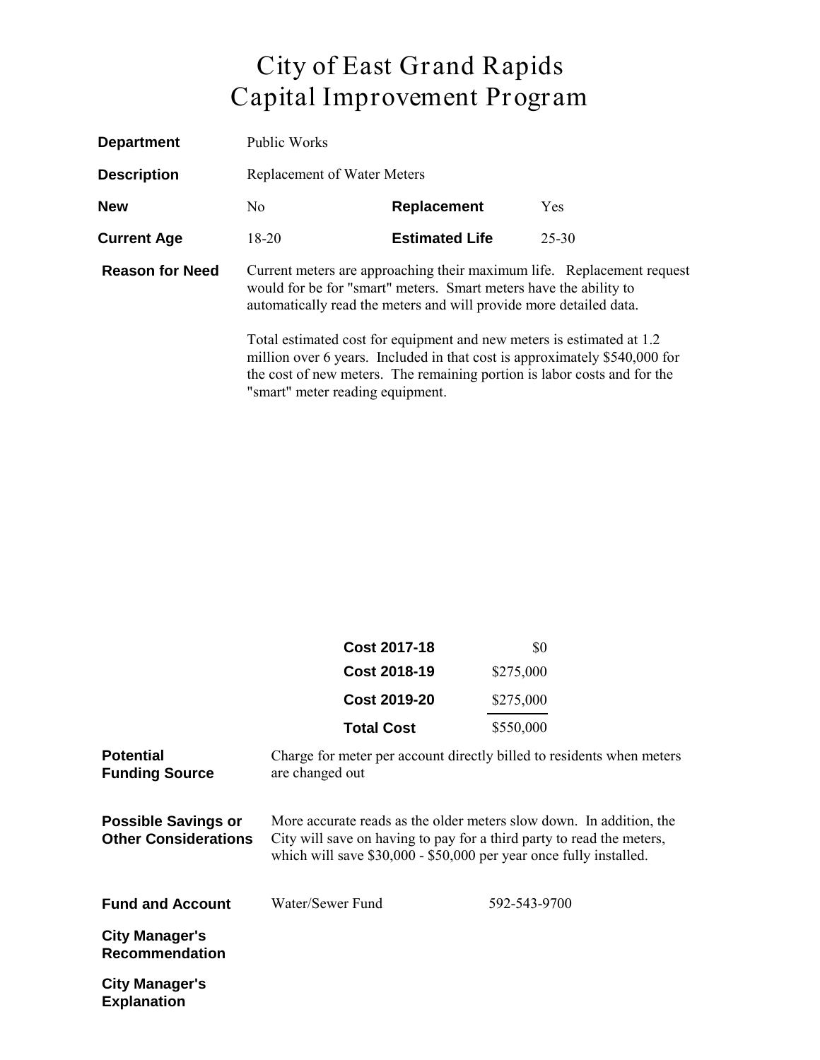# City of East Grand Rapids
# Capital Improvement Program

| | | | |
|---|---|---|---|
| **Department** | Public Works | | |
| **Description** | Replacement of Water Meters | | |
| **New** | No | **Replacement** | Yes |
| **Current Age** | 18-20 | **Estimated Life** | 25-30 |

**Reason for Need**

Current meters are approaching their maximum life. Replacement request would for be for "smart" meters. Smart meters have the ability to automatically read the meters and will provide more detailed data.

Total estimated cost for equipment and new meters is estimated at 1.2 million over 6 years. Included in that cost is approximately $540,000 for the cost of new meters. The remaining portion is labor costs and for the "smart" meter reading equipment.

| | |
|---|---|
| **Cost 2017-18** | $0 |
| **Cost 2018-19** | $275,000 |
| **Cost 2019-20** | $275,000 |
| **Total Cost** | $550,000 |

**Potential Funding Source**

Charge for meter per account directly billed to residents when meters are changed out

**Possible Savings or Other Considerations**

More accurate reads as the older meters slow down. In addition, the City will save on having to pay for a third party to read the meters, which will save $30,000 - $50,000 per year once fully installed.

**Fund and Account** Water/Sewer Fund 592-543-9700

**City Manager's Recommendation**

**City Manager's Explanation**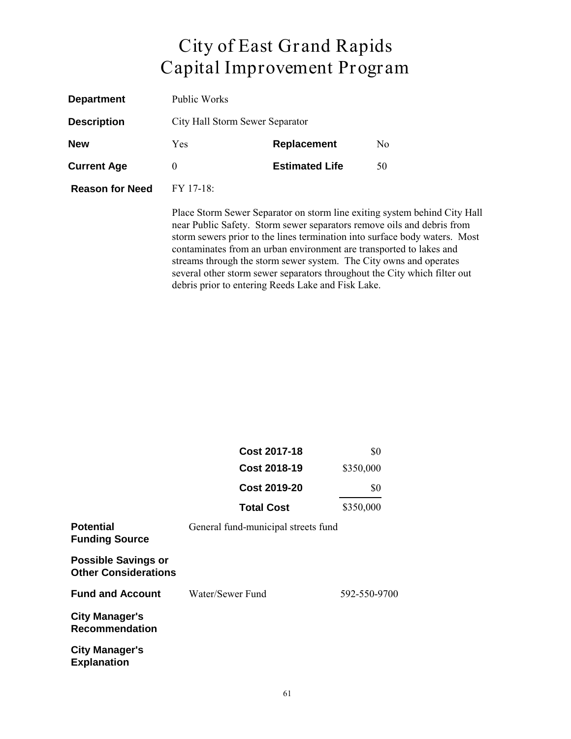# City of East Grand Rapids
# Capital Improvement Program

| | | | |
|---|---|---|---|
| **Department** | Public Works | | |
| **Description** | City Hall Storm Sewer Separator | | |
| **New** | Yes | **Replacement** | No |
| **Current Age** | 0 | **Estimated Life** | 50 |

**Reason for Need**

FY 17-18:

Place Storm Sewer Separator on storm line exiting system behind City Hall near Public Safety. Storm sewer separators remove oils and debris from storm sewers prior to the lines termination into surface body waters. Most contaminates from an urban environment are transported to lakes and streams through the storm sewer system. The City owns and operates several other storm sewer separators throughout the City which filter out debris prior to entering Reeds Lake and Fisk Lake.

| | |
|---|---|
| **Cost 2017-18** | $0 |
| **Cost 2018-19** | $350,000 |
| **Cost 2019-20** | $0 |
| **Total Cost** | $350,000 |

**Potential Funding Source** — General fund-municipal streets fund

**Possible Savings or Other Considerations**

**Fund and Account** — Water/Sewer Fund — 592-550-9700

**City Manager's Recommendation**

**City Manager's Explanation**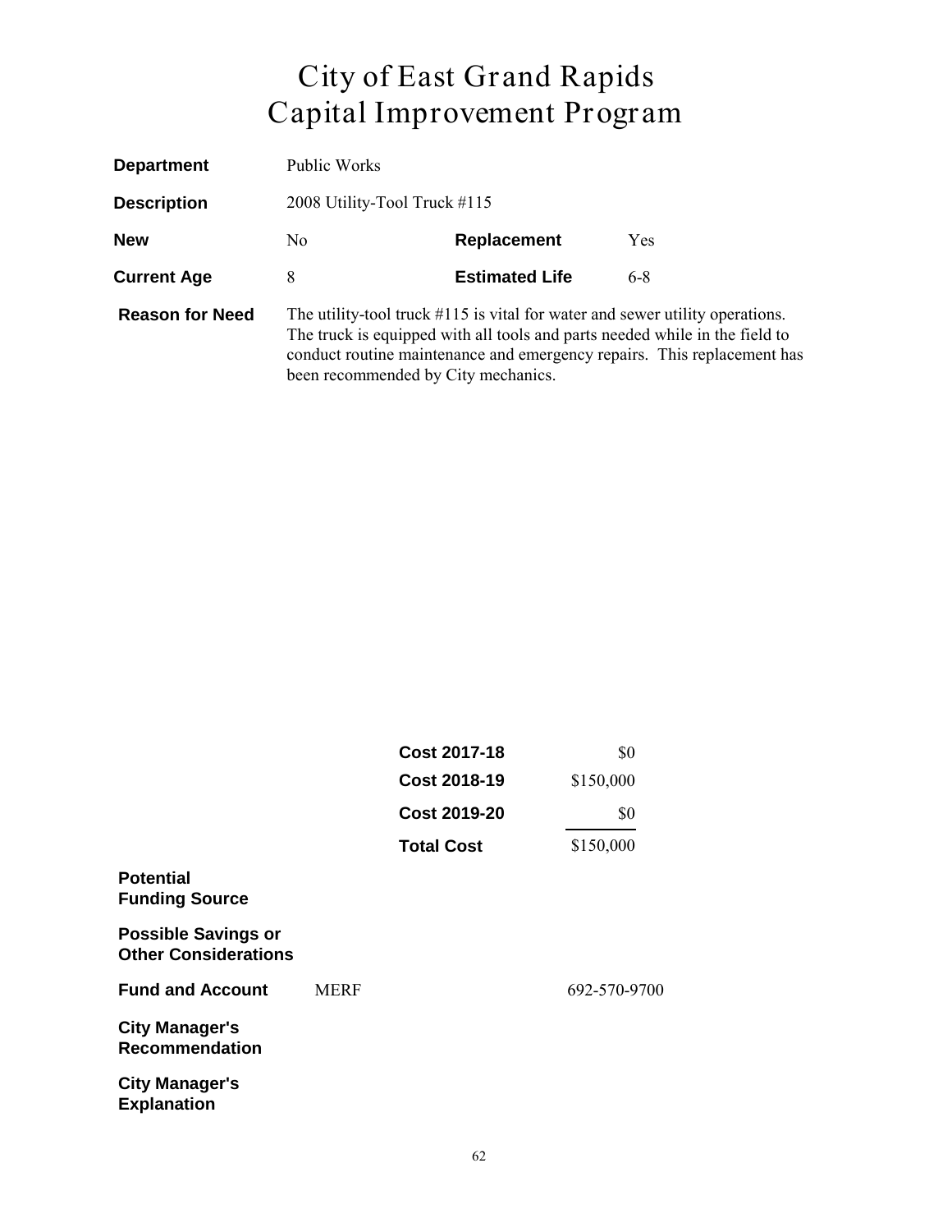# City of East Grand Rapids
# Capital Improvement Program

| | | | |
|---|---|---|---|
| **Department** | Public Works | | |
| **Description** | 2008 Utility-Tool Truck #115 | | |
| **New** | No | **Replacement** | Yes |
| **Current Age** | 8 | **Estimated Life** | 6-8 |

**Reason for Need**

The utility-tool truck #115 is vital for water and sewer utility operations. The truck is equipped with all tools and parts needed while in the field to conduct routine maintenance and emergency repairs. This replacement has been recommended by City mechanics.

| | |
|---|---|
| **Cost 2017-18** | $0 |
| **Cost 2018-19** | $150,000 |
| **Cost 2019-20** | $0 |
| **Total Cost** | $150,000 |

**Potential Funding Source**

**Possible Savings or Other Considerations**

**Fund and Account** MERF 692-570-9700

**City Manager's Recommendation**

**City Manager's Explanation**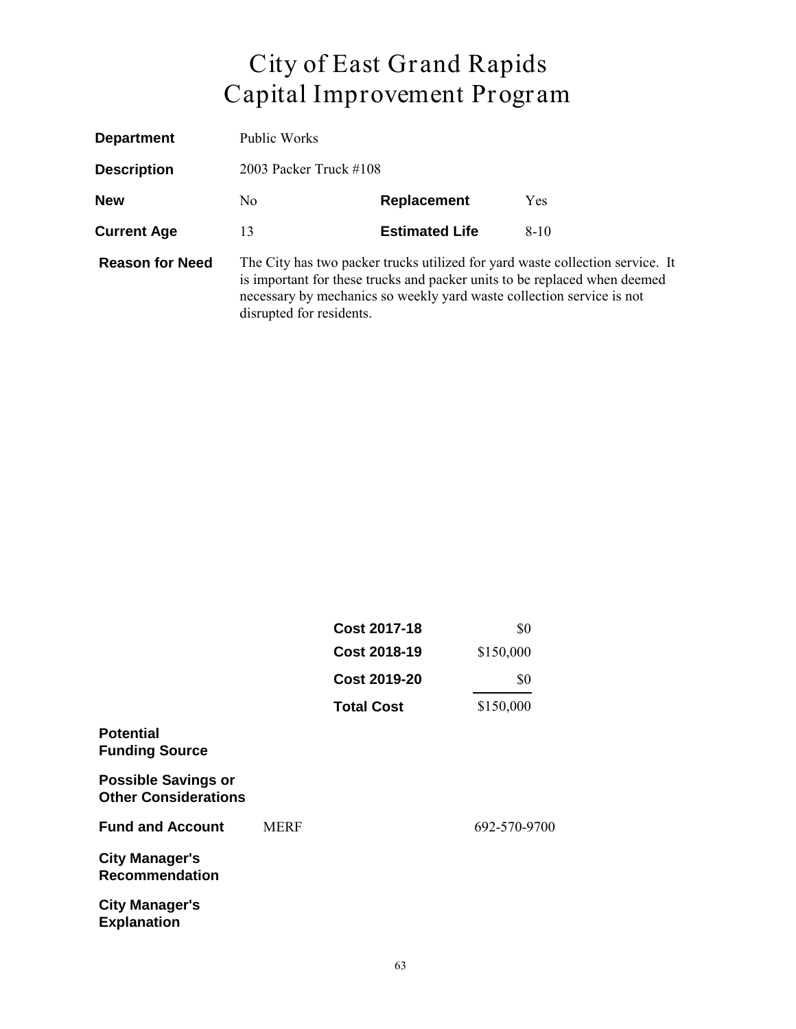# City of East Grand Rapids
# Capital Improvement Program

| | | | |
|---|---|---|---|
| **Department** | Public Works | | |
| **Description** | 2003 Packer Truck #108 | | |
| **New** | No | **Replacement** | Yes |
| **Current Age** | 13 | **Estimated Life** | 8-10 |

**Reason for Need**

The City has two packer trucks utilized for yard waste collection service. It is important for these trucks and packer units to be replaced when deemed necessary by mechanics so weekly yard waste collection service is not disrupted for residents.

| | |
|---|---|
| **Cost 2017-18** | $0 |
| **Cost 2018-19** | $150,000 |
| **Cost 2019-20** | $0 |
| **Total Cost** | $150,000 |

**Potential Funding Source**

**Possible Savings or Other Considerations**

**Fund and Account** MERF 692-570-9700

**City Manager's Recommendation**

**City Manager's Explanation**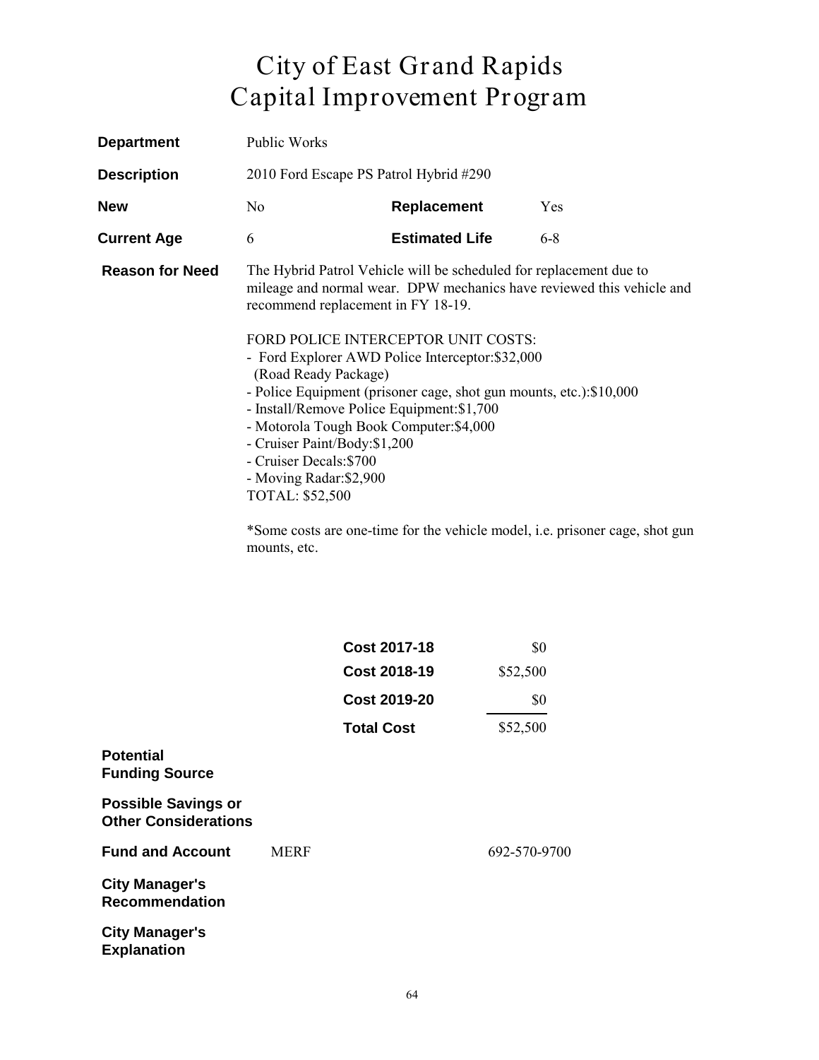# City of East Grand Rapids
# Capital Improvement Program

**Department** Public Works

**Description** 2010 Ford Escape PS Patrol Hybrid #290

**New** No **Replacement** Yes

**Current Age** 6 **Estimated Life** 6-8

**Reason for Need** The Hybrid Patrol Vehicle will be scheduled for replacement due to mileage and normal wear. DPW mechanics have reviewed this vehicle and recommend replacement in FY 18-19.

FORD POLICE INTERCEPTOR UNIT COSTS:
- Ford Explorer AWD Police Interceptor:$32,000
  (Road Ready Package)
- Police Equipment (prisoner cage, shot gun mounts, etc.):$10,000
- Install/Remove Police Equipment:$1,700
- Motorola Tough Book Computer:$4,000
- Cruiser Paint/Body:$1,200
- Cruiser Decals:$700
- Moving Radar:$2,900

TOTAL: $52,500

*Some costs are one-time for the vehicle model, i.e. prisoner cage, shot gun mounts, etc.

| | |
|---|---|
| **Cost 2017-18** | $0 |
| **Cost 2018-19** | $52,500 |
| **Cost 2019-20** | $0 |
| **Total Cost** | $52,500 |

**Potential Funding Source**

**Possible Savings or Other Considerations**

**Fund and Account** MERF 692-570-9700

**City Manager's Recommendation**

**City Manager's Explanation**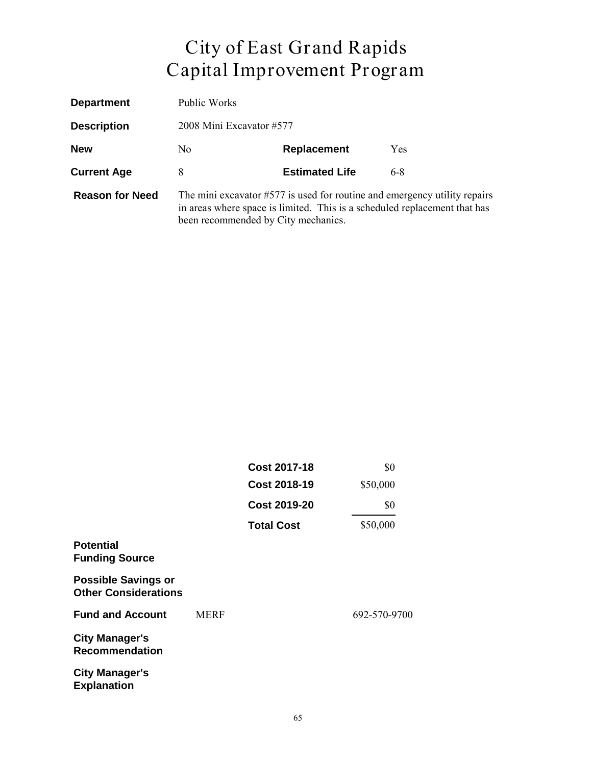# City of East Grand Rapids
# Capital Improvement Program

| | | | |
|---|---|---|---|
| **Department** | Public Works | | |
| **Description** | 2008 Mini Excavator #577 | | |
| **New** | No | **Replacement** | Yes |
| **Current Age** | 8 | **Estimated Life** | 6-8 |
| **Reason for Need** | The mini excavator #577 is used for routine and emergency utility repairs in areas where space is limited. This is a scheduled replacement that has been recommended by City mechanics. | | |

| | |
|---|---|
| **Cost 2017-18** | $0 |
| **Cost 2018-19** | $50,000 |
| **Cost 2019-20** | $0 |
| **Total Cost** | $50,000 |

**Potential Funding Source**

**Possible Savings or Other Considerations**

**Fund and Account** MERF 692-570-9700

**City Manager's Recommendation**

**City Manager's Explanation**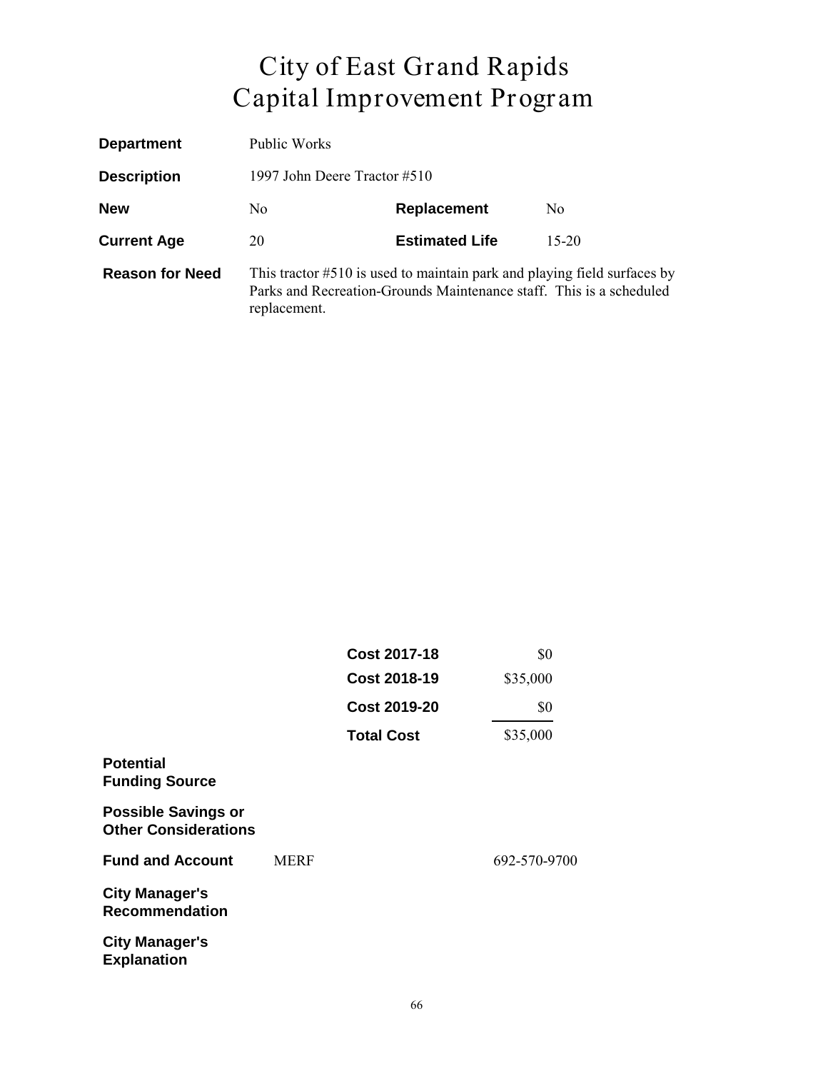# City of East Grand Rapids
# Capital Improvement Program

| | | | |
|---|---|---|---|
| **Department** | Public Works | | |
| **Description** | 1997 John Deere Tractor #510 | | |
| **New** | No | **Replacement** | No |
| **Current Age** | 20 | **Estimated Life** | 15-20 |
| **Reason for Need** | This tractor #510 is used to maintain park and playing field surfaces by Parks and Recreation-Grounds Maintenance staff. This is a scheduled replacement. | | |

| | |
|---|---|
| **Cost 2017-18** | $0 |
| **Cost 2018-19** | $35,000 |
| **Cost 2019-20** | $0 |
| **Total Cost** | $35,000 |

**Potential Funding Source**

**Possible Savings or Other Considerations**

**Fund and Account** MERF 692-570-9700

**City Manager's Recommendation**

**City Manager's Explanation**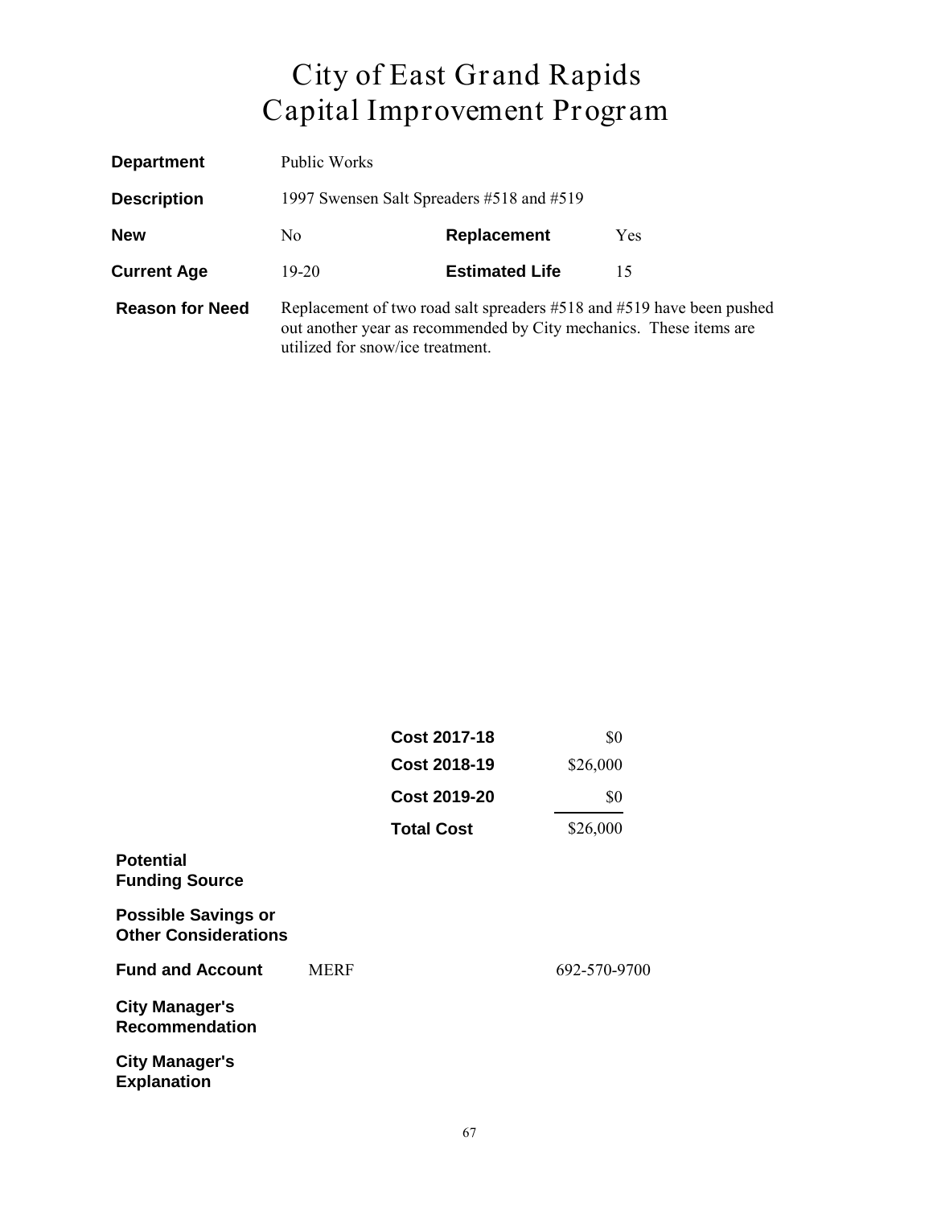# City of East Grand Rapids
# Capital Improvement Program

**Department** Public Works

**Description** 1997 Swensen Salt Spreaders #518 and #519

| | | | |
|---|---|---|---|
| **New** | No | **Replacement** | Yes |
| **Current Age** | 19-20 | **Estimated Life** | 15 |

**Reason for Need** Replacement of two road salt spreaders #518 and #519 have been pushed out another year as recommended by City mechanics. These items are utilized for snow/ice treatment.

| | |
|---|---|
| **Cost 2017-18** | $0 |
| **Cost 2018-19** | $26,000 |
| **Cost 2019-20** | $0 |
| **Total Cost** | $26,000 |

**Potential Funding Source**

**Possible Savings or Other Considerations**

**Fund and Account** MERF 692-570-9700

**City Manager's Recommendation**

**City Manager's Explanation**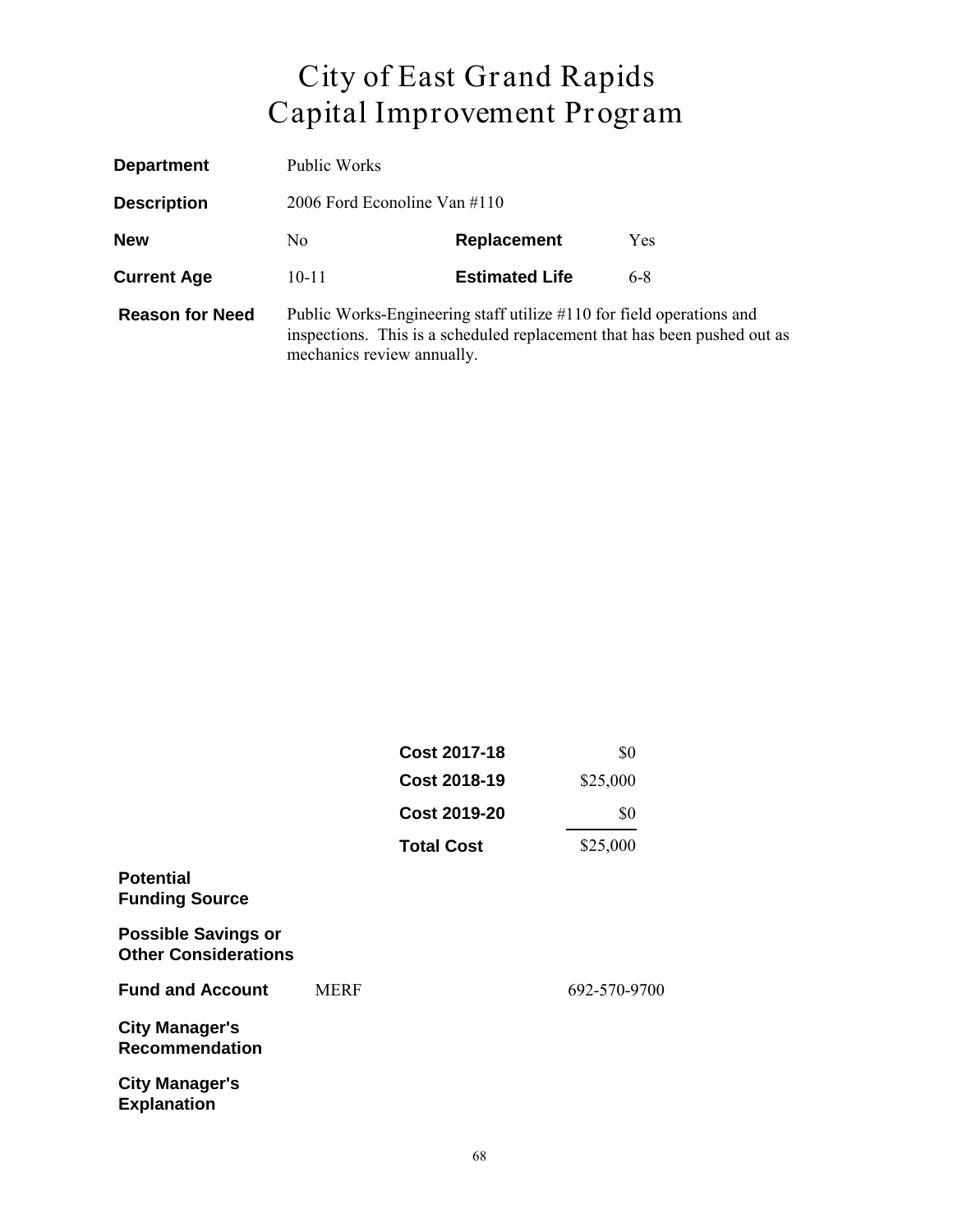# City of East Grand Rapids
# Capital Improvement Program

| | | | |
|---|---|---|---|
| **Department** | Public Works | | |
| **Description** | 2006 Ford Econoline Van #110 | | |
| **New** | No | **Replacement** | Yes |
| **Current Age** | 10-11 | **Estimated Life** | 6-8 |

**Reason for Need** Public Works-Engineering staff utilize #110 for field operations and inspections. This is a scheduled replacement that has been pushed out as mechanics review annually.

| | |
|---|---|
| **Cost 2017-18** | $0 |
| **Cost 2018-19** | $25,000 |
| **Cost 2019-20** | $0 |
| **Total Cost** | $25,000 |

**Potential Funding Source**

**Possible Savings or Other Considerations**

**Fund and Account** MERF 692-570-9700

**City Manager's Recommendation**

**City Manager's Explanation**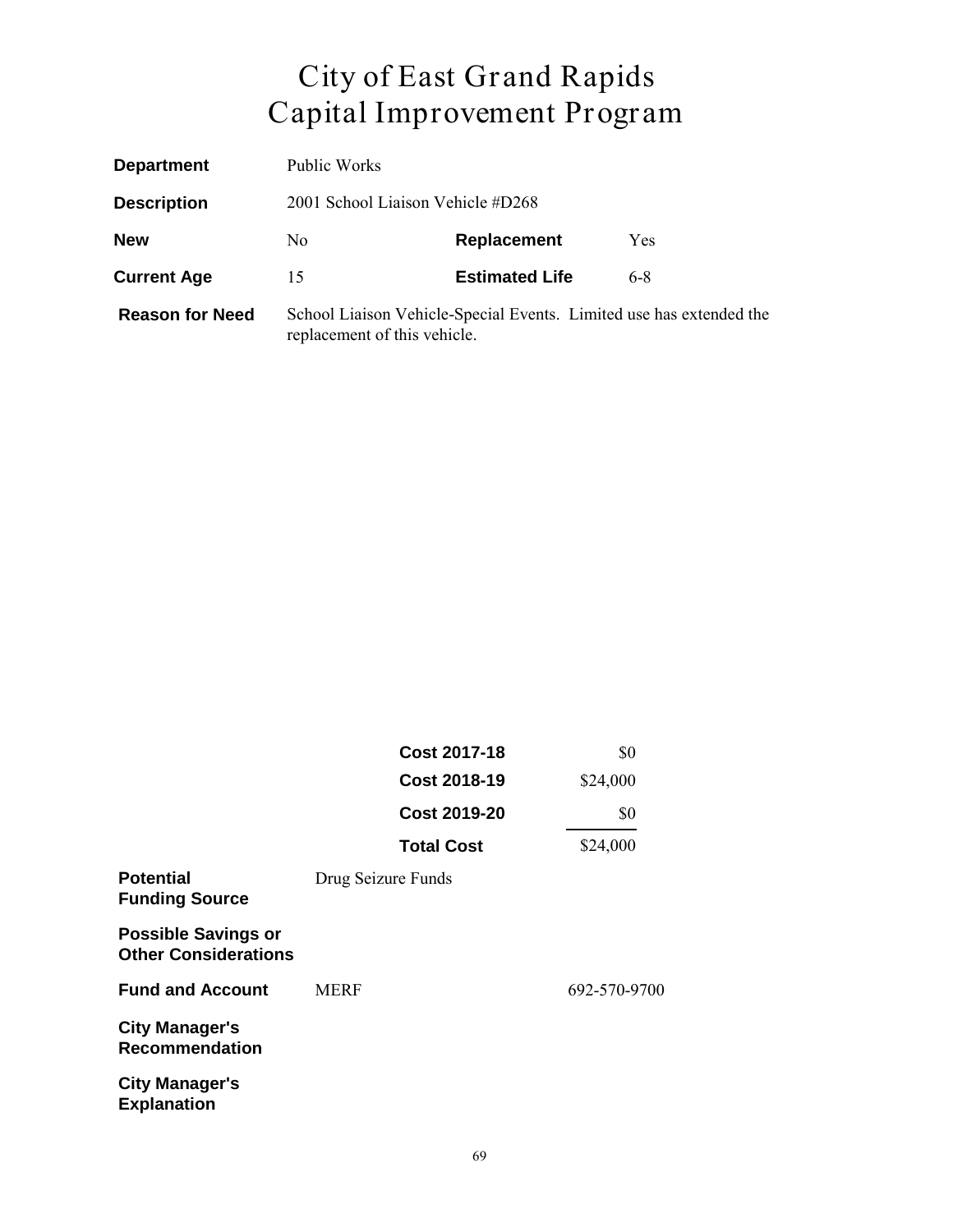# City of East Grand Rapids
# Capital Improvement Program

| | | | |
|---|---|---|---|
| **Department** | Public Works | | |
| **Description** | 2001 School Liaison Vehicle #D268 | | |
| **New** | No | **Replacement** | Yes |
| **Current Age** | 15 | **Estimated Life** | 6-8 |
| **Reason for Need** | School Liaison Vehicle-Special Events. Limited use has extended the replacement of this vehicle. | | |

| | |
|---|---|
| **Cost 2017-18** | $0 |
| **Cost 2018-19** | $24,000 |
| **Cost 2019-20** | $0 |
| **Total Cost** | $24,000 |

| | | |
|---|---|---|
| **Potential Funding Source** | Drug Seizure Funds | |
| **Possible Savings or Other Considerations** | | |
| **Fund and Account** | MERF | 692-570-9700 |
| **City Manager's Recommendation** | | |
| **City Manager's Explanation** | | |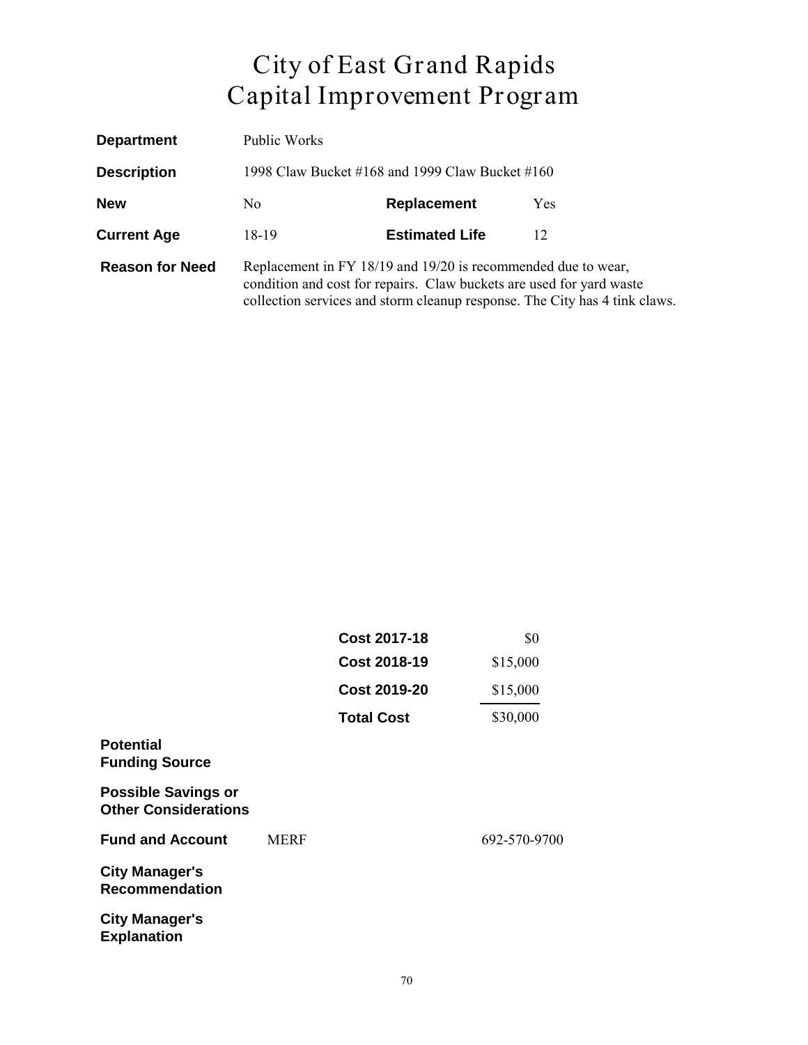# City of East Grand Rapids
# Capital Improvement Program

| | | | |
|---|---|---|---|
| **Department** | Public Works | | |
| **Description** | 1998 Claw Bucket #168 and 1999 Claw Bucket #160 | | |
| **New** | No | **Replacement** | Yes |
| **Current Age** | 18-19 | **Estimated Life** | 12 |

**Reason for Need** Replacement in FY 18/19 and 19/20 is recommended due to wear, condition and cost for repairs. Claw buckets are used for yard waste collection services and storm cleanup response. The City has 4 tink claws.

| | |
|---|---|
| **Cost 2017-18** | $0 |
| **Cost 2018-19** | $15,000 |
| **Cost 2019-20** | $15,000 |
| **Total Cost** | $30,000 |

**Potential Funding Source**

**Possible Savings or Other Considerations**

**Fund and Account** MERF 692-570-9700

**City Manager's Recommendation**

**City Manager's Explanation**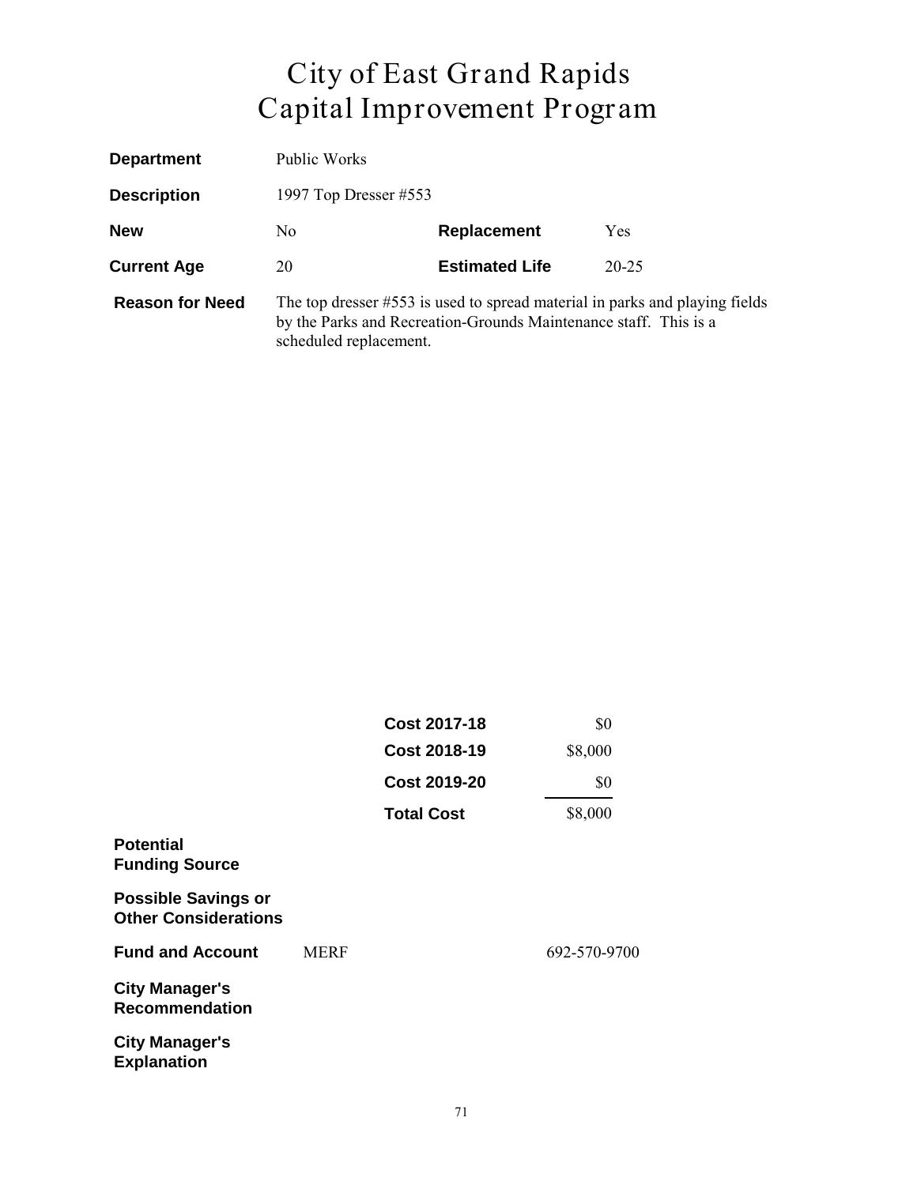# City of East Grand Rapids
# Capital Improvement Program

| | | | |
|---|---|---|---|
| **Department** | Public Works | | |
| **Description** | 1997 Top Dresser #553 | | |
| **New** | No | **Replacement** | Yes |
| **Current Age** | 20 | **Estimated Life** | 20-25 |
| **Reason for Need** | The top dresser #553 is used to spread material in parks and playing fields by the Parks and Recreation-Grounds Maintenance staff. This is a scheduled replacement. | | |

| | |
|---|---|
| **Cost 2017-18** | $0 |
| **Cost 2018-19** | $8,000 |
| **Cost 2019-20** | $0 |
| **Total Cost** | $8,000 |

**Potential Funding Source**

**Possible Savings or Other Considerations**

**Fund and Account** MERF 692-570-9700

**City Manager's Recommendation**

**City Manager's Explanation**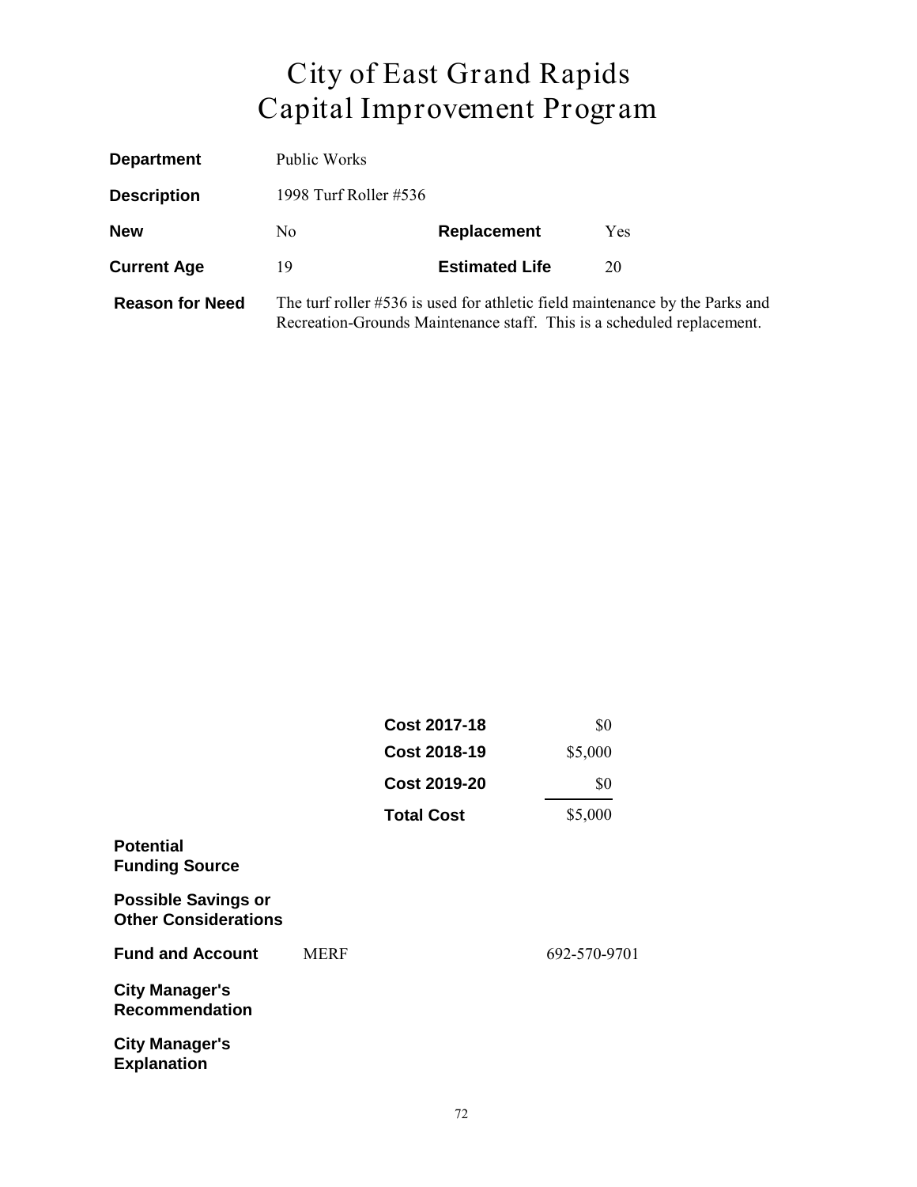# City of East Grand Rapids
# Capital Improvement Program

| | | | |
|---|---|---|---|
| **Department** | Public Works | | |
| **Description** | 1998 Turf Roller #536 | | |
| **New** | No | **Replacement** | Yes |
| **Current Age** | 19 | **Estimated Life** | 20 |
| **Reason for Need** | The turf roller #536 is used for athletic field maintenance by the Parks and Recreation-Grounds Maintenance staff. This is a scheduled replacement. | | |

| | |
|---|---|
| **Cost 2017-18** | $0 |
| **Cost 2018-19** | $5,000 |
| **Cost 2019-20** | $0 |
| **Total Cost** | $5,000 |

**Potential Funding Source**

**Possible Savings or Other Considerations**

**Fund and Account** MERF 692-570-9701

**City Manager's Recommendation**

**City Manager's Explanation**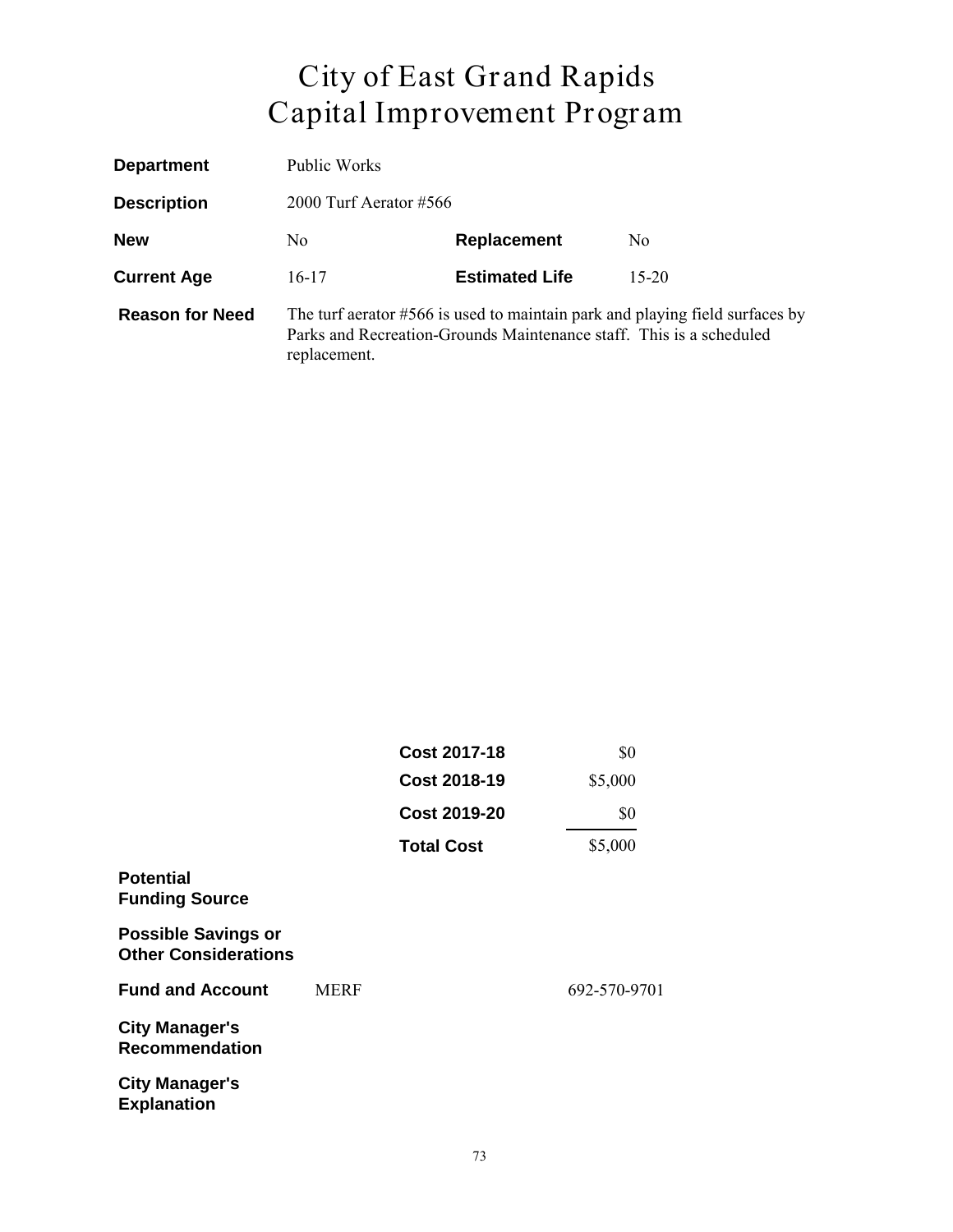# City of East Grand Rapids
# Capital Improvement Program

| | | | |
|---|---|---|---|
| **Department** | Public Works | | |
| **Description** | 2000 Turf Aerator #566 | | |
| **New** | No | **Replacement** | No |
| **Current Age** | 16-17 | **Estimated Life** | 15-20 |

**Reason for Need** The turf aerator #566 is used to maintain park and playing field surfaces by Parks and Recreation-Grounds Maintenance staff. This is a scheduled replacement.

| | |
|---|---|
| **Cost 2017-18** | $0 |
| **Cost 2018-19** | $5,000 |
| **Cost 2019-20** | $0 |
| **Total Cost** | $5,000 |

**Potential Funding Source**

**Possible Savings or Other Considerations**

**Fund and Account** MERF 692-570-9701

**City Manager's Recommendation**

**City Manager's Explanation**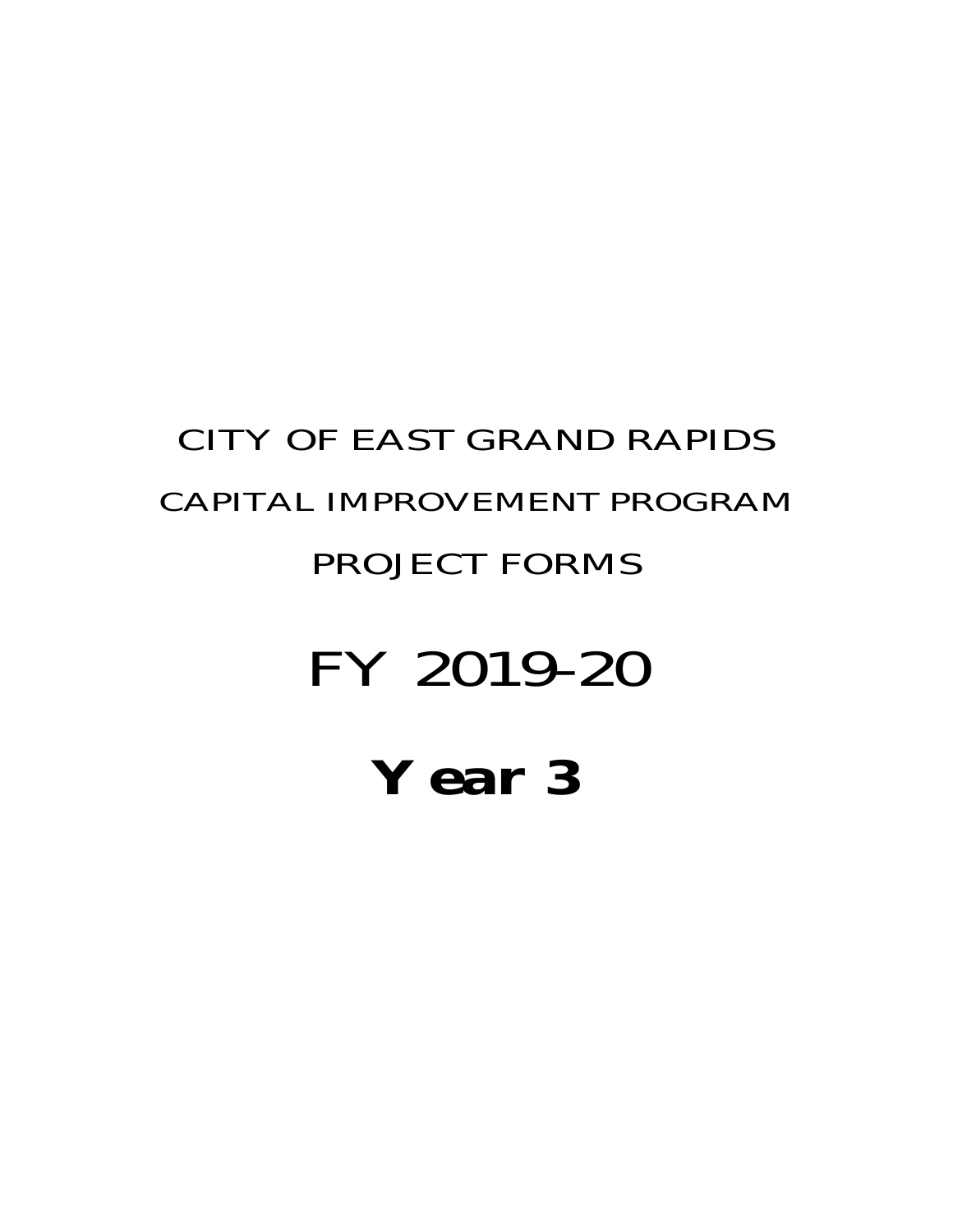# CITY OF EAST GRAND RAPIDS

## CAPITAL IMPROVEMENT PROGRAM

## PROJECT FORMS

# FY 2019-20

# Year 3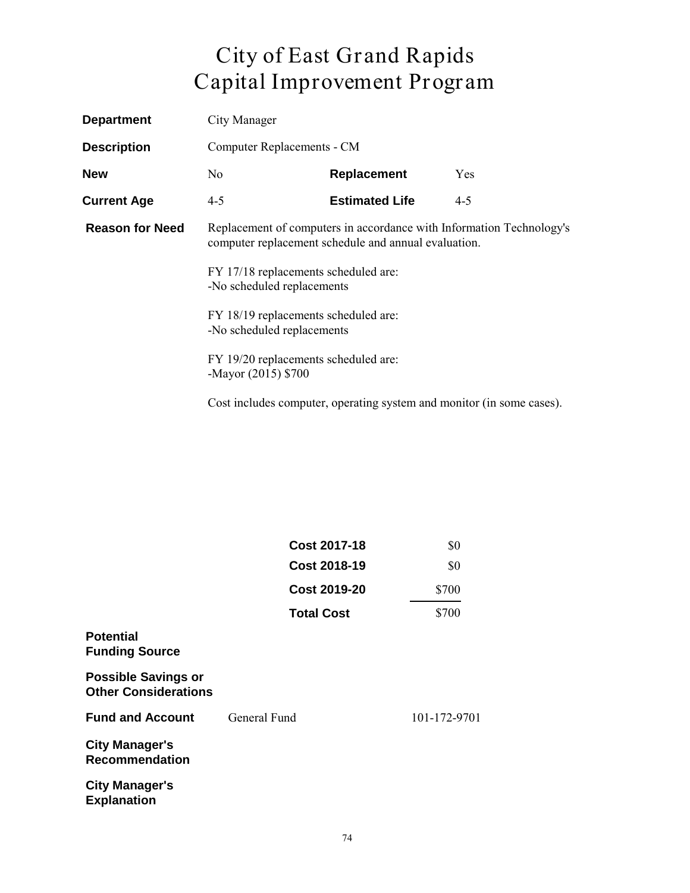# City of East Grand Rapids
# Capital Improvement Program

**Department** City Manager

**Description** Computer Replacements - CM

| **New** | No | **Replacement** | Yes |
|---|---|---|---|
| **Current Age** | 4-5 | **Estimated Life** | 4-5 |

**Reason for Need** Replacement of computers in accordance with Information Technology's computer replacement schedule and annual evaluation.

FY 17/18 replacements scheduled are:
-No scheduled replacements

FY 18/19 replacements scheduled are:
-No scheduled replacements

FY 19/20 replacements scheduled are:
-Mayor (2015) $700

Cost includes computer, operating system and monitor (in some cases).

| | |
|---|---|
| **Cost 2017-18** | $0 |
| **Cost 2018-19** | $0 |
| **Cost 2019-20** | $700 |
| **Total Cost** | $700 |

**Potential Funding Source**

**Possible Savings or Other Considerations**

**Fund and Account** General Fund 101-172-9701

**City Manager's Recommendation**

**City Manager's Explanation**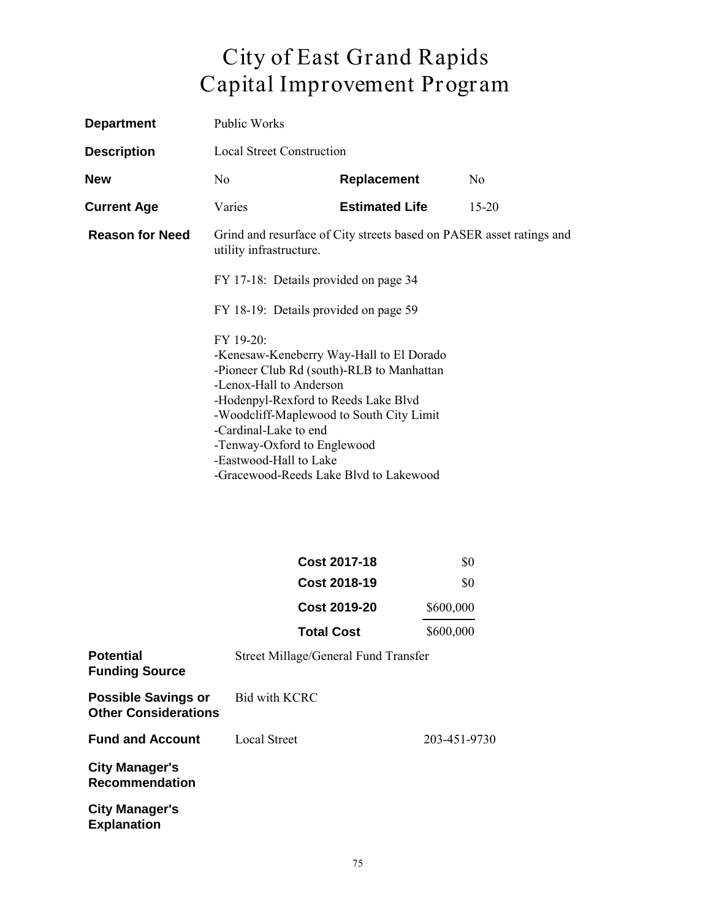# City of East Grand Rapids
# Capital Improvement Program

**Department** Public Works

**Description** Local Street Construction

| **New** | No | **Replacement** | No |
|---|---|---|---|
| **Current Age** | Varies | **Estimated Life** | 15-20 |

**Reason for Need** Grind and resurface of City streets based on PASER asset ratings and utility infrastructure.

FY 17-18: Details provided on page 34

FY 18-19: Details provided on page 59

FY 19-20:
-Kenesaw-Keneberry Way-Hall to El Dorado
-Pioneer Club Rd (south)-RLB to Manhattan
-Lenox-Hall to Anderson
-Hodenpyl-Rexford to Reeds Lake Blvd
-Woodcliff-Maplewood to South City Limit
-Cardinal-Lake to end
-Tenway-Oxford to Englewood
-Eastwood-Hall to Lake
-Gracewood-Reeds Lake Blvd to Lakewood

| | |
|---|---|
| **Cost 2017-18** | $0 |
| **Cost 2018-19** | $0 |
| **Cost 2019-20** | $600,000 |
| **Total Cost** | $600,000 |

**Potential Funding Source** Street Millage/General Fund Transfer

**Possible Savings or Other Considerations** Bid with KCRC

**Fund and Account** Local Street 203-451-9730

**City Manager's Recommendation**

**City Manager's Explanation**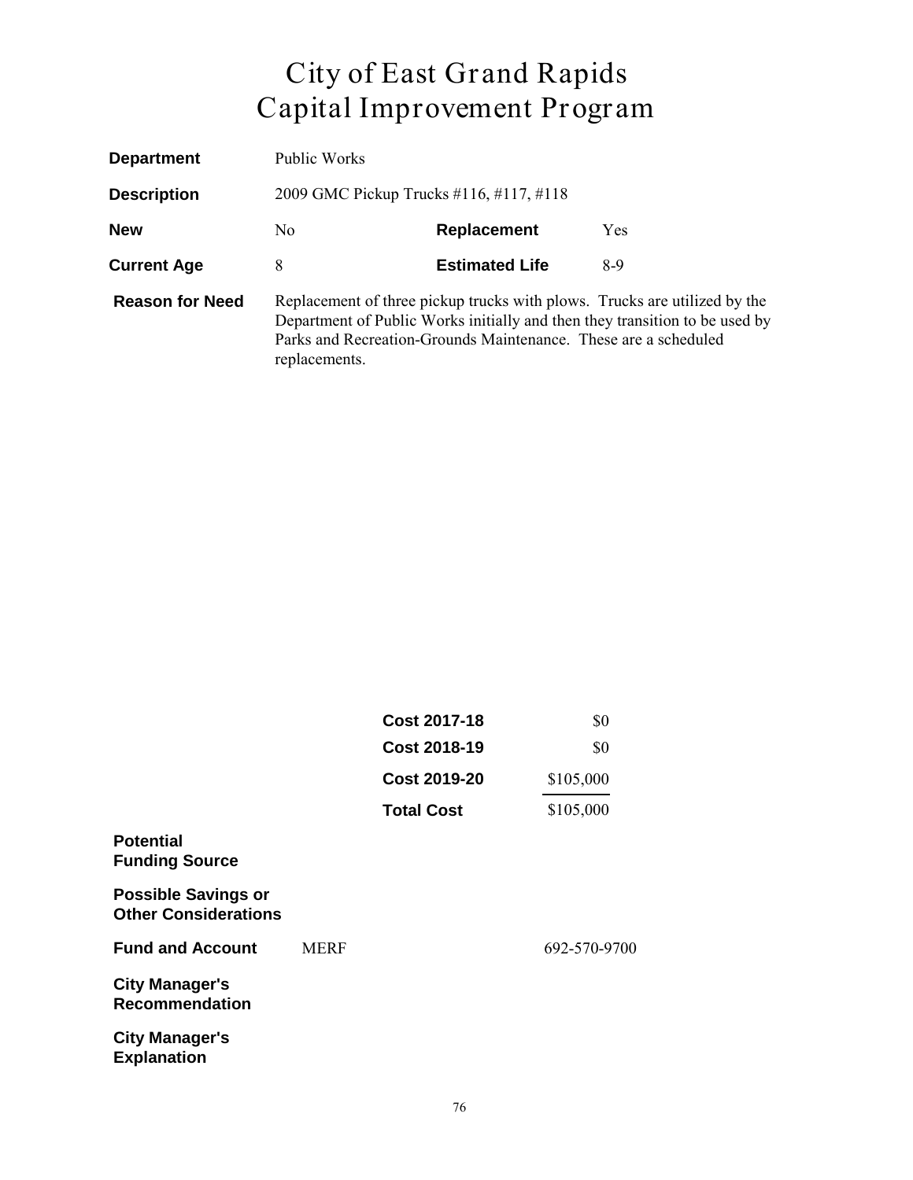# City of East Grand Rapids
# Capital Improvement Program

| | | | |
|---|---|---|---|
| **Department** | Public Works | | |
| **Description** | 2009 GMC Pickup Trucks #116, #117, #118 | | |
| **New** | No | **Replacement** | Yes |
| **Current Age** | 8 | **Estimated Life** | 8-9 |

**Reason for Need** Replacement of three pickup trucks with plows. Trucks are utilized by the Department of Public Works initially and then they transition to be used by Parks and Recreation-Grounds Maintenance. These are a scheduled replacements.

| | |
|---|---|
| **Cost 2017-18** | $0 |
| **Cost 2018-19** | $0 |
| **Cost 2019-20** | $105,000 |
| **Total Cost** | $105,000 |

**Potential Funding Source**

**Possible Savings or Other Considerations**

**Fund and Account** MERF 692-570-9700

**City Manager's Recommendation**

**City Manager's Explanation**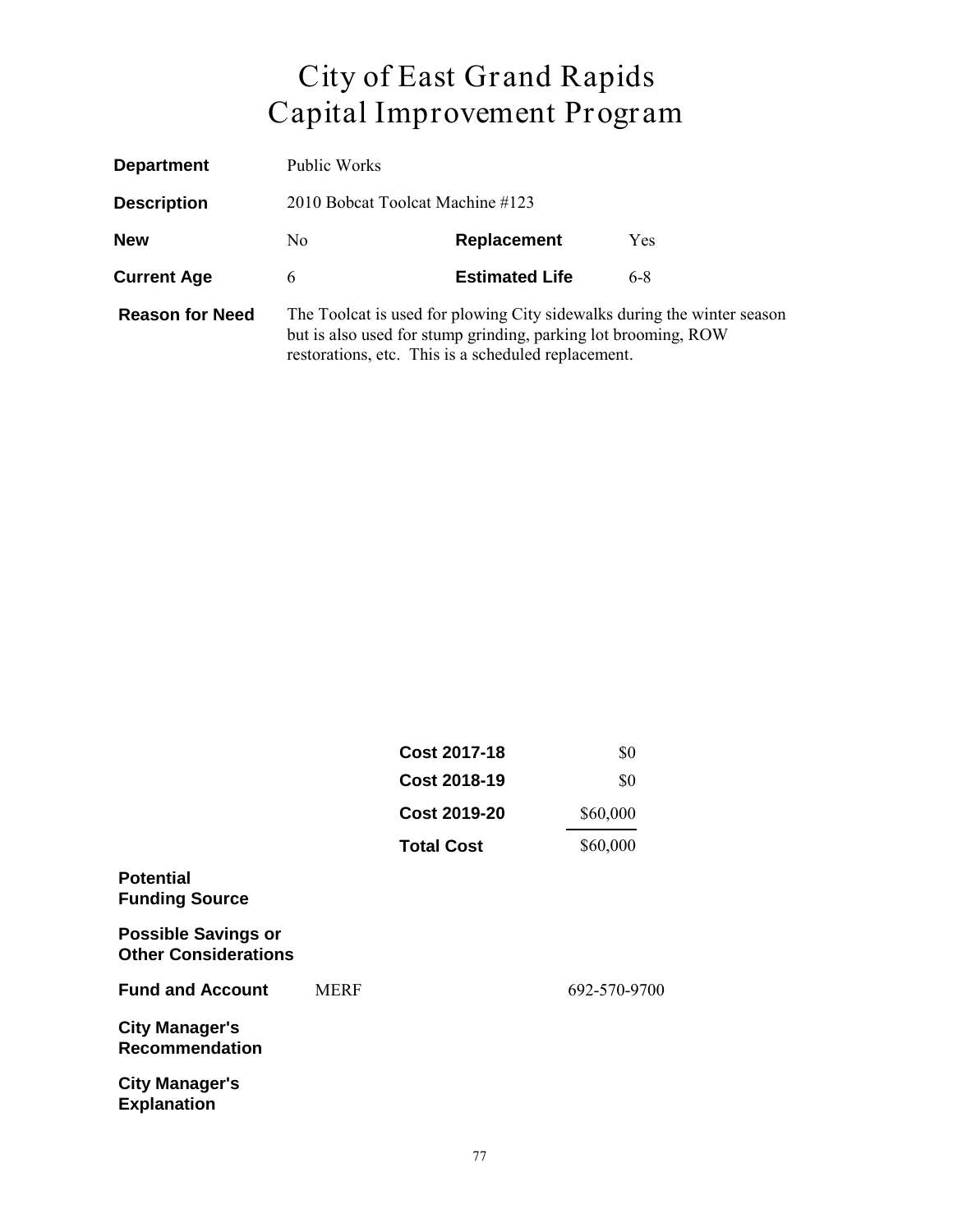# City of East Grand Rapids
# Capital Improvement Program

| | | | |
|---|---|---|---|
| **Department** | Public Works | | |
| **Description** | 2010 Bobcat Toolcat Machine #123 | | |
| **New** | No | **Replacement** | Yes |
| **Current Age** | 6 | **Estimated Life** | 6-8 |

**Reason for Need** The Toolcat is used for plowing City sidewalks during the winter season but is also used for stump grinding, parking lot brooming, ROW restorations, etc. This is a scheduled replacement.

| | |
|---|---|
| **Cost 2017-18** | $0 |
| **Cost 2018-19** | $0 |
| **Cost 2019-20** | $60,000 |
| **Total Cost** | $60,000 |

**Potential Funding Source**

**Possible Savings or Other Considerations**

**Fund and Account** MERF 692-570-9700

**City Manager's Recommendation**

**City Manager's Explanation**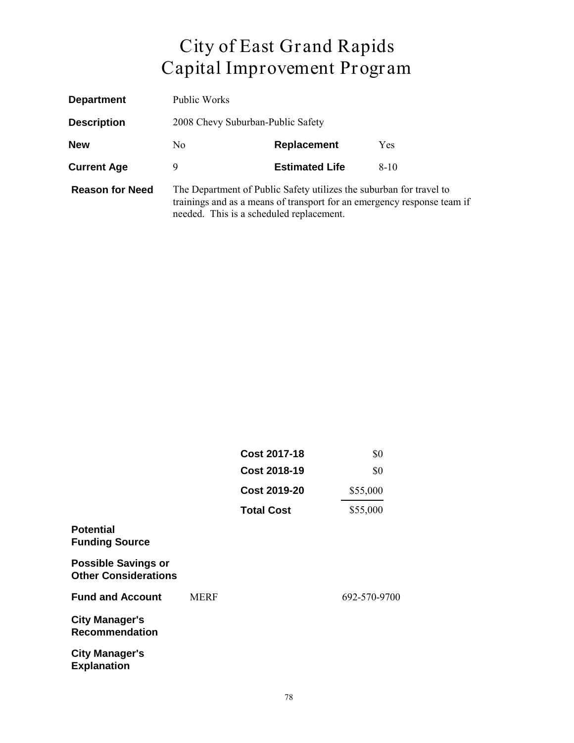# City of East Grand Rapids
# Capital Improvement Program

| | | | |
|---|---|---|---|
| **Department** | Public Works | | |
| **Description** | 2008 Chevy Suburban-Public Safety | | |
| **New** | No | **Replacement** | Yes |
| **Current Age** | 9 | **Estimated Life** | 8-10 |

**Reason for Need** The Department of Public Safety utilizes the suburban for travel to trainings and as a means of transport for an emergency response team if needed. This is a scheduled replacement.

| | |
|---|---|
| **Cost 2017-18** | $0 |
| **Cost 2018-19** | $0 |
| **Cost 2019-20** | $55,000 |
| **Total Cost** | $55,000 |

**Potential Funding Source**

**Possible Savings or Other Considerations**

**Fund and Account** MERF 692-570-9700

**City Manager's Recommendation**

**City Manager's Explanation**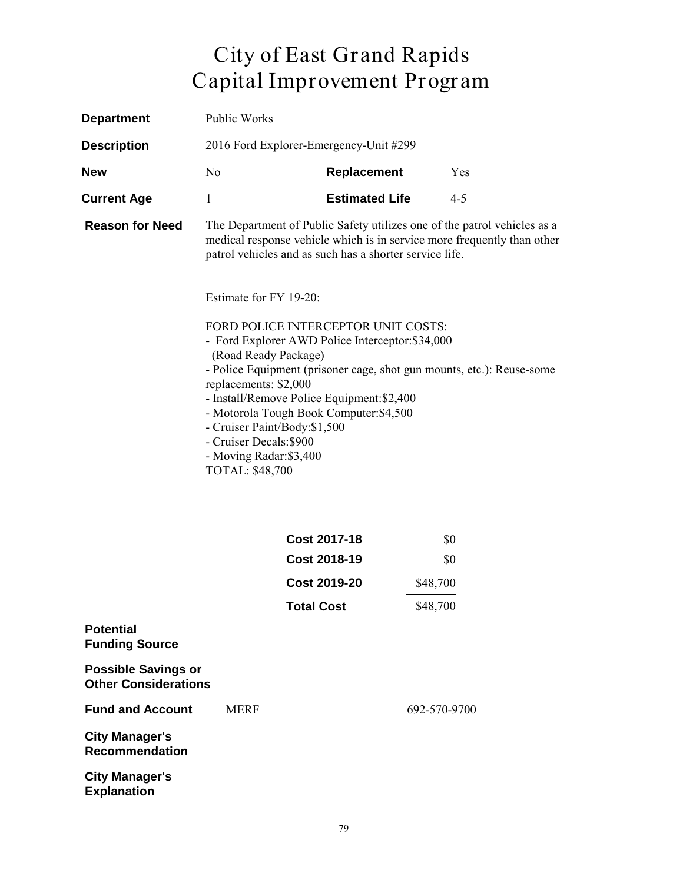# City of East Grand Rapids
# Capital Improvement Program

| | | | |
|---|---|---|---|
| **Department** | Public Works | | |
| **Description** | 2016 Ford Explorer-Emergency-Unit #299 | | |
| **New** | No | **Replacement** | Yes |
| **Current Age** | 1 | **Estimated Life** | 4-5 |

**Reason for Need**

The Department of Public Safety utilizes one of the patrol vehicles as a medical response vehicle which is in service more frequently than other patrol vehicles and as such has a shorter service life.

Estimate for FY 19-20:

FORD POLICE INTERCEPTOR UNIT COSTS:
- Ford Explorer AWD Police Interceptor:$34,000 (Road Ready Package)
- Police Equipment (prisoner cage, shot gun mounts, etc.): Reuse-some replacements: $2,000
- Install/Remove Police Equipment:$2,400
- Motorola Tough Book Computer:$4,500
- Cruiser Paint/Body:$1,500
- Cruiser Decals:$900
- Moving Radar:$3,400

TOTAL: $48,700

| | |
|---|---|
| **Cost 2017-18** | $0 |
| **Cost 2018-19** | $0 |
| **Cost 2019-20** | $48,700 |
| **Total Cost** | $48,700 |

**Potential Funding Source**

**Possible Savings or Other Considerations**

**Fund and Account** MERF 692-570-9700

**City Manager's Recommendation**

**City Manager's Explanation**